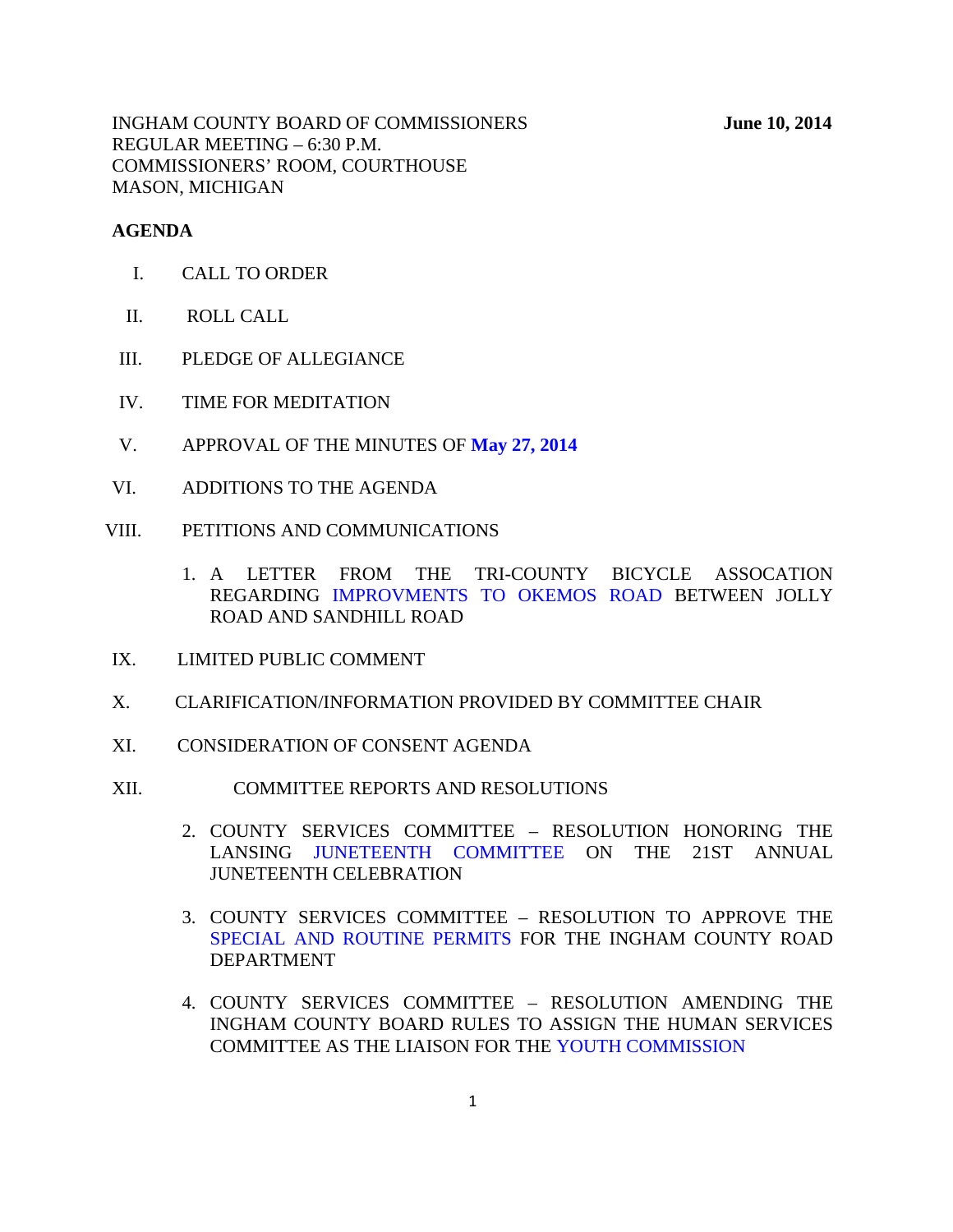INGHAM COUNTY BOARD OF COMMISSIONERS **June 10, 2014**
REGULAR MEETING – 6:30 P.M.
COMMISSIONERS' ROOM, COURTHOUSE
MASON, MICHIGAN

**AGENDA**

I. CALL TO ORDER

II. ROLL CALL

III. PLEDGE OF ALLEGIANCE

IV. TIME FOR MEDITATION

V. APPROVAL OF THE MINUTES OF **May 27, 2014**

VI. ADDITIONS TO THE AGENDA

VIII. PETITIONS AND COMMUNICATIONS

1. A LETTER FROM THE TRI-COUNTY BICYCLE ASSOCATION REGARDING IMPROVMENTS TO OKEMOS ROAD BETWEEN JOLLY ROAD AND SANDHILL ROAD

IX. LIMITED PUBLIC COMMENT

X. CLARIFICATION/INFORMATION PROVIDED BY COMMITTEE CHAIR

XI. CONSIDERATION OF CONSENT AGENDA

XII. COMMITTEE REPORTS AND RESOLUTIONS

2. COUNTY SERVICES COMMITTEE – RESOLUTION HONORING THE LANSING JUNETEENTH COMMITTEE ON THE 21ST ANNUAL JUNETEENTH CELEBRATION

3. COUNTY SERVICES COMMITTEE – RESOLUTION TO APPROVE THE SPECIAL AND ROUTINE PERMITS FOR THE INGHAM COUNTY ROAD DEPARTMENT

4. COUNTY SERVICES COMMITTEE – RESOLUTION AMENDING THE INGHAM COUNTY BOARD RULES TO ASSIGN THE HUMAN SERVICES COMMITTEE AS THE LIAISON FOR THE YOUTH COMMISSION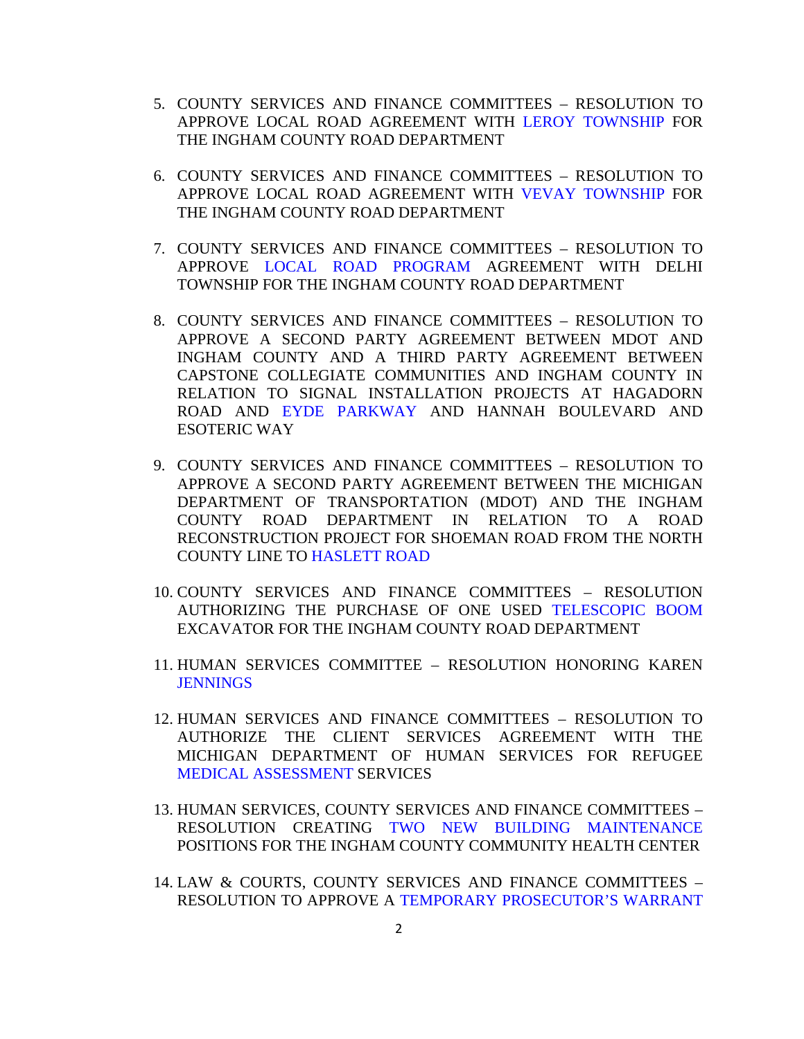5. COUNTY SERVICES AND FINANCE COMMITTEES – RESOLUTION TO APPROVE LOCAL ROAD AGREEMENT WITH LEROY TOWNSHIP FOR THE INGHAM COUNTY ROAD DEPARTMENT

6. COUNTY SERVICES AND FINANCE COMMITTEES – RESOLUTION TO APPROVE LOCAL ROAD AGREEMENT WITH VEVAY TOWNSHIP FOR THE INGHAM COUNTY ROAD DEPARTMENT

7. COUNTY SERVICES AND FINANCE COMMITTEES – RESOLUTION TO APPROVE LOCAL ROAD PROGRAM AGREEMENT WITH DELHI TOWNSHIP FOR THE INGHAM COUNTY ROAD DEPARTMENT

8. COUNTY SERVICES AND FINANCE COMMITTEES – RESOLUTION TO APPROVE A SECOND PARTY AGREEMENT BETWEEN MDOT AND INGHAM COUNTY AND A THIRD PARTY AGREEMENT BETWEEN CAPSTONE COLLEGIATE COMMUNITIES AND INGHAM COUNTY IN RELATION TO SIGNAL INSTALLATION PROJECTS AT HAGADORN ROAD AND EYDE PARKWAY AND HANNAH BOULEVARD AND ESOTERIC WAY

9. COUNTY SERVICES AND FINANCE COMMITTEES – RESOLUTION TO APPROVE A SECOND PARTY AGREEMENT BETWEEN THE MICHIGAN DEPARTMENT OF TRANSPORTATION (MDOT) AND THE INGHAM COUNTY ROAD DEPARTMENT IN RELATION TO A ROAD RECONSTRUCTION PROJECT FOR SHOEMAN ROAD FROM THE NORTH COUNTY LINE TO HASLETT ROAD

10. COUNTY SERVICES AND FINANCE COMMITTEES – RESOLUTION AUTHORIZING THE PURCHASE OF ONE USED TELESCOPIC BOOM EXCAVATOR FOR THE INGHAM COUNTY ROAD DEPARTMENT

11. HUMAN SERVICES COMMITTEE – RESOLUTION HONORING KAREN JENNINGS

12. HUMAN SERVICES AND FINANCE COMMITTEES – RESOLUTION TO AUTHORIZE THE CLIENT SERVICES AGREEMENT WITH THE MICHIGAN DEPARTMENT OF HUMAN SERVICES FOR REFUGEE MEDICAL ASSESSMENT SERVICES

13. HUMAN SERVICES, COUNTY SERVICES AND FINANCE COMMITTEES – RESOLUTION CREATING TWO NEW BUILDING MAINTENANCE POSITIONS FOR THE INGHAM COUNTY COMMUNITY HEALTH CENTER

14. LAW & COURTS, COUNTY SERVICES AND FINANCE COMMITTEES – RESOLUTION TO APPROVE A TEMPORARY PROSECUTOR'S WARRANT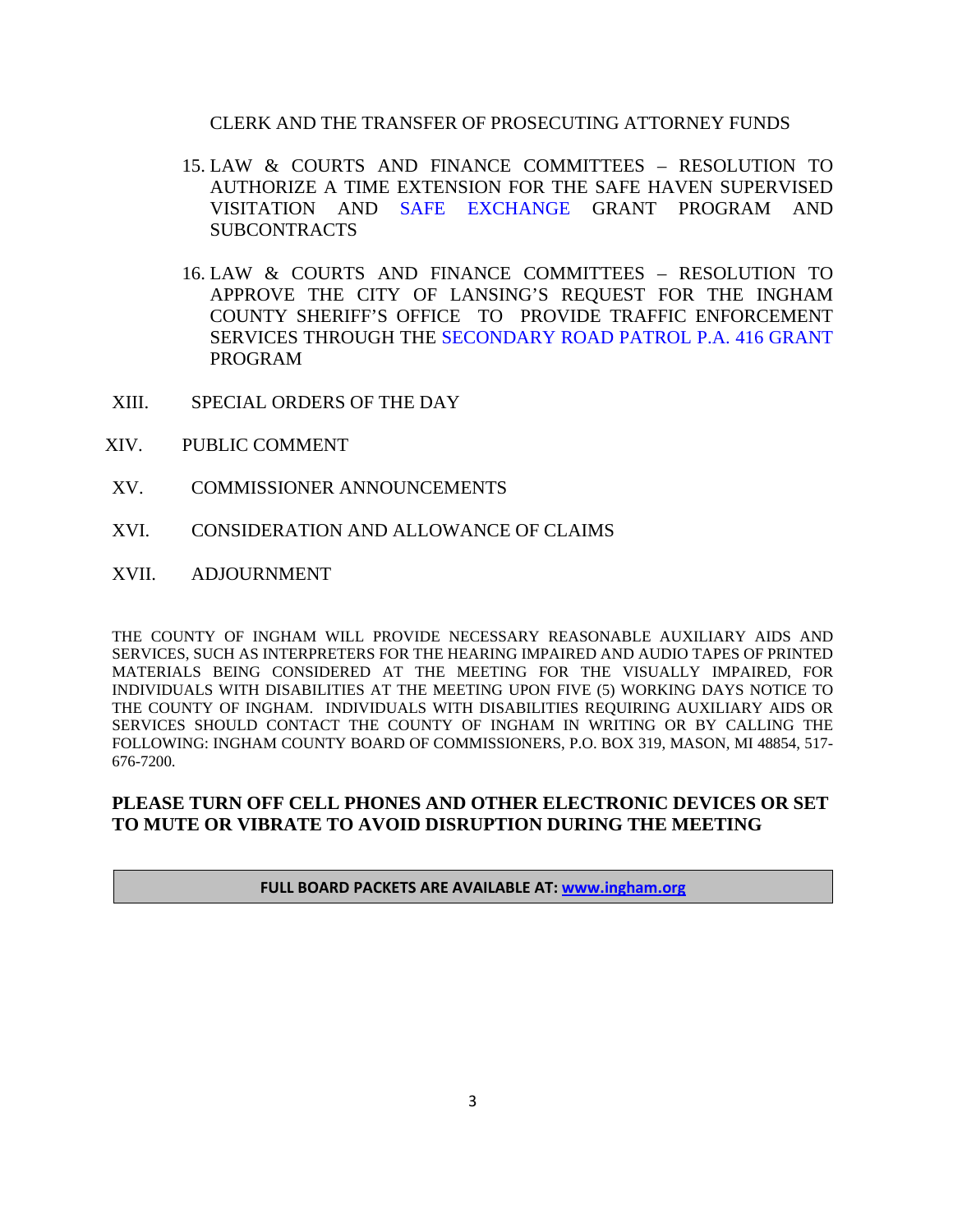CLERK AND THE TRANSFER OF PROSECUTING ATTORNEY FUNDS

15. LAW & COURTS AND FINANCE COMMITTEES – RESOLUTION TO AUTHORIZE A TIME EXTENSION FOR THE SAFE HAVEN SUPERVISED VISITATION AND SAFE EXCHANGE GRANT PROGRAM AND SUBCONTRACTS

16. LAW & COURTS AND FINANCE COMMITTEES – RESOLUTION TO APPROVE THE CITY OF LANSING'S REQUEST FOR THE INGHAM COUNTY SHERIFF'S OFFICE TO PROVIDE TRAFFIC ENFORCEMENT SERVICES THROUGH THE SECONDARY ROAD PATROL P.A. 416 GRANT PROGRAM

XIII. SPECIAL ORDERS OF THE DAY

XIV. PUBLIC COMMENT

XV. COMMISSIONER ANNOUNCEMENTS

XVI. CONSIDERATION AND ALLOWANCE OF CLAIMS

XVII. ADJOURNMENT

THE COUNTY OF INGHAM WILL PROVIDE NECESSARY REASONABLE AUXILIARY AIDS AND SERVICES, SUCH AS INTERPRETERS FOR THE HEARING IMPAIRED AND AUDIO TAPES OF PRINTED MATERIALS BEING CONSIDERED AT THE MEETING FOR THE VISUALLY IMPAIRED, FOR INDIVIDUALS WITH DISABILITIES AT THE MEETING UPON FIVE (5) WORKING DAYS NOTICE TO THE COUNTY OF INGHAM. INDIVIDUALS WITH DISABILITIES REQUIRING AUXILIARY AIDS OR SERVICES SHOULD CONTACT THE COUNTY OF INGHAM IN WRITING OR BY CALLING THE FOLLOWING: INGHAM COUNTY BOARD OF COMMISSIONERS, P.O. BOX 319, MASON, MI 48854, 517-676-7200.

**PLEASE TURN OFF CELL PHONES AND OTHER ELECTRONIC DEVICES OR SET TO MUTE OR VIBRATE TO AVOID DISRUPTION DURING THE MEETING**

**FULL BOARD PACKETS ARE AVAILABLE AT: www.ingham.org**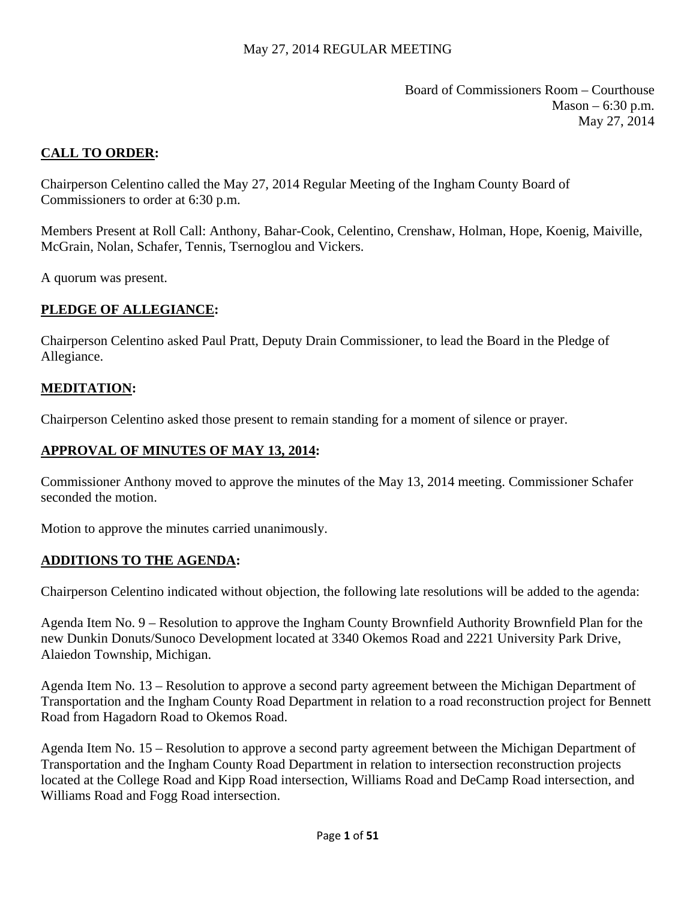May 27, 2014 REGULAR MEETING

Board of Commissioners Room – Courthouse
Mason – 6:30 p.m.
May 27, 2014

## **CALL TO ORDER:**

Chairperson Celentino called the May 27, 2014 Regular Meeting of the Ingham County Board of Commissioners to order at 6:30 p.m.

Members Present at Roll Call: Anthony, Bahar-Cook, Celentino, Crenshaw, Holman, Hope, Koenig, Maiville, McGrain, Nolan, Schafer, Tennis, Tsernoglou and Vickers.

A quorum was present.

## **PLEDGE OF ALLEGIANCE:**

Chairperson Celentino asked Paul Pratt, Deputy Drain Commissioner, to lead the Board in the Pledge of Allegiance.

## **MEDITATION:**

Chairperson Celentino asked those present to remain standing for a moment of silence or prayer.

## **APPROVAL OF MINUTES OF MAY 13, 2014:**

Commissioner Anthony moved to approve the minutes of the May 13, 2014 meeting. Commissioner Schafer seconded the motion.

Motion to approve the minutes carried unanimously.

## **ADDITIONS TO THE AGENDA:**

Chairperson Celentino indicated without objection, the following late resolutions will be added to the agenda:

Agenda Item No. 9 – Resolution to approve the Ingham County Brownfield Authority Brownfield Plan for the new Dunkin Donuts/Sunoco Development located at 3340 Okemos Road and 2221 University Park Drive, Alaiedon Township, Michigan.

Agenda Item No. 13 – Resolution to approve a second party agreement between the Michigan Department of Transportation and the Ingham County Road Department in relation to a road reconstruction project for Bennett Road from Hagadorn Road to Okemos Road.

Agenda Item No. 15 – Resolution to approve a second party agreement between the Michigan Department of Transportation and the Ingham County Road Department in relation to intersection reconstruction projects located at the College Road and Kipp Road intersection, Williams Road and DeCamp Road intersection, and Williams Road and Fogg Road intersection.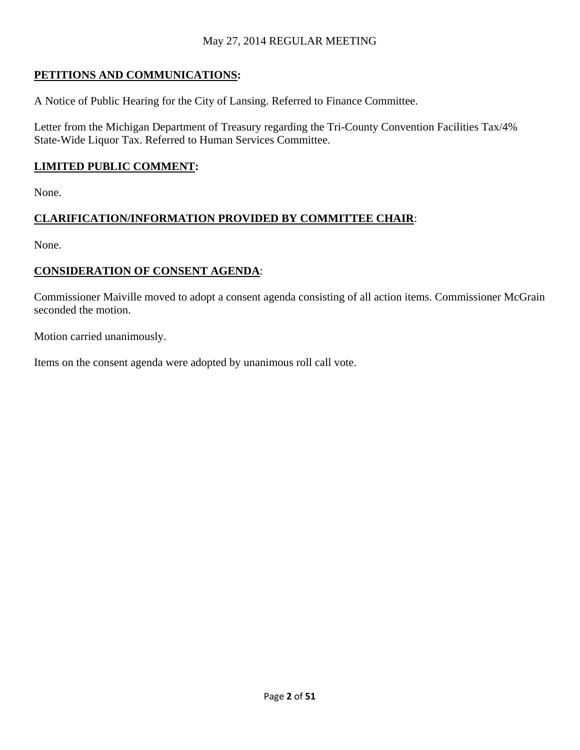**PETITIONS AND COMMUNICATIONS:**

A Notice of Public Hearing for the City of Lansing. Referred to Finance Committee.

Letter from the Michigan Department of Treasury regarding the Tri-County Convention Facilities Tax/4% State-Wide Liquor Tax. Referred to Human Services Committee.

**LIMITED PUBLIC COMMENT:**

None.

**CLARIFICATION/INFORMATION PROVIDED BY COMMITTEE CHAIR:**

None.

**CONSIDERATION OF CONSENT AGENDA:**

Commissioner Maiville moved to adopt a consent agenda consisting of all action items. Commissioner McGrain seconded the motion.

Motion carried unanimously.

Items on the consent agenda were adopted by unanimous roll call vote.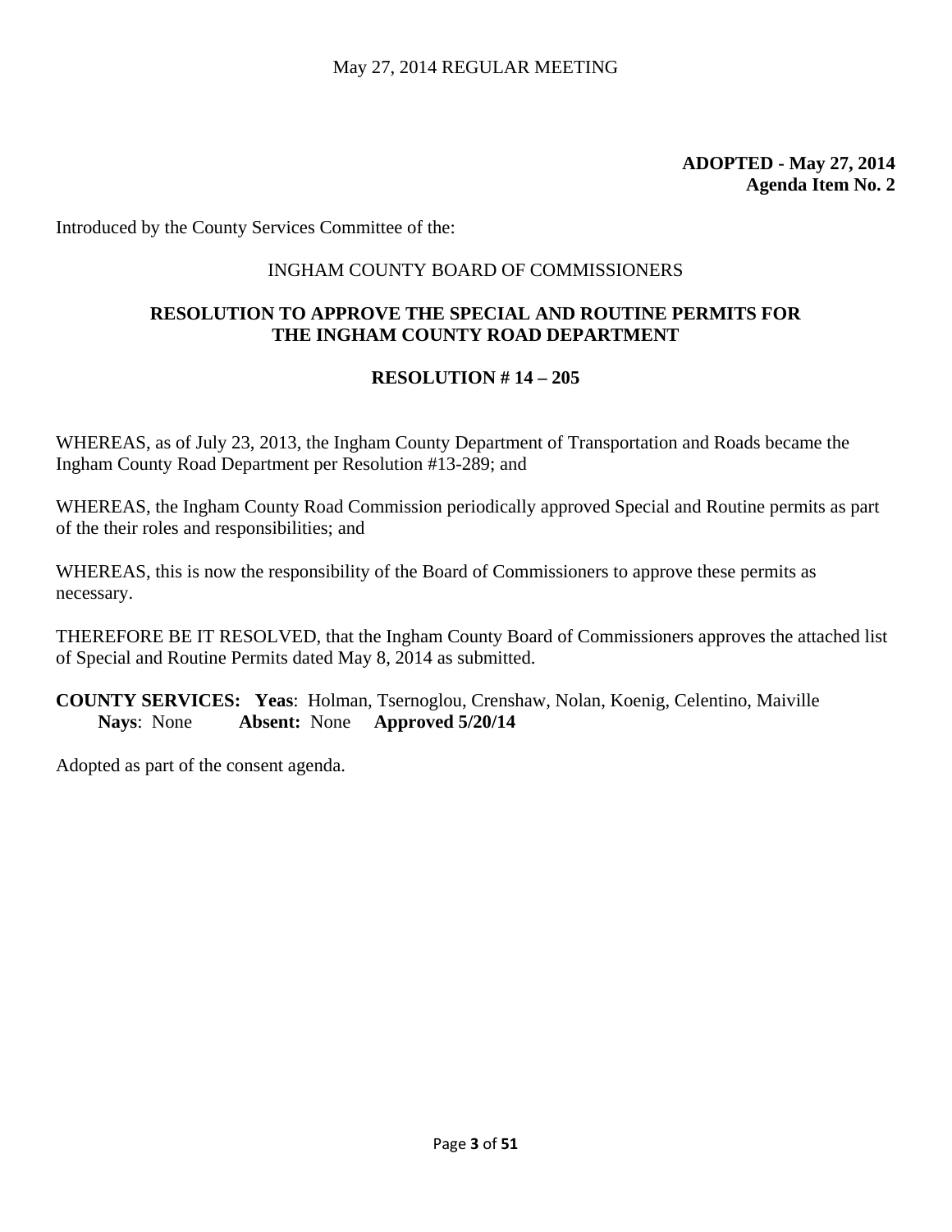**ADOPTED - May 27, 2014**
**Agenda Item No. 2**

Introduced by the County Services Committee of the:

INGHAM COUNTY BOARD OF COMMISSIONERS

## RESOLUTION TO APPROVE THE SPECIAL AND ROUTINE PERMITS FOR THE INGHAM COUNTY ROAD DEPARTMENT

### RESOLUTION # 14 – 205

WHEREAS, as of July 23, 2013, the Ingham County Department of Transportation and Roads became the Ingham County Road Department per Resolution #13-289; and

WHEREAS, the Ingham County Road Commission periodically approved Special and Routine permits as part of the their roles and responsibilities; and

WHEREAS, this is now the responsibility of the Board of Commissioners to approve these permits as necessary.

THEREFORE BE IT RESOLVED, that the Ingham County Board of Commissioners approves the attached list of Special and Routine Permits dated May 8, 2014 as submitted.

**COUNTY SERVICES: Yeas**: Holman, Tsernoglou, Crenshaw, Nolan, Koenig, Celentino, Maiville
**Nays**: None **Absent:** None **Approved 5/20/14**

Adopted as part of the consent agenda.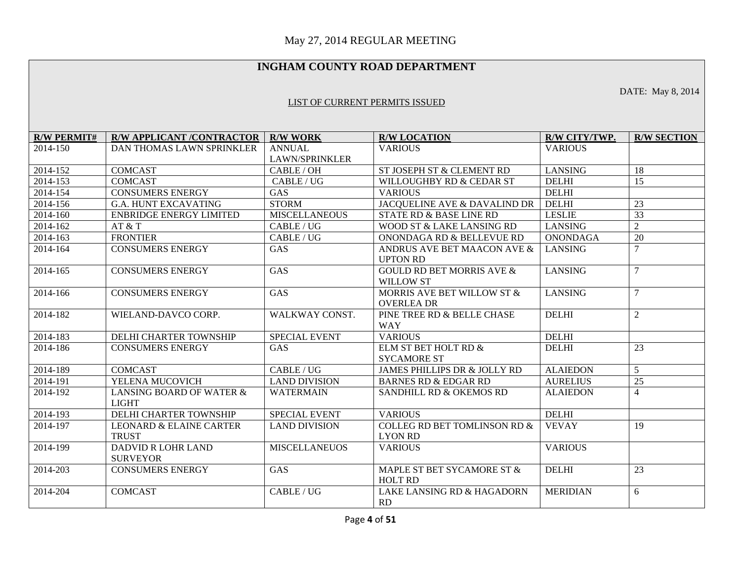May 27, 2014 REGULAR MEETING

# INGHAM COUNTY ROAD DEPARTMENT

DATE: May 8, 2014

LIST OF CURRENT PERMITS ISSUED

| R/W PERMIT# | R/W APPLICANT /CONTRACTOR | R/W WORK | R/W LOCATION | R/W CITY/TWP. | R/W SECTION |
|---|---|---|---|---|---|
| 2014-150 | DAN THOMAS LAWN SPRINKLER | ANNUAL LAWN/SPRINKLER | VARIOUS | VARIOUS | |
| 2014-152 | COMCAST | CABLE / OH | ST JOSEPH ST & CLEMENT RD | LANSING | 18 |
| 2014-153 | COMCAST | CABLE / UG | WILLOUGHBY RD & CEDAR ST | DELHI | 15 |
| 2014-154 | CONSUMERS ENERGY | GAS | VARIOUS | DELHI | |
| 2014-156 | G.A. HUNT EXCAVATING | STORM | JACQUELINE AVE & DAVALIND DR | DELHI | 23 |
| 2014-160 | ENBRIDGE ENERGY LIMITED | MISCELLANEOUS | STATE RD & BASE LINE RD | LESLIE | 33 |
| 2014-162 | AT & T | CABLE / UG | WOOD ST & LAKE LANSING RD | LANSING | 2 |
| 2014-163 | FRONTIER | CABLE / UG | ONONDAGA RD & BELLEVUE RD | ONONDAGA | 20 |
| 2014-164 | CONSUMERS ENERGY | GAS | ANDRUS AVE BET MAACON AVE & UPTON RD | LANSING | 7 |
| 2014-165 | CONSUMERS ENERGY | GAS | GOULD RD BET MORRIS AVE & WILLOW ST | LANSING | 7 |
| 2014-166 | CONSUMERS ENERGY | GAS | MORRIS AVE BET WILLOW ST & OVERLEA DR | LANSING | 7 |
| 2014-182 | WIELAND-DAVCO CORP. | WALKWAY CONST. | PINE TREE RD & BELLE CHASE WAY | DELHI | 2 |
| 2014-183 | DELHI CHARTER TOWNSHIP | SPECIAL EVENT | VARIOUS | DELHI | |
| 2014-186 | CONSUMERS ENERGY | GAS | ELM ST BET HOLT RD & SYCAMORE ST | DELHI | 23 |
| 2014-189 | COMCAST | CABLE / UG | JAMES PHILLIPS DR & JOLLY RD | ALAIEDON | 5 |
| 2014-191 | YELENA MUCOVICH | LAND DIVISION | BARNES RD & EDGAR RD | AURELIUS | 25 |
| 2014-192 | LANSING BOARD OF WATER & LIGHT | WATERMAIN | SANDHILL RD & OKEMOS RD | ALAIEDON | 4 |
| 2014-193 | DELHI CHARTER TOWNSHIP | SPECIAL EVENT | VARIOUS | DELHI | |
| 2014-197 | LEONARD & ELAINE CARTER TRUST | LAND DIVISION | COLLEG RD BET TOMLINSON RD & LYON RD | VEVAY | 19 |
| 2014-199 | DADVID R LOHR LAND SURVEYOR | MISCELLANEUOS | VARIOUS | VARIOUS | |
| 2014-203 | CONSUMERS ENERGY | GAS | MAPLE ST BET SYCAMORE ST & HOLT RD | DELHI | 23 |
| 2014-204 | COMCAST | CABLE / UG | LAKE LANSING RD & HAGADORN RD | MERIDIAN | 6 |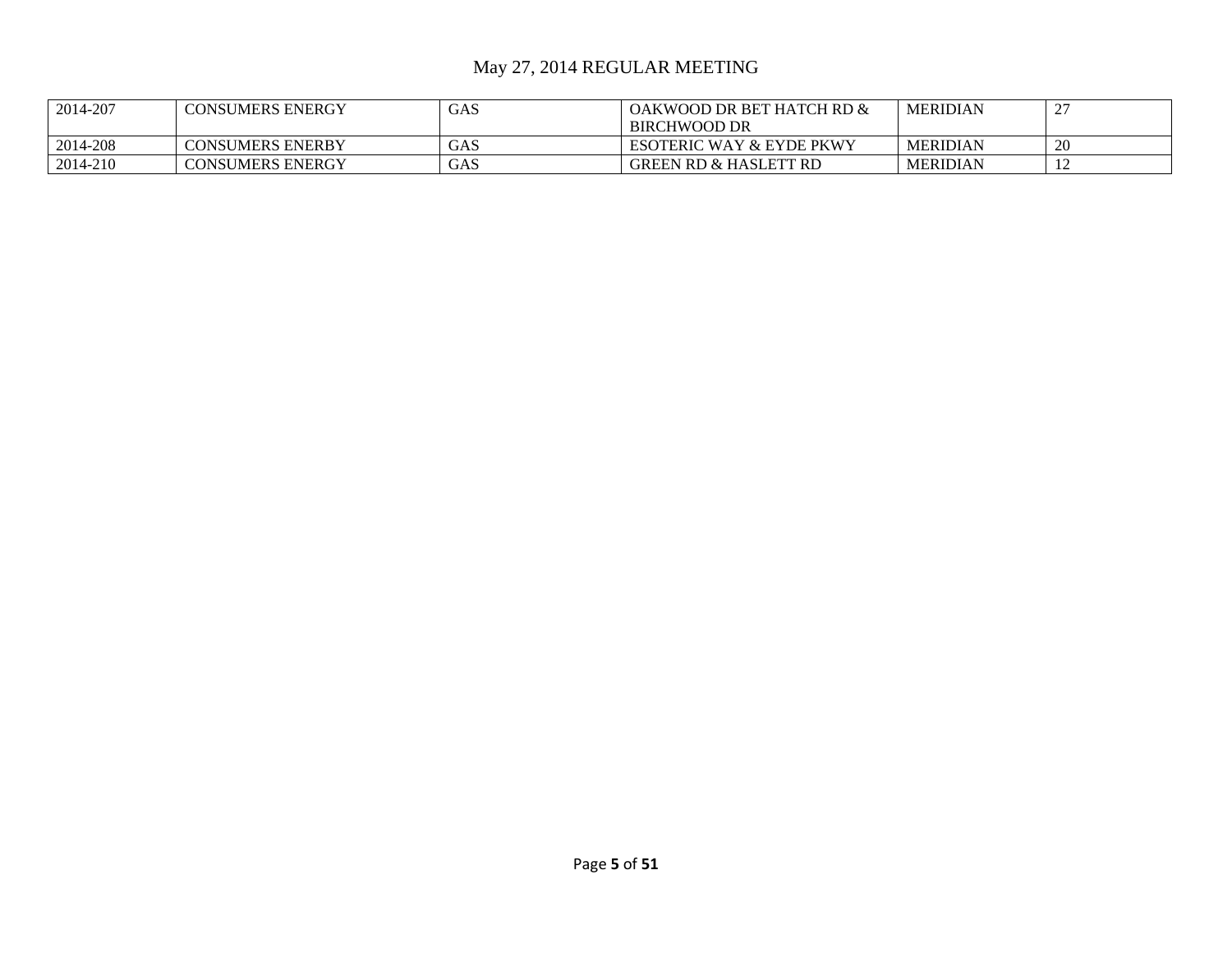May 27, 2014 REGULAR MEETING

| 2014-207 | CONSUMERS ENERGY | GAS | OAKWOOD DR BET HATCH RD & BIRCHWOOD DR | MERIDIAN | 27 |
|---|---|---|---|---|---|
| 2014-208 | CONSUMERS ENERBY | GAS | ESOTERIC WAY & EYDE PKWY | MERIDIAN | 20 |
| 2014-210 | CONSUMERS ENERGY | GAS | GREEN RD & HASLETT RD | MERIDIAN | 12 |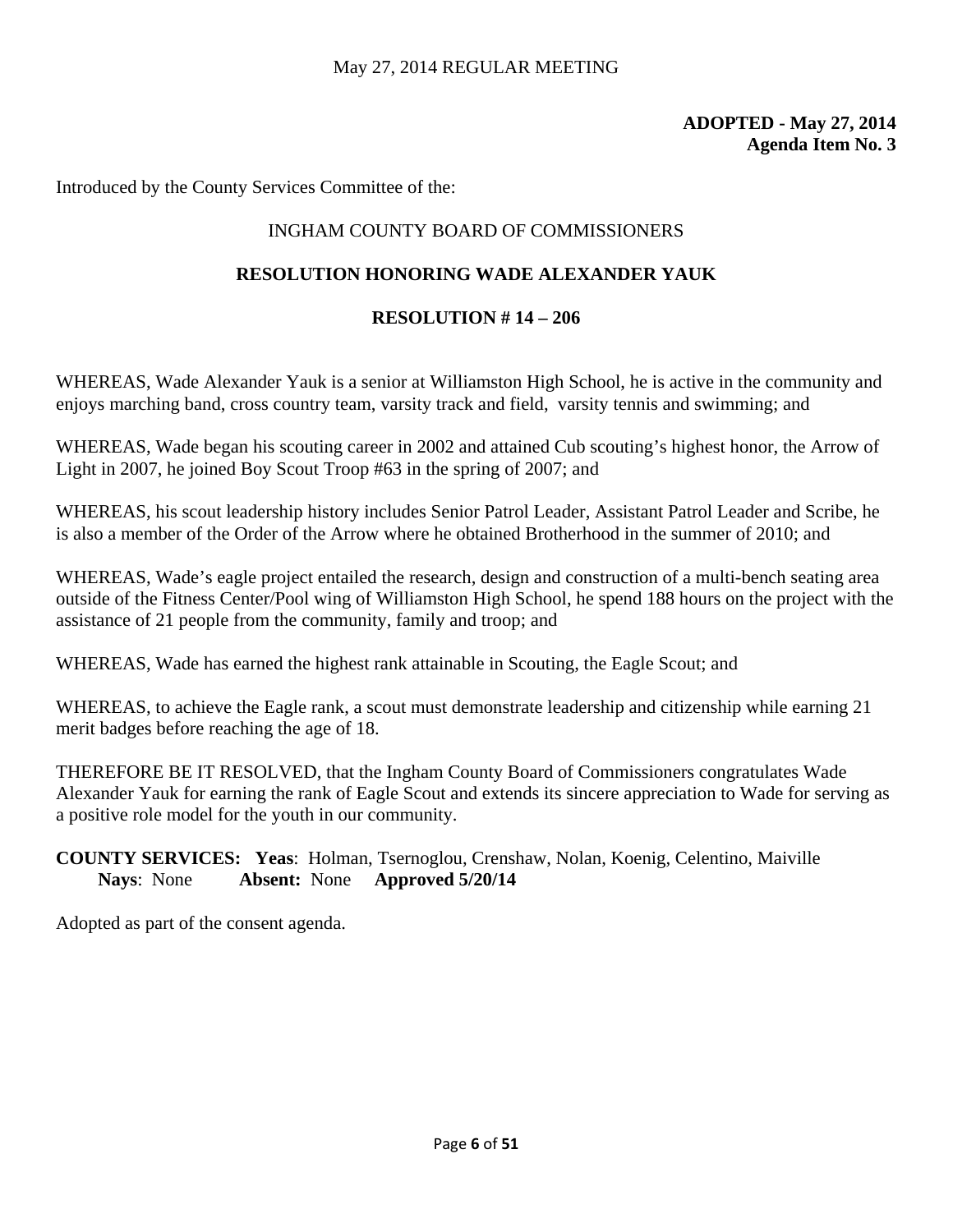**ADOPTED - May 27, 2014**
**Agenda Item No. 3**

Introduced by the County Services Committee of the:

INGHAM COUNTY BOARD OF COMMISSIONERS

**RESOLUTION HONORING WADE ALEXANDER YAUK**

**RESOLUTION # 14 – 206**

WHEREAS, Wade Alexander Yauk is a senior at Williamston High School, he is active in the community and enjoys marching band, cross country team, varsity track and field, varsity tennis and swimming; and

WHEREAS, Wade began his scouting career in 2002 and attained Cub scouting's highest honor, the Arrow of Light in 2007, he joined Boy Scout Troop #63 in the spring of 2007; and

WHEREAS, his scout leadership history includes Senior Patrol Leader, Assistant Patrol Leader and Scribe, he is also a member of the Order of the Arrow where he obtained Brotherhood in the summer of 2010; and

WHEREAS, Wade's eagle project entailed the research, design and construction of a multi-bench seating area outside of the Fitness Center/Pool wing of Williamston High School, he spend 188 hours on the project with the assistance of 21 people from the community, family and troop; and

WHEREAS, Wade has earned the highest rank attainable in Scouting, the Eagle Scout; and

WHEREAS, to achieve the Eagle rank, a scout must demonstrate leadership and citizenship while earning 21 merit badges before reaching the age of 18.

THEREFORE BE IT RESOLVED, that the Ingham County Board of Commissioners congratulates Wade Alexander Yauk for earning the rank of Eagle Scout and extends its sincere appreciation to Wade for serving as a positive role model for the youth in our community.

**COUNTY SERVICES: Yeas**: Holman, Tsernoglou, Crenshaw, Nolan, Koenig, Celentino, Maiville
**Nays**: None **Absent:** None **Approved 5/20/14**

Adopted as part of the consent agenda.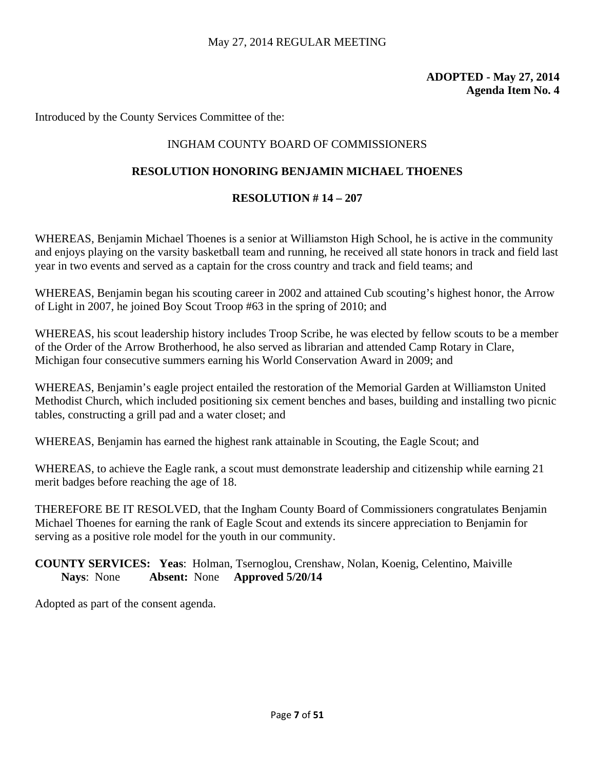May 27, 2014 REGULAR MEETING

**ADOPTED - May 27, 2014**
**Agenda Item No. 4**

Introduced by the County Services Committee of the:

INGHAM COUNTY BOARD OF COMMISSIONERS

**RESOLUTION HONORING BENJAMIN MICHAEL THOENES**

**RESOLUTION # 14 – 207**

WHEREAS, Benjamin Michael Thoenes is a senior at Williamston High School, he is active in the community and enjoys playing on the varsity basketball team and running, he received all state honors in track and field last year in two events and served as a captain for the cross country and track and field teams; and

WHEREAS, Benjamin began his scouting career in 2002 and attained Cub scouting's highest honor, the Arrow of Light in 2007, he joined Boy Scout Troop #63 in the spring of 2010; and

WHEREAS, his scout leadership history includes Troop Scribe, he was elected by fellow scouts to be a member of the Order of the Arrow Brotherhood, he also served as librarian and attended Camp Rotary in Clare, Michigan four consecutive summers earning his World Conservation Award in 2009; and

WHEREAS, Benjamin's eagle project entailed the restoration of the Memorial Garden at Williamston United Methodist Church, which included positioning six cement benches and bases, building and installing two picnic tables, constructing a grill pad and a water closet; and

WHEREAS, Benjamin has earned the highest rank attainable in Scouting, the Eagle Scout; and

WHEREAS, to achieve the Eagle rank, a scout must demonstrate leadership and citizenship while earning 21 merit badges before reaching the age of 18.

THEREFORE BE IT RESOLVED, that the Ingham County Board of Commissioners congratulates Benjamin Michael Thoenes for earning the rank of Eagle Scout and extends its sincere appreciation to Benjamin for serving as a positive role model for the youth in our community.

**COUNTY SERVICES:** **Yeas**: Holman, Tsernoglou, Crenshaw, Nolan, Koenig, Celentino, Maiville
**Nays**: None **Absent:** None **Approved 5/20/14**

Adopted as part of the consent agenda.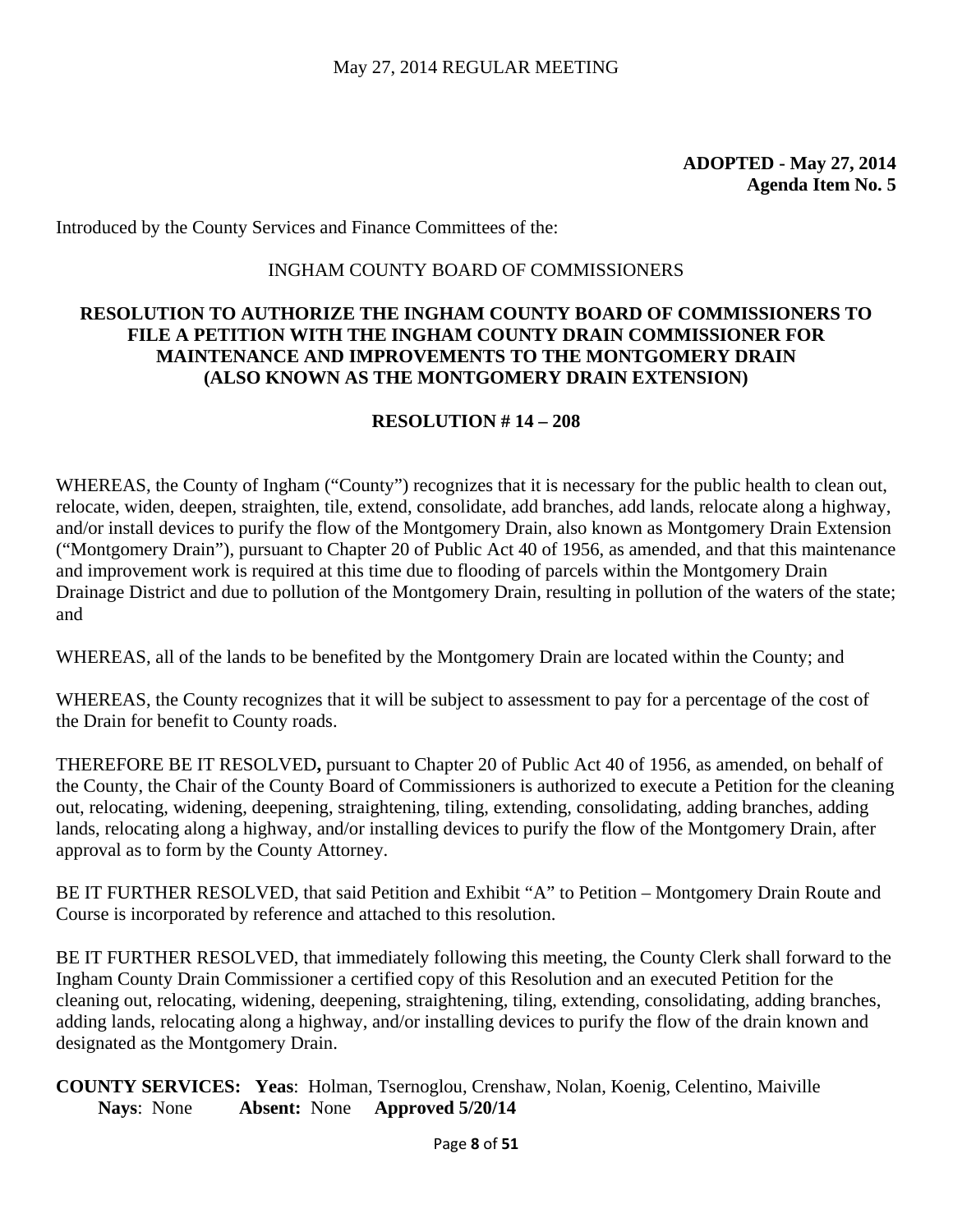**ADOPTED - May 27, 2014**
**Agenda Item No. 5**

Introduced by the County Services and Finance Committees of the:

INGHAM COUNTY BOARD OF COMMISSIONERS

## RESOLUTION TO AUTHORIZE THE INGHAM COUNTY BOARD OF COMMISSIONERS TO FILE A PETITION WITH THE INGHAM COUNTY DRAIN COMMISSIONER FOR MAINTENANCE AND IMPROVEMENTS TO THE MONTGOMERY DRAIN (ALSO KNOWN AS THE MONTGOMERY DRAIN EXTENSION)

**RESOLUTION # 14 – 208**

WHEREAS, the County of Ingham ("County") recognizes that it is necessary for the public health to clean out, relocate, widen, deepen, straighten, tile, extend, consolidate, add branches, add lands, relocate along a highway, and/or install devices to purify the flow of the Montgomery Drain, also known as Montgomery Drain Extension ("Montgomery Drain"), pursuant to Chapter 20 of Public Act 40 of 1956, as amended, and that this maintenance and improvement work is required at this time due to flooding of parcels within the Montgomery Drain Drainage District and due to pollution of the Montgomery Drain, resulting in pollution of the waters of the state; and

WHEREAS, all of the lands to be benefited by the Montgomery Drain are located within the County; and

WHEREAS, the County recognizes that it will be subject to assessment to pay for a percentage of the cost of the Drain for benefit to County roads.

THEREFORE BE IT RESOLVED**,** pursuant to Chapter 20 of Public Act 40 of 1956, as amended, on behalf of the County, the Chair of the County Board of Commissioners is authorized to execute a Petition for the cleaning out, relocating, widening, deepening, straightening, tiling, extending, consolidating, adding branches, adding lands, relocating along a highway, and/or installing devices to purify the flow of the Montgomery Drain, after approval as to form by the County Attorney.

BE IT FURTHER RESOLVED, that said Petition and Exhibit "A" to Petition – Montgomery Drain Route and Course is incorporated by reference and attached to this resolution.

BE IT FURTHER RESOLVED, that immediately following this meeting, the County Clerk shall forward to the Ingham County Drain Commissioner a certified copy of this Resolution and an executed Petition for the cleaning out, relocating, widening, deepening, straightening, tiling, extending, consolidating, adding branches, adding lands, relocating along a highway, and/or installing devices to purify the flow of the drain known and designated as the Montgomery Drain.

**COUNTY SERVICES: Yeas**: Holman, Tsernoglou, Crenshaw, Nolan, Koenig, Celentino, Maiville
**Nays**: None **Absent:** None **Approved 5/20/14**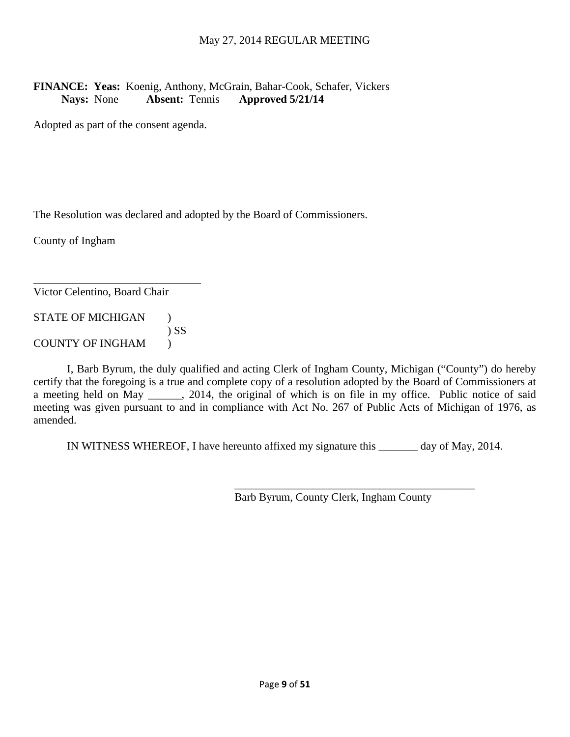**FINANCE: Yeas:** Koenig, Anthony, McGrain, Bahar-Cook, Schafer, Vickers
**Nays:** None **Absent:** Tennis **Approved 5/21/14**

Adopted as part of the consent agenda.

The Resolution was declared and adopted by the Board of Commissioners.

County of Ingham

______________________________
Victor Celentino, Board Chair

STATE OF MICHIGAN )
) SS
COUNTY OF INGHAM )

I, Barb Byrum, the duly qualified and acting Clerk of Ingham County, Michigan ("County") do hereby certify that the foregoing is a true and complete copy of a resolution adopted by the Board of Commissioners at a meeting held on May ______, 2014, the original of which is on file in my office. Public notice of said meeting was given pursuant to and in compliance with Act No. 267 of Public Acts of Michigan of 1976, as amended.

IN WITNESS WHEREOF, I have hereunto affixed my signature this _______ day of May, 2014.

______________________________________________
Barb Byrum, County Clerk, Ingham County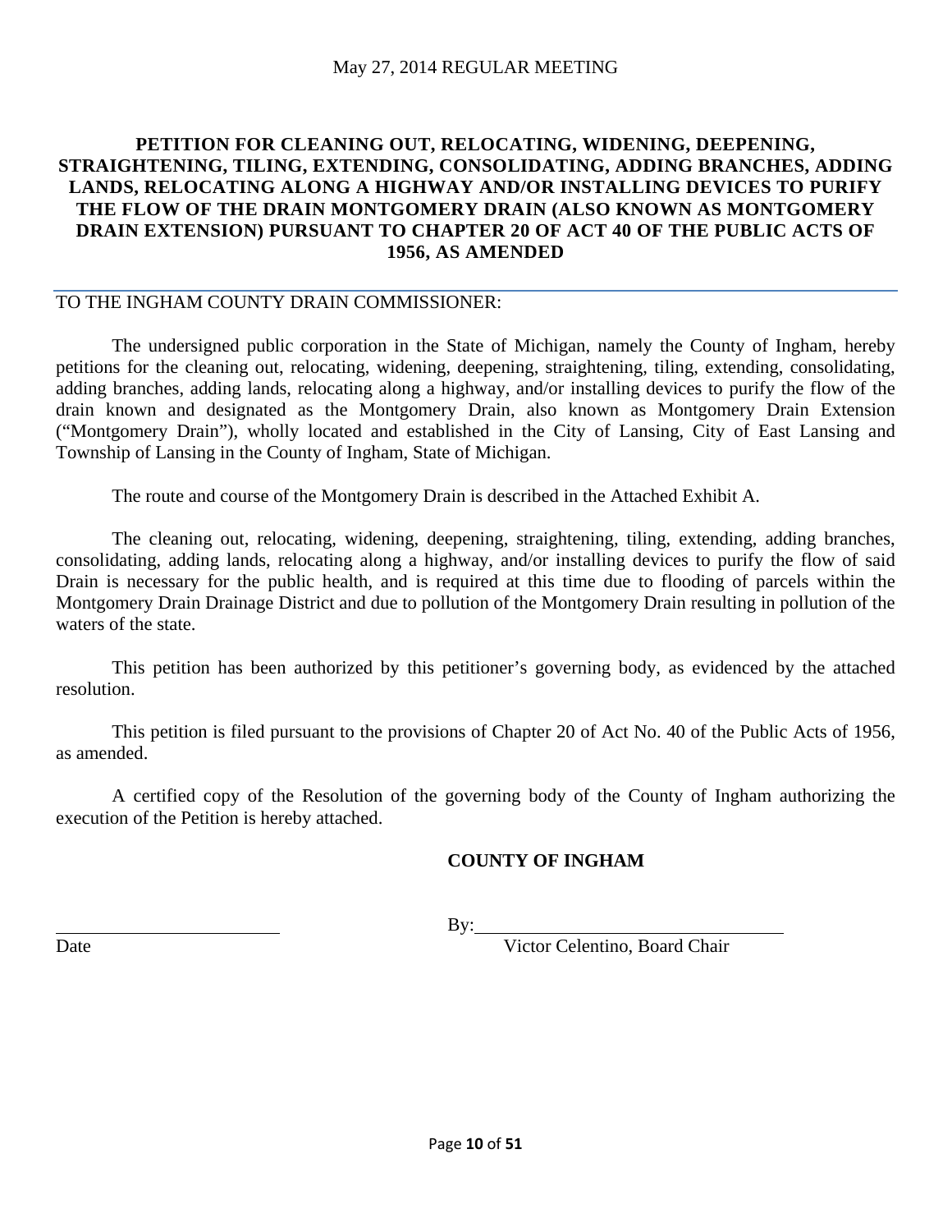**PETITION FOR CLEANING OUT, RELOCATING, WIDENING, DEEPENING, STRAIGHTENING, TILING, EXTENDING, CONSOLIDATING, ADDING BRANCHES, ADDING LANDS, RELOCATING ALONG A HIGHWAY AND/OR INSTALLING DEVICES TO PURIFY THE FLOW OF THE DRAIN MONTGOMERY DRAIN (ALSO KNOWN AS MONTGOMERY DRAIN EXTENSION) PURSUANT TO CHAPTER 20 OF ACT 40 OF THE PUBLIC ACTS OF 1956, AS AMENDED**

TO THE INGHAM COUNTY DRAIN COMMISSIONER:

The undersigned public corporation in the State of Michigan, namely the County of Ingham, hereby petitions for the cleaning out, relocating, widening, deepening, straightening, tiling, extending, consolidating, adding branches, adding lands, relocating along a highway, and/or installing devices to purify the flow of the drain known and designated as the Montgomery Drain, also known as Montgomery Drain Extension ("Montgomery Drain"), wholly located and established in the City of Lansing, City of East Lansing and Township of Lansing in the County of Ingham, State of Michigan.

The route and course of the Montgomery Drain is described in the Attached Exhibit A.

The cleaning out, relocating, widening, deepening, straightening, tiling, extending, adding branches, consolidating, adding lands, relocating along a highway, and/or installing devices to purify the flow of said Drain is necessary for the public health, and is required at this time due to flooding of parcels within the Montgomery Drain Drainage District and due to pollution of the Montgomery Drain resulting in pollution of the waters of the state.

This petition has been authorized by this petitioner's governing body, as evidenced by the attached resolution.

This petition is filed pursuant to the provisions of Chapter 20 of Act No. 40 of the Public Acts of 1956, as amended.

A certified copy of the Resolution of the governing body of the County of Ingham authorizing the execution of the Petition is hereby attached.

**COUNTY OF INGHAM**

\_\_\_\_\_\_\_\_\_\_\_\_\_\_\_\_\_\_\_\_\_\_\_\_ By:\_\_\_\_\_\_\_\_\_\_\_\_\_\_\_\_\_\_\_\_\_\_\_\_\_\_\_\_\_\_\_\_

Date Victor Celentino, Board Chair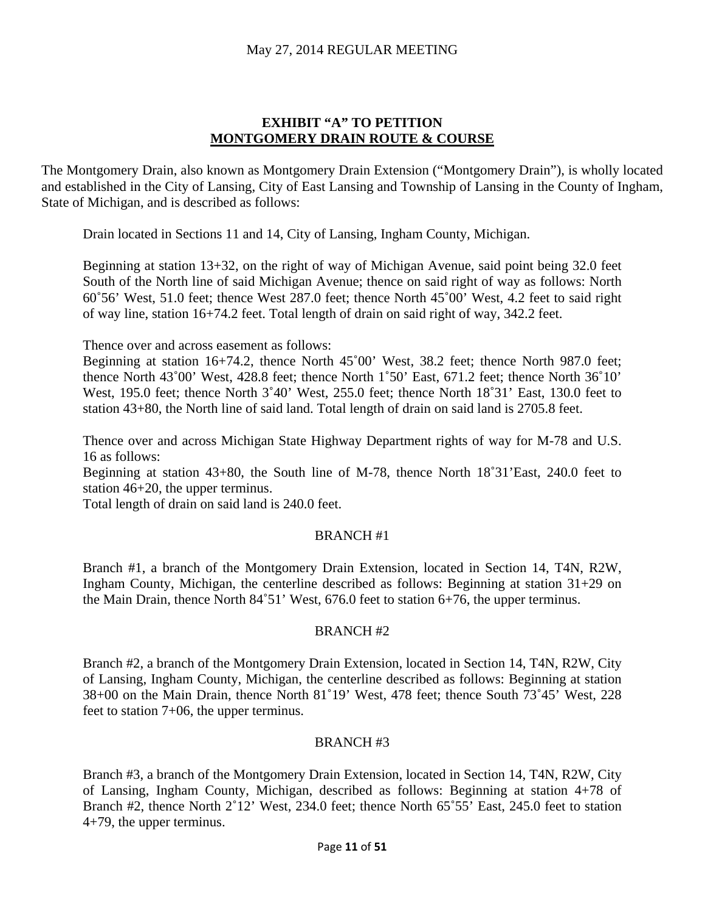## EXHIBIT "A" TO PETITION
## MONTGOMERY DRAIN ROUTE & COURSE

The Montgomery Drain, also known as Montgomery Drain Extension ("Montgomery Drain"), is wholly located and established in the City of Lansing, City of East Lansing and Township of Lansing in the County of Ingham, State of Michigan, and is described as follows:

Drain located in Sections 11 and 14, City of Lansing, Ingham County, Michigan.

Beginning at station 13+32, on the right of way of Michigan Avenue, said point being 32.0 feet South of the North line of said Michigan Avenue; thence on said right of way as follows: North 60˚56' West, 51.0 feet; thence West 287.0 feet; thence North 45˚00' West, 4.2 feet to said right of way line, station 16+74.2 feet. Total length of drain on said right of way, 342.2 feet.

Thence over and across easement as follows:
Beginning at station 16+74.2, thence North 45˚00' West, 38.2 feet; thence North 987.0 feet; thence North 43˚00' West, 428.8 feet; thence North 1˚50' East, 671.2 feet; thence North 36˚10' West, 195.0 feet; thence North 3˚40' West, 255.0 feet; thence North 18˚31' East, 130.0 feet to station 43+80, the North line of said land. Total length of drain on said land is 2705.8 feet.

Thence over and across Michigan State Highway Department rights of way for M-78 and U.S. 16 as follows:
Beginning at station 43+80, the South line of M-78, thence North 18˚31'East, 240.0 feet to station 46+20, the upper terminus.
Total length of drain on said land is 240.0 feet.

### BRANCH #1

Branch #1, a branch of the Montgomery Drain Extension, located in Section 14, T4N, R2W, Ingham County, Michigan, the centerline described as follows: Beginning at station 31+29 on the Main Drain, thence North 84˚51' West, 676.0 feet to station 6+76, the upper terminus.

### BRANCH #2

Branch #2, a branch of the Montgomery Drain Extension, located in Section 14, T4N, R2W, City of Lansing, Ingham County, Michigan, the centerline described as follows: Beginning at station 38+00 on the Main Drain, thence North 81˚19' West, 478 feet; thence South 73˚45' West, 228 feet to station 7+06, the upper terminus.

### BRANCH #3

Branch #3, a branch of the Montgomery Drain Extension, located in Section 14, T4N, R2W, City of Lansing, Ingham County, Michigan, described as follows: Beginning at station 4+78 of Branch #2, thence North 2˚12' West, 234.0 feet; thence North 65˚55' East, 245.0 feet to station 4+79, the upper terminus.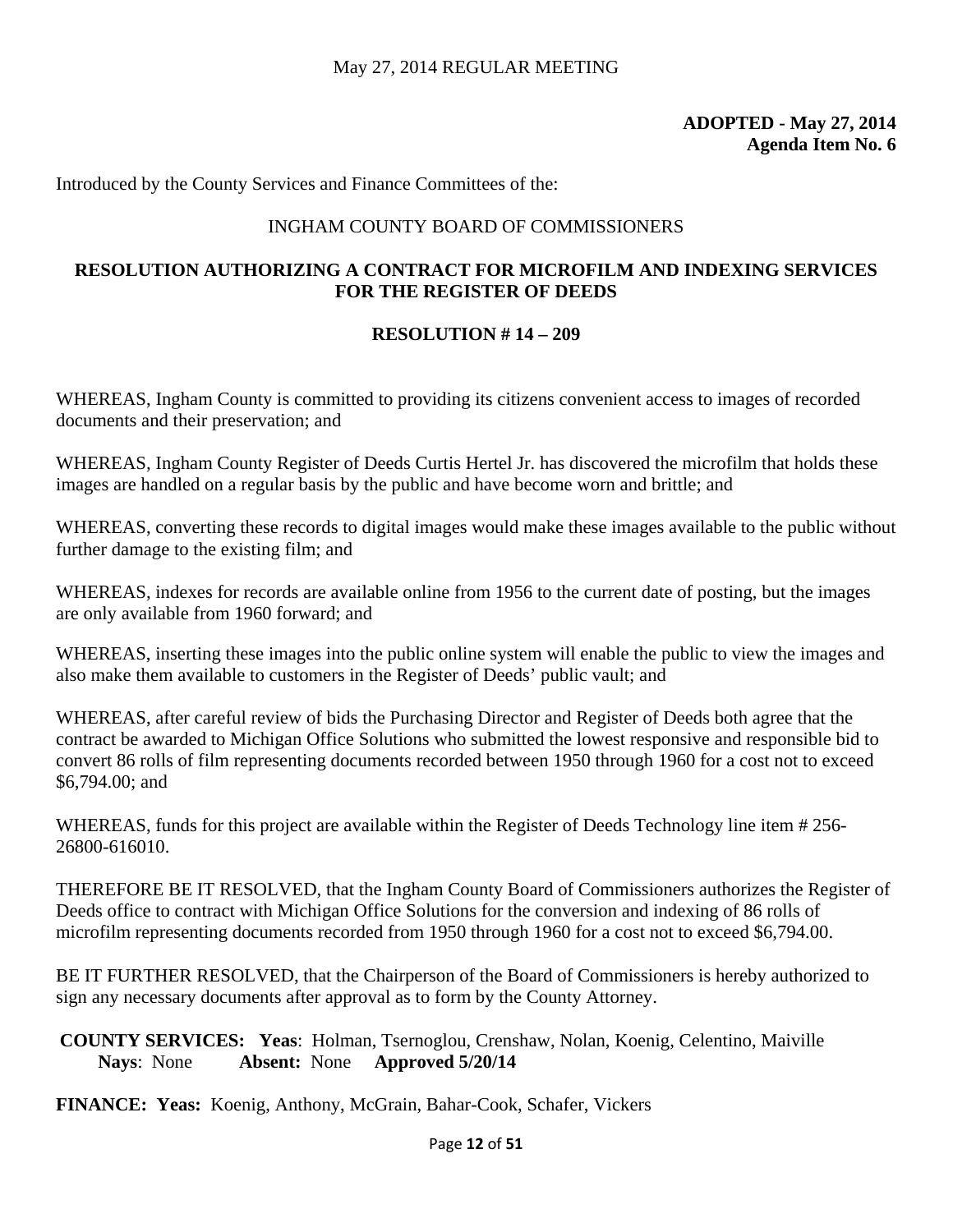**ADOPTED - May 27, 2014**
**Agenda Item No. 6**

Introduced by the County Services and Finance Committees of the:

INGHAM COUNTY BOARD OF COMMISSIONERS

**RESOLUTION AUTHORIZING A CONTRACT FOR MICROFILM AND INDEXING SERVICES FOR THE REGISTER OF DEEDS**

**RESOLUTION # 14 – 209**

WHEREAS, Ingham County is committed to providing its citizens convenient access to images of recorded documents and their preservation; and

WHEREAS, Ingham County Register of Deeds Curtis Hertel Jr. has discovered the microfilm that holds these images are handled on a regular basis by the public and have become worn and brittle; and

WHEREAS, converting these records to digital images would make these images available to the public without further damage to the existing film; and

WHEREAS, indexes for records are available online from 1956 to the current date of posting, but the images are only available from 1960 forward; and

WHEREAS, inserting these images into the public online system will enable the public to view the images and also make them available to customers in the Register of Deeds' public vault; and

WHEREAS, after careful review of bids the Purchasing Director and Register of Deeds both agree that the contract be awarded to Michigan Office Solutions who submitted the lowest responsive and responsible bid to convert 86 rolls of film representing documents recorded between 1950 through 1960 for a cost not to exceed \$6,794.00; and

WHEREAS, funds for this project are available within the Register of Deeds Technology line item # 256-26800-616010.

THEREFORE BE IT RESOLVED, that the Ingham County Board of Commissioners authorizes the Register of Deeds office to contract with Michigan Office Solutions for the conversion and indexing of 86 rolls of microfilm representing documents recorded from 1950 through 1960 for a cost not to exceed \$6,794.00.

BE IT FURTHER RESOLVED, that the Chairperson of the Board of Commissioners is hereby authorized to sign any necessary documents after approval as to form by the County Attorney.

**COUNTY SERVICES: Yeas**: Holman, Tsernoglou, Crenshaw, Nolan, Koenig, Celentino, Maiville
**Nays**: None **Absent:** None **Approved 5/20/14**

**FINANCE: Yeas:** Koenig, Anthony, McGrain, Bahar-Cook, Schafer, Vickers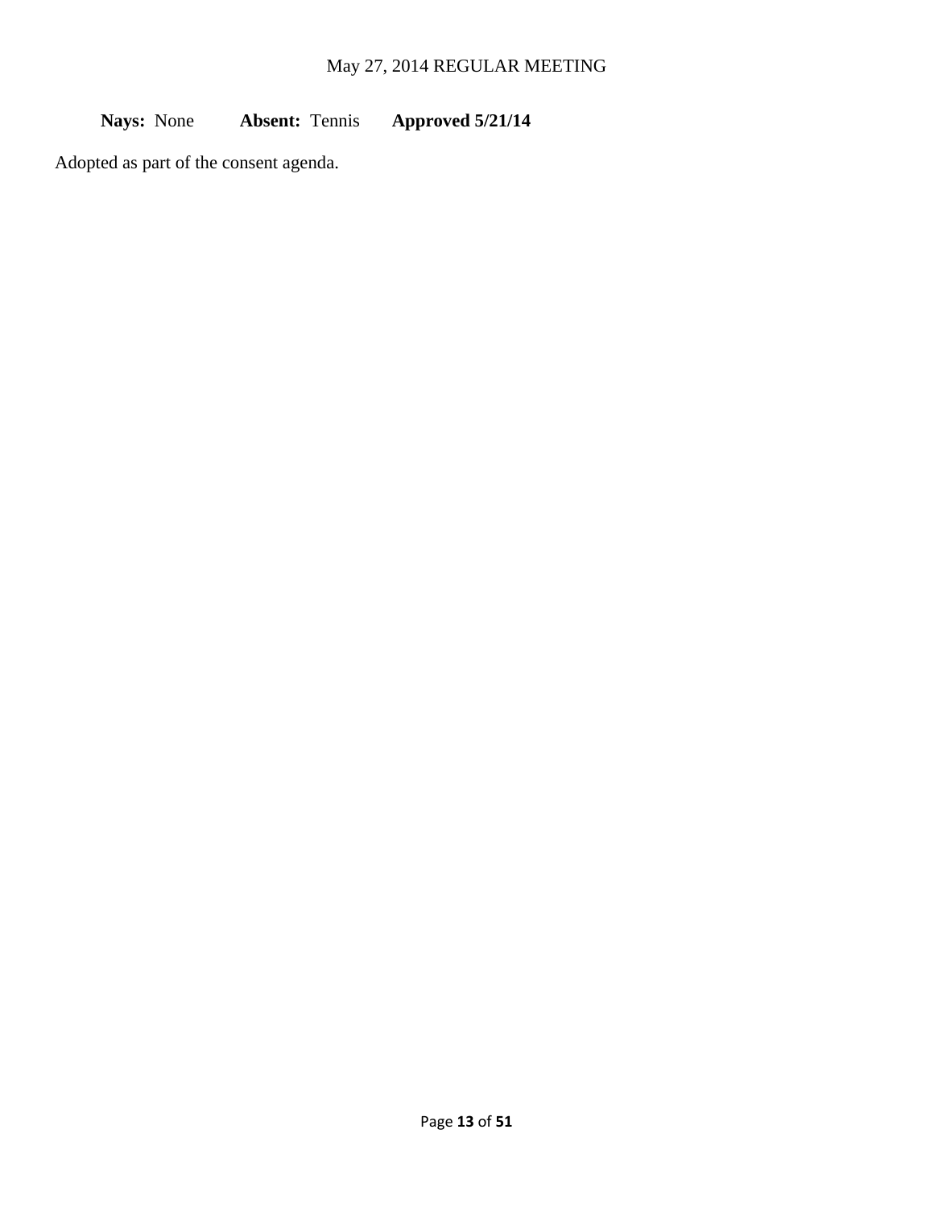**Nays:** None **Absent:** Tennis **Approved 5/21/14**

Adopted as part of the consent agenda.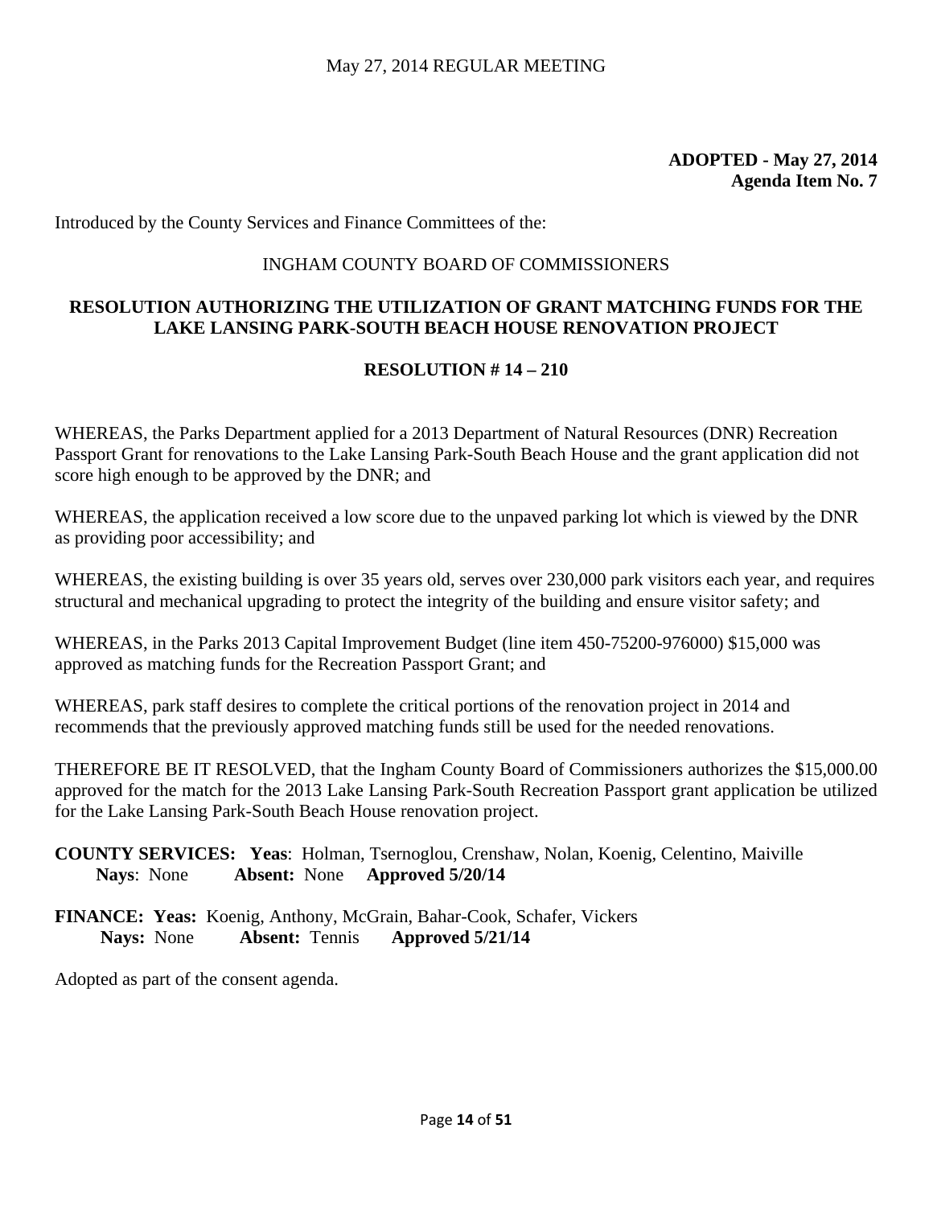**ADOPTED - May 27, 2014**
**Agenda Item No. 7**

Introduced by the County Services and Finance Committees of the:

INGHAM COUNTY BOARD OF COMMISSIONERS

## RESOLUTION AUTHORIZING THE UTILIZATION OF GRANT MATCHING FUNDS FOR THE LAKE LANSING PARK-SOUTH BEACH HOUSE RENOVATION PROJECT

**RESOLUTION # 14 – 210**

WHEREAS, the Parks Department applied for a 2013 Department of Natural Resources (DNR) Recreation Passport Grant for renovations to the Lake Lansing Park-South Beach House and the grant application did not score high enough to be approved by the DNR; and

WHEREAS, the application received a low score due to the unpaved parking lot which is viewed by the DNR as providing poor accessibility; and

WHEREAS, the existing building is over 35 years old, serves over 230,000 park visitors each year, and requires structural and mechanical upgrading to protect the integrity of the building and ensure visitor safety; and

WHEREAS, in the Parks 2013 Capital Improvement Budget (line item 450-75200-976000) $15,000 was approved as matching funds for the Recreation Passport Grant; and

WHEREAS, park staff desires to complete the critical portions of the renovation project in 2014 and recommends that the previously approved matching funds still be used for the needed renovations.

THEREFORE BE IT RESOLVED, that the Ingham County Board of Commissioners authorizes the $15,000.00 approved for the match for the 2013 Lake Lansing Park-South Recreation Passport grant application be utilized for the Lake Lansing Park-South Beach House renovation project.

**COUNTY SERVICES: Yeas**: Holman, Tsernoglou, Crenshaw, Nolan, Koenig, Celentino, Maiville
**Nays**: None **Absent:** None **Approved 5/20/14**

**FINANCE: Yeas:** Koenig, Anthony, McGrain, Bahar-Cook, Schafer, Vickers
**Nays:** None **Absent:** Tennis **Approved 5/21/14**

Adopted as part of the consent agenda.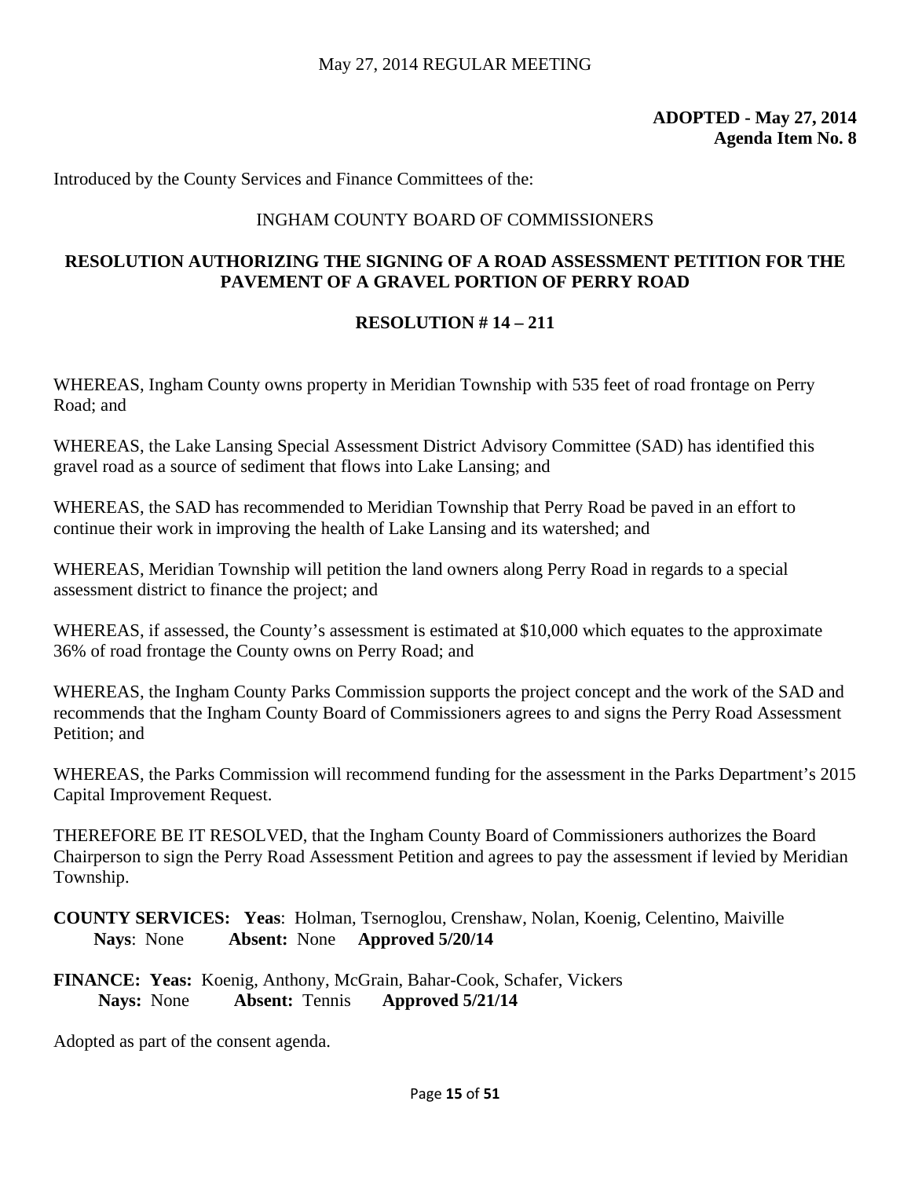**ADOPTED - May 27, 2014**
**Agenda Item No. 8**

Introduced by the County Services and Finance Committees of the:

INGHAM COUNTY BOARD OF COMMISSIONERS

## RESOLUTION AUTHORIZING THE SIGNING OF A ROAD ASSESSMENT PETITION FOR THE PAVEMENT OF A GRAVEL PORTION OF PERRY ROAD

**RESOLUTION # 14 – 211**

WHEREAS, Ingham County owns property in Meridian Township with 535 feet of road frontage on Perry Road; and

WHEREAS, the Lake Lansing Special Assessment District Advisory Committee (SAD) has identified this gravel road as a source of sediment that flows into Lake Lansing; and

WHEREAS, the SAD has recommended to Meridian Township that Perry Road be paved in an effort to continue their work in improving the health of Lake Lansing and its watershed; and

WHEREAS, Meridian Township will petition the land owners along Perry Road in regards to a special assessment district to finance the project; and

WHEREAS, if assessed, the County's assessment is estimated at $10,000 which equates to the approximate 36% of road frontage the County owns on Perry Road; and

WHEREAS, the Ingham County Parks Commission supports the project concept and the work of the SAD and recommends that the Ingham County Board of Commissioners agrees to and signs the Perry Road Assessment Petition; and

WHEREAS, the Parks Commission will recommend funding for the assessment in the Parks Department's 2015 Capital Improvement Request.

THEREFORE BE IT RESOLVED, that the Ingham County Board of Commissioners authorizes the Board Chairperson to sign the Perry Road Assessment Petition and agrees to pay the assessment if levied by Meridian Township.

**COUNTY SERVICES: Yeas**: Holman, Tsernoglou, Crenshaw, Nolan, Koenig, Celentino, Maiville
**Nays**: None **Absent:** None **Approved 5/20/14**

**FINANCE: Yeas:** Koenig, Anthony, McGrain, Bahar-Cook, Schafer, Vickers
**Nays:** None **Absent:** Tennis **Approved 5/21/14**

Adopted as part of the consent agenda.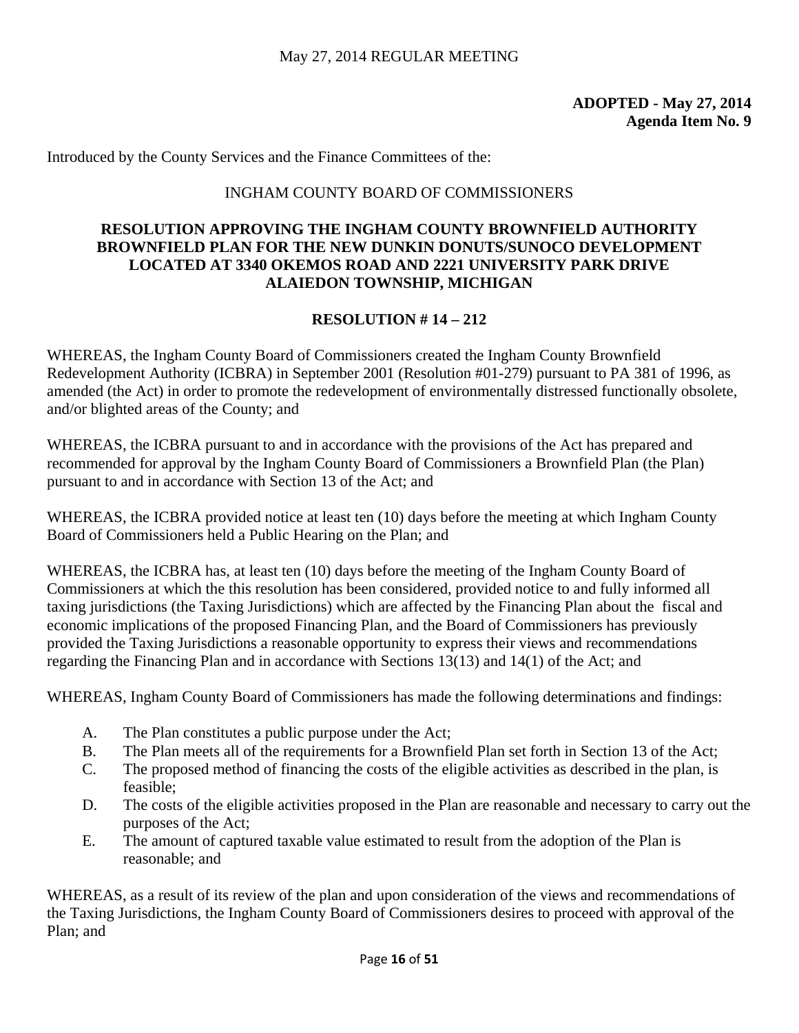May 27, 2014 REGULAR MEETING

**ADOPTED - May 27, 2014**
**Agenda Item No. 9**

Introduced by the County Services and the Finance Committees of the:

INGHAM COUNTY BOARD OF COMMISSIONERS

**RESOLUTION APPROVING THE INGHAM COUNTY BROWNFIELD AUTHORITY BROWNFIELD PLAN FOR THE NEW DUNKIN DONUTS/SUNOCO DEVELOPMENT LOCATED AT 3340 OKEMOS ROAD AND 2221 UNIVERSITY PARK DRIVE ALAIEDON TOWNSHIP, MICHIGAN**

**RESOLUTION # 14 – 212**

WHEREAS, the Ingham County Board of Commissioners created the Ingham County Brownfield Redevelopment Authority (ICBRA) in September 2001 (Resolution #01-279) pursuant to PA 381 of 1996, as amended (the Act) in order to promote the redevelopment of environmentally distressed functionally obsolete, and/or blighted areas of the County; and

WHEREAS, the ICBRA pursuant to and in accordance with the provisions of the Act has prepared and recommended for approval by the Ingham County Board of Commissioners a Brownfield Plan (the Plan) pursuant to and in accordance with Section 13 of the Act; and

WHEREAS, the ICBRA provided notice at least ten (10) days before the meeting at which Ingham County Board of Commissioners held a Public Hearing on the Plan; and

WHEREAS, the ICBRA has, at least ten (10) days before the meeting of the Ingham County Board of Commissioners at which the this resolution has been considered, provided notice to and fully informed all taxing jurisdictions (the Taxing Jurisdictions) which are affected by the Financing Plan about the fiscal and economic implications of the proposed Financing Plan, and the Board of Commissioners has previously provided the Taxing Jurisdictions a reasonable opportunity to express their views and recommendations regarding the Financing Plan and in accordance with Sections 13(13) and 14(1) of the Act; and

WHEREAS, Ingham County Board of Commissioners has made the following determinations and findings:

A. The Plan constitutes a public purpose under the Act;
B. The Plan meets all of the requirements for a Brownfield Plan set forth in Section 13 of the Act;
C. The proposed method of financing the costs of the eligible activities as described in the plan, is feasible;
D. The costs of the eligible activities proposed in the Plan are reasonable and necessary to carry out the purposes of the Act;
E. The amount of captured taxable value estimated to result from the adoption of the Plan is reasonable; and

WHEREAS, as a result of its review of the plan and upon consideration of the views and recommendations of the Taxing Jurisdictions, the Ingham County Board of Commissioners desires to proceed with approval of the Plan; and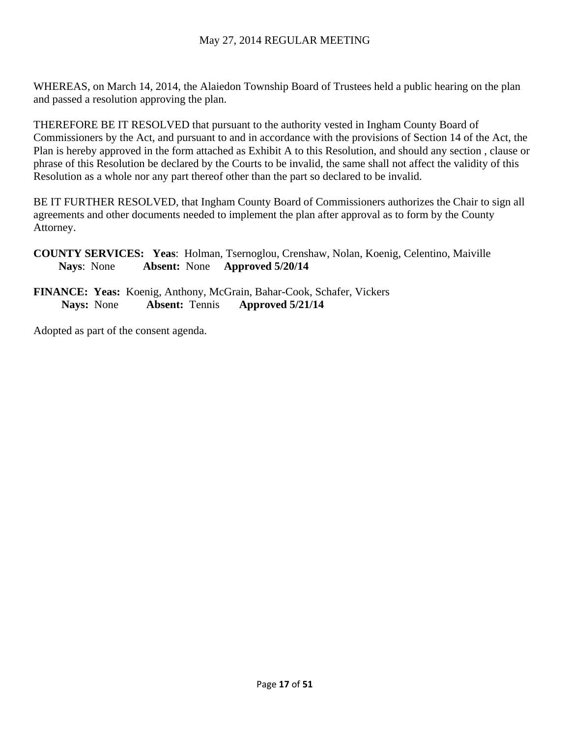WHEREAS, on March 14, 2014, the Alaiedon Township Board of Trustees held a public hearing on the plan and passed a resolution approving the plan.

THEREFORE BE IT RESOLVED that pursuant to the authority vested in Ingham County Board of Commissioners by the Act, and pursuant to and in accordance with the provisions of Section 14 of the Act, the Plan is hereby approved in the form attached as Exhibit A to this Resolution, and should any section , clause or phrase of this Resolution be declared by the Courts to be invalid, the same shall not affect the validity of this Resolution as a whole nor any part thereof other than the part so declared to be invalid.

BE IT FURTHER RESOLVED, that Ingham County Board of Commissioners authorizes the Chair to sign all agreements and other documents needed to implement the plan after approval as to form by the County Attorney.

**COUNTY SERVICES: Yeas**: Holman, Tsernoglou, Crenshaw, Nolan, Koenig, Celentino, Maiville
**Nays**: None **Absent:** None **Approved 5/20/14**

**FINANCE: Yeas:** Koenig, Anthony, McGrain, Bahar-Cook, Schafer, Vickers
**Nays:** None **Absent:** Tennis **Approved 5/21/14**

Adopted as part of the consent agenda.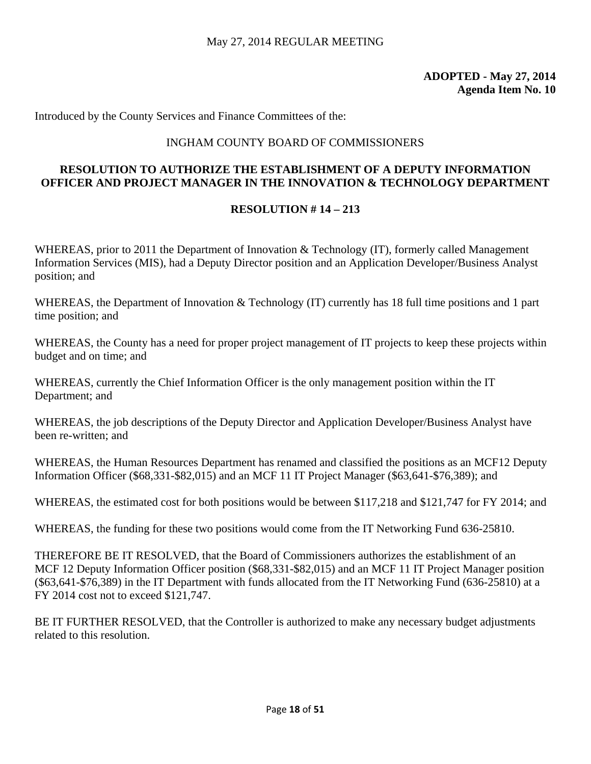**ADOPTED - May 27, 2014**
**Agenda Item No. 10**

Introduced by the County Services and Finance Committees of the:

INGHAM COUNTY BOARD OF COMMISSIONERS

## RESOLUTION TO AUTHORIZE THE ESTABLISHMENT OF A DEPUTY INFORMATION OFFICER AND PROJECT MANAGER IN THE INNOVATION & TECHNOLOGY DEPARTMENT

**RESOLUTION # 14 – 213**

WHEREAS, prior to 2011 the Department of Innovation & Technology (IT), formerly called Management Information Services (MIS), had a Deputy Director position and an Application Developer/Business Analyst position; and

WHEREAS, the Department of Innovation & Technology (IT) currently has 18 full time positions and 1 part time position; and

WHEREAS, the County has a need for proper project management of IT projects to keep these projects within budget and on time; and

WHEREAS, currently the Chief Information Officer is the only management position within the IT Department; and

WHEREAS, the job descriptions of the Deputy Director and Application Developer/Business Analyst have been re-written; and

WHEREAS, the Human Resources Department has renamed and classified the positions as an MCF12 Deputy Information Officer ($68,331-$82,015) and an MCF 11 IT Project Manager ($63,641-$76,389); and

WHEREAS, the estimated cost for both positions would be between $117,218 and $121,747 for FY 2014; and

WHEREAS, the funding for these two positions would come from the IT Networking Fund 636-25810.

THEREFORE BE IT RESOLVED, that the Board of Commissioners authorizes the establishment of an MCF 12 Deputy Information Officer position ($68,331-$82,015) and an MCF 11 IT Project Manager position ($63,641-$76,389) in the IT Department with funds allocated from the IT Networking Fund (636-25810) at a FY 2014 cost not to exceed $121,747.

BE IT FURTHER RESOLVED, that the Controller is authorized to make any necessary budget adjustments related to this resolution.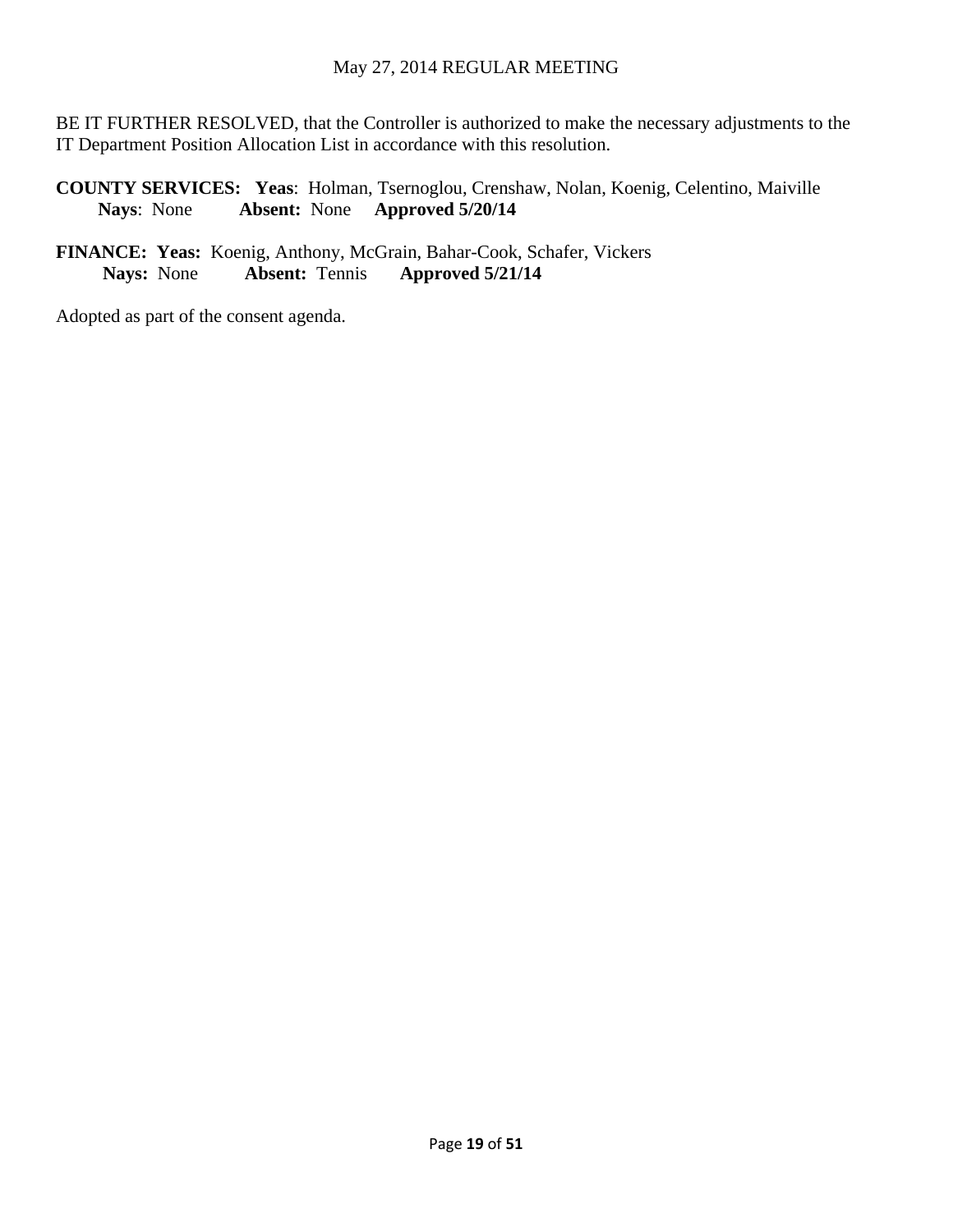BE IT FURTHER RESOLVED, that the Controller is authorized to make the necessary adjustments to the IT Department Position Allocation List in accordance with this resolution.

**COUNTY SERVICES: Yeas**: Holman, Tsernoglou, Crenshaw, Nolan, Koenig, Celentino, Maiville
**Nays**: None **Absent:** None **Approved 5/20/14**

**FINANCE: Yeas:** Koenig, Anthony, McGrain, Bahar-Cook, Schafer, Vickers
**Nays:** None **Absent:** Tennis **Approved 5/21/14**

Adopted as part of the consent agenda.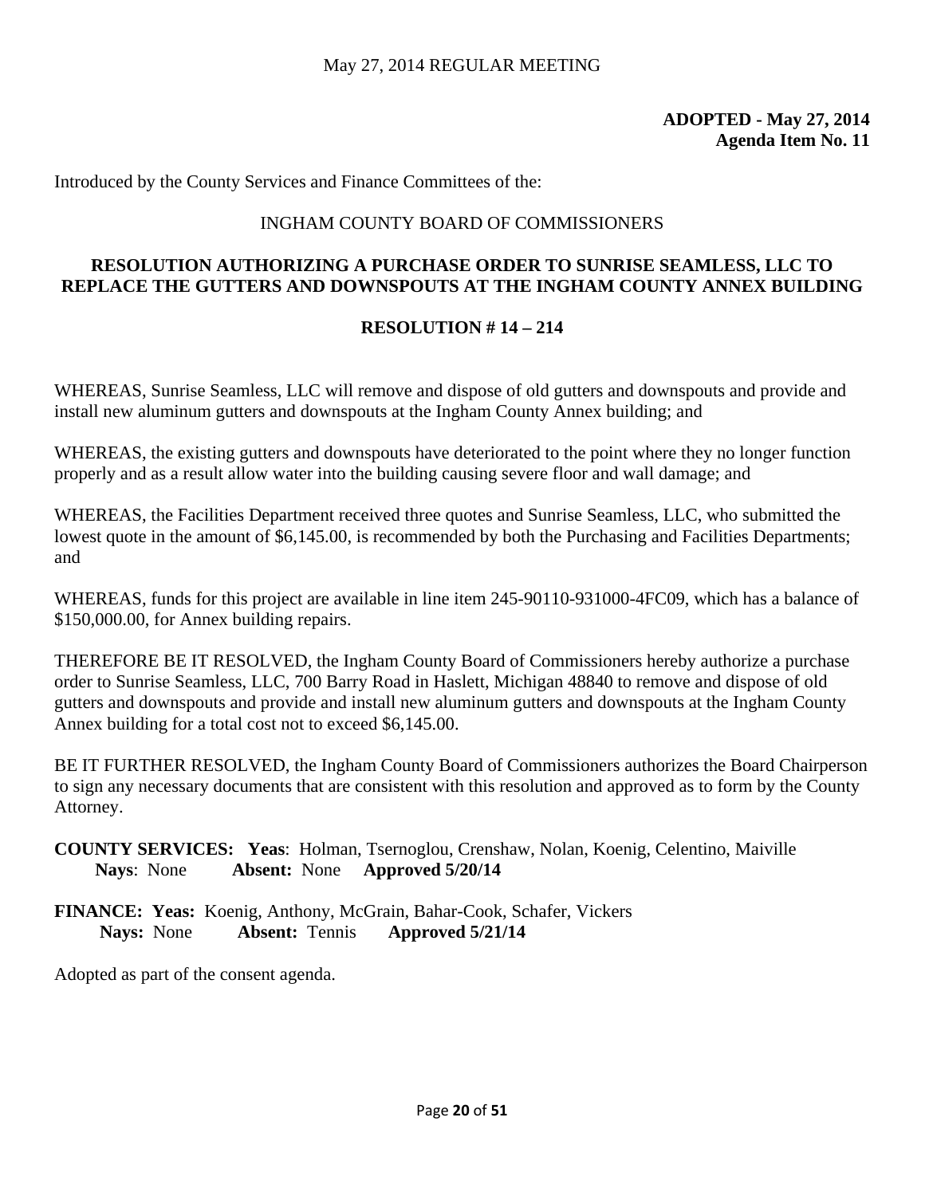**ADOPTED - May 27, 2014**
**Agenda Item No. 11**

Introduced by the County Services and Finance Committees of the:

INGHAM COUNTY BOARD OF COMMISSIONERS

**RESOLUTION AUTHORIZING A PURCHASE ORDER TO SUNRISE SEAMLESS, LLC TO REPLACE THE GUTTERS AND DOWNSPOUTS AT THE INGHAM COUNTY ANNEX BUILDING**

**RESOLUTION # 14 – 214**

WHEREAS, Sunrise Seamless, LLC will remove and dispose of old gutters and downspouts and provide and install new aluminum gutters and downspouts at the Ingham County Annex building; and

WHEREAS, the existing gutters and downspouts have deteriorated to the point where they no longer function properly and as a result allow water into the building causing severe floor and wall damage; and

WHEREAS, the Facilities Department received three quotes and Sunrise Seamless, LLC, who submitted the lowest quote in the amount of $6,145.00, is recommended by both the Purchasing and Facilities Departments; and

WHEREAS, funds for this project are available in line item 245-90110-931000-4FC09, which has a balance of $150,000.00, for Annex building repairs.

THEREFORE BE IT RESOLVED, the Ingham County Board of Commissioners hereby authorize a purchase order to Sunrise Seamless, LLC, 700 Barry Road in Haslett, Michigan 48840 to remove and dispose of old gutters and downspouts and provide and install new aluminum gutters and downspouts at the Ingham County Annex building for a total cost not to exceed $6,145.00.

BE IT FURTHER RESOLVED, the Ingham County Board of Commissioners authorizes the Board Chairperson to sign any necessary documents that are consistent with this resolution and approved as to form by the County Attorney.

**COUNTY SERVICES: Yeas**: Holman, Tsernoglou, Crenshaw, Nolan, Koenig, Celentino, Maiville
**Nays**: None **Absent:** None **Approved 5/20/14**

**FINANCE: Yeas:** Koenig, Anthony, McGrain, Bahar-Cook, Schafer, Vickers
**Nays:** None **Absent:** Tennis **Approved 5/21/14**

Adopted as part of the consent agenda.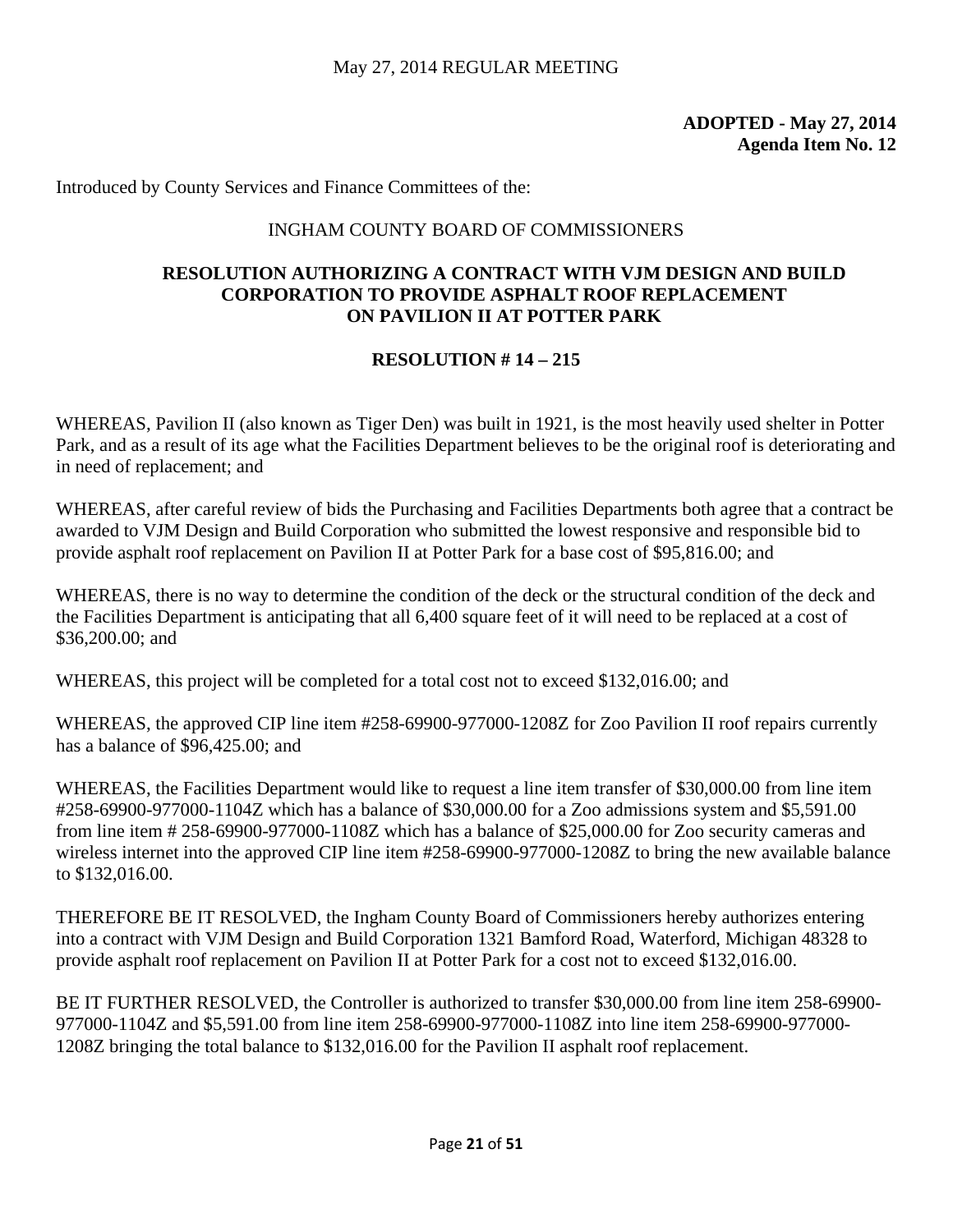**ADOPTED - May 27, 2014**
**Agenda Item No. 12**

Introduced by County Services and Finance Committees of the:

INGHAM COUNTY BOARD OF COMMISSIONERS

## RESOLUTION AUTHORIZING A CONTRACT WITH VJM DESIGN AND BUILD CORPORATION TO PROVIDE ASPHALT ROOF REPLACEMENT ON PAVILION II AT POTTER PARK

## RESOLUTION # 14 – 215

WHEREAS, Pavilion II (also known as Tiger Den) was built in 1921, is the most heavily used shelter in Potter Park, and as a result of its age what the Facilities Department believes to be the original roof is deteriorating and in need of replacement; and

WHEREAS, after careful review of bids the Purchasing and Facilities Departments both agree that a contract be awarded to VJM Design and Build Corporation who submitted the lowest responsive and responsible bid to provide asphalt roof replacement on Pavilion II at Potter Park for a base cost of $95,816.00; and

WHEREAS, there is no way to determine the condition of the deck or the structural condition of the deck and the Facilities Department is anticipating that all 6,400 square feet of it will need to be replaced at a cost of $36,200.00; and

WHEREAS, this project will be completed for a total cost not to exceed $132,016.00; and

WHEREAS, the approved CIP line item #258-69900-977000-1208Z for Zoo Pavilion II roof repairs currently has a balance of $96,425.00; and

WHEREAS, the Facilities Department would like to request a line item transfer of $30,000.00 from line item #258-69900-977000-1104Z which has a balance of $30,000.00 for a Zoo admissions system and $5,591.00 from line item # 258-69900-977000-1108Z which has a balance of $25,000.00 for Zoo security cameras and wireless internet into the approved CIP line item #258-69900-977000-1208Z to bring the new available balance to $132,016.00.

THEREFORE BE IT RESOLVED, the Ingham County Board of Commissioners hereby authorizes entering into a contract with VJM Design and Build Corporation 1321 Bamford Road, Waterford, Michigan 48328 to provide asphalt roof replacement on Pavilion II at Potter Park for a cost not to exceed $132,016.00.

BE IT FURTHER RESOLVED, the Controller is authorized to transfer $30,000.00 from line item 258-69900-977000-1104Z and $5,591.00 from line item 258-69900-977000-1108Z into line item 258-69900-977000-1208Z bringing the total balance to $132,016.00 for the Pavilion II asphalt roof replacement.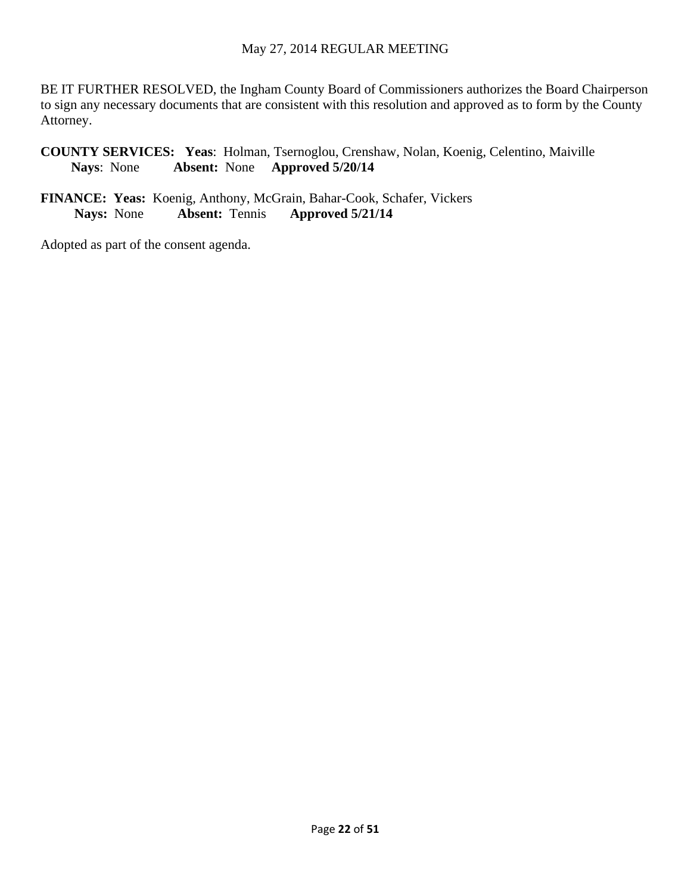BE IT FURTHER RESOLVED, the Ingham County Board of Commissioners authorizes the Board Chairperson to sign any necessary documents that are consistent with this resolution and approved as to form by the County Attorney.

**COUNTY SERVICES:** **Yeas**: Holman, Tsernoglou, Crenshaw, Nolan, Koenig, Celentino, Maiville
**Nays**: None **Absent:** None **Approved 5/20/14**

**FINANCE:** **Yeas:** Koenig, Anthony, McGrain, Bahar-Cook, Schafer, Vickers
**Nays:** None **Absent:** Tennis **Approved 5/21/14**

Adopted as part of the consent agenda.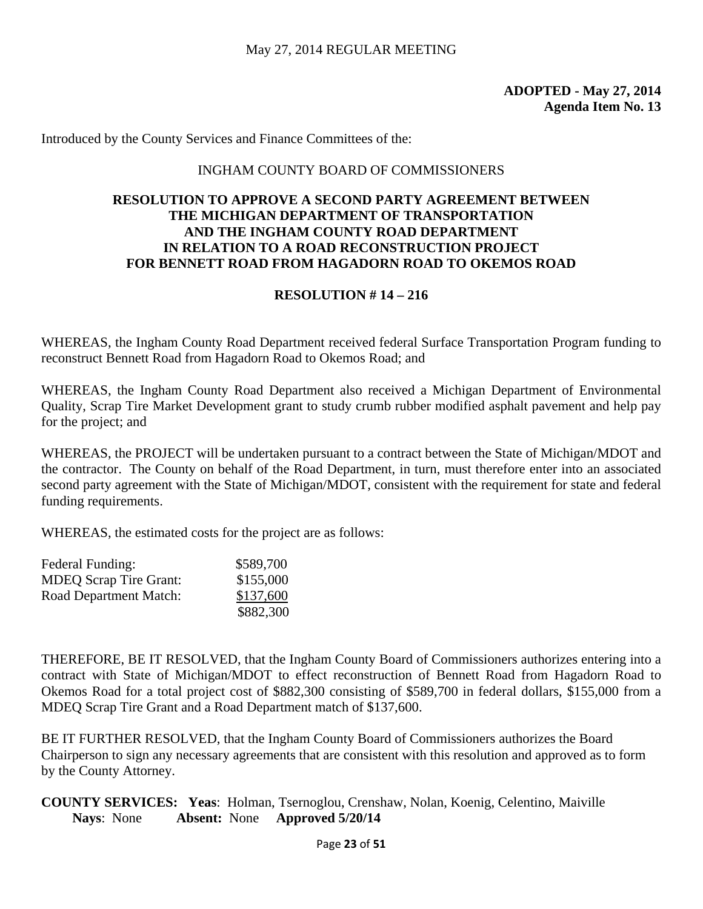**ADOPTED - May 27, 2014**
**Agenda Item No. 13**

Introduced by the County Services and Finance Committees of the:

INGHAM COUNTY BOARD OF COMMISSIONERS

## RESOLUTION TO APPROVE A SECOND PARTY AGREEMENT BETWEEN THE MICHIGAN DEPARTMENT OF TRANSPORTATION AND THE INGHAM COUNTY ROAD DEPARTMENT IN RELATION TO A ROAD RECONSTRUCTION PROJECT FOR BENNETT ROAD FROM HAGADORN ROAD TO OKEMOS ROAD

**RESOLUTION # 14 – 216**

WHEREAS, the Ingham County Road Department received federal Surface Transportation Program funding to reconstruct Bennett Road from Hagadorn Road to Okemos Road; and

WHEREAS, the Ingham County Road Department also received a Michigan Department of Environmental Quality, Scrap Tire Market Development grant to study crumb rubber modified asphalt pavement and help pay for the project; and

WHEREAS, the PROJECT will be undertaken pursuant to a contract between the State of Michigan/MDOT and the contractor. The County on behalf of the Road Department, in turn, must therefore enter into an associated second party agreement with the State of Michigan/MDOT, consistent with the requirement for state and federal funding requirements.

WHEREAS, the estimated costs for the project are as follows:

| | |
|---|---|
| Federal Funding: | \$589,700 |
| MDEQ Scrap Tire Grant: | \$155,000 |
| Road Department Match: | \$137,600 |
| | \$882,300 |

THEREFORE, BE IT RESOLVED, that the Ingham County Board of Commissioners authorizes entering into a contract with State of Michigan/MDOT to effect reconstruction of Bennett Road from Hagadorn Road to Okemos Road for a total project cost of \$882,300 consisting of \$589,700 in federal dollars, \$155,000 from a MDEQ Scrap Tire Grant and a Road Department match of \$137,600.

BE IT FURTHER RESOLVED, that the Ingham County Board of Commissioners authorizes the Board Chairperson to sign any necessary agreements that are consistent with this resolution and approved as to form by the County Attorney.

**COUNTY SERVICES:** **Yeas**: Holman, Tsernoglou, Crenshaw, Nolan, Koenig, Celentino, Maiville
**Nays**: None **Absent:** None **Approved 5/20/14**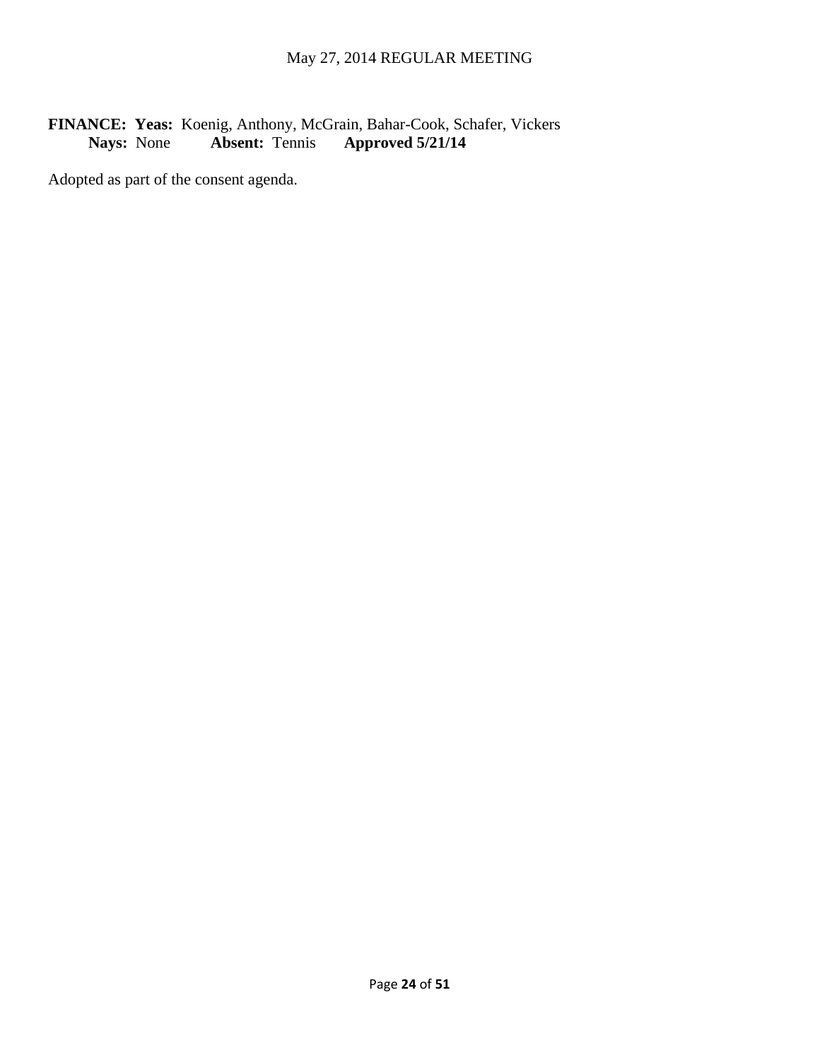**FINANCE: Yeas:** Koenig, Anthony, McGrain, Bahar-Cook, Schafer, Vickers
**Nays:** None **Absent:** Tennis **Approved 5/21/14**

Adopted as part of the consent agenda.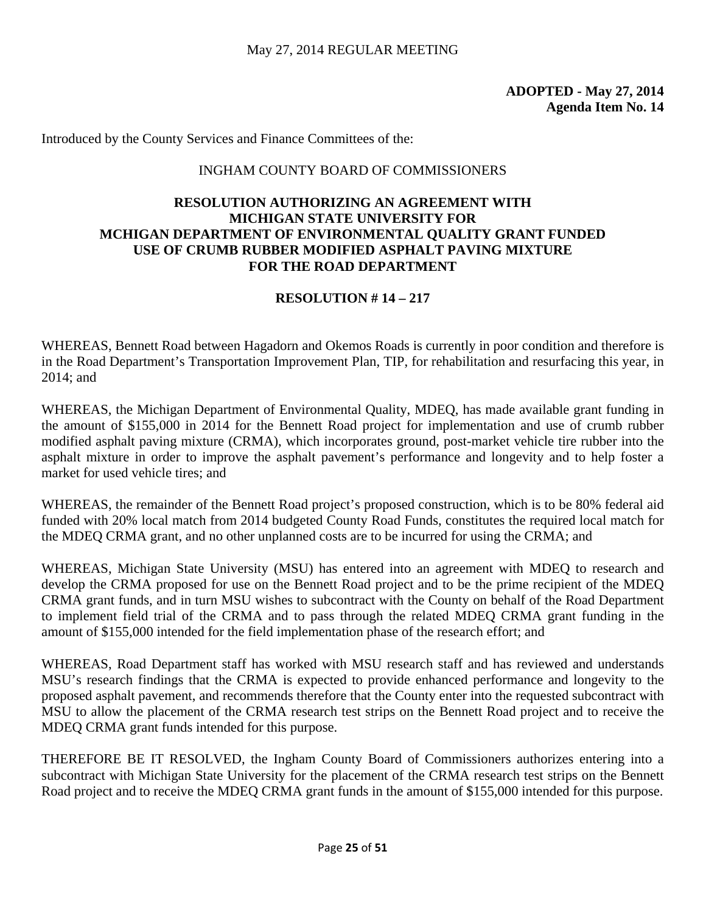**ADOPTED - May 27, 2014**
**Agenda Item No. 14**

Introduced by the County Services and Finance Committees of the:

INGHAM COUNTY BOARD OF COMMISSIONERS

# RESOLUTION AUTHORIZING AN AGREEMENT WITH MICHIGAN STATE UNIVERSITY FOR MCHIGAN DEPARTMENT OF ENVIRONMENTAL QUALITY GRANT FUNDED USE OF CRUMB RUBBER MODIFIED ASPHALT PAVING MIXTURE FOR THE ROAD DEPARTMENT

## RESOLUTION # 14 – 217

WHEREAS, Bennett Road between Hagadorn and Okemos Roads is currently in poor condition and therefore is in the Road Department's Transportation Improvement Plan, TIP, for rehabilitation and resurfacing this year, in 2014; and

WHEREAS, the Michigan Department of Environmental Quality, MDEQ, has made available grant funding in the amount of $155,000 in 2014 for the Bennett Road project for implementation and use of crumb rubber modified asphalt paving mixture (CRMA), which incorporates ground, post-market vehicle tire rubber into the asphalt mixture in order to improve the asphalt pavement's performance and longevity and to help foster a market for used vehicle tires; and

WHEREAS, the remainder of the Bennett Road project's proposed construction, which is to be 80% federal aid funded with 20% local match from 2014 budgeted County Road Funds, constitutes the required local match for the MDEQ CRMA grant, and no other unplanned costs are to be incurred for using the CRMA; and

WHEREAS, Michigan State University (MSU) has entered into an agreement with MDEQ to research and develop the CRMA proposed for use on the Bennett Road project and to be the prime recipient of the MDEQ CRMA grant funds, and in turn MSU wishes to subcontract with the County on behalf of the Road Department to implement field trial of the CRMA and to pass through the related MDEQ CRMA grant funding in the amount of $155,000 intended for the field implementation phase of the research effort; and

WHEREAS, Road Department staff has worked with MSU research staff and has reviewed and understands MSU's research findings that the CRMA is expected to provide enhanced performance and longevity to the proposed asphalt pavement, and recommends therefore that the County enter into the requested subcontract with MSU to allow the placement of the CRMA research test strips on the Bennett Road project and to receive the MDEQ CRMA grant funds intended for this purpose.

THEREFORE BE IT RESOLVED, the Ingham County Board of Commissioners authorizes entering into a subcontract with Michigan State University for the placement of the CRMA research test strips on the Bennett Road project and to receive the MDEQ CRMA grant funds in the amount of $155,000 intended for this purpose.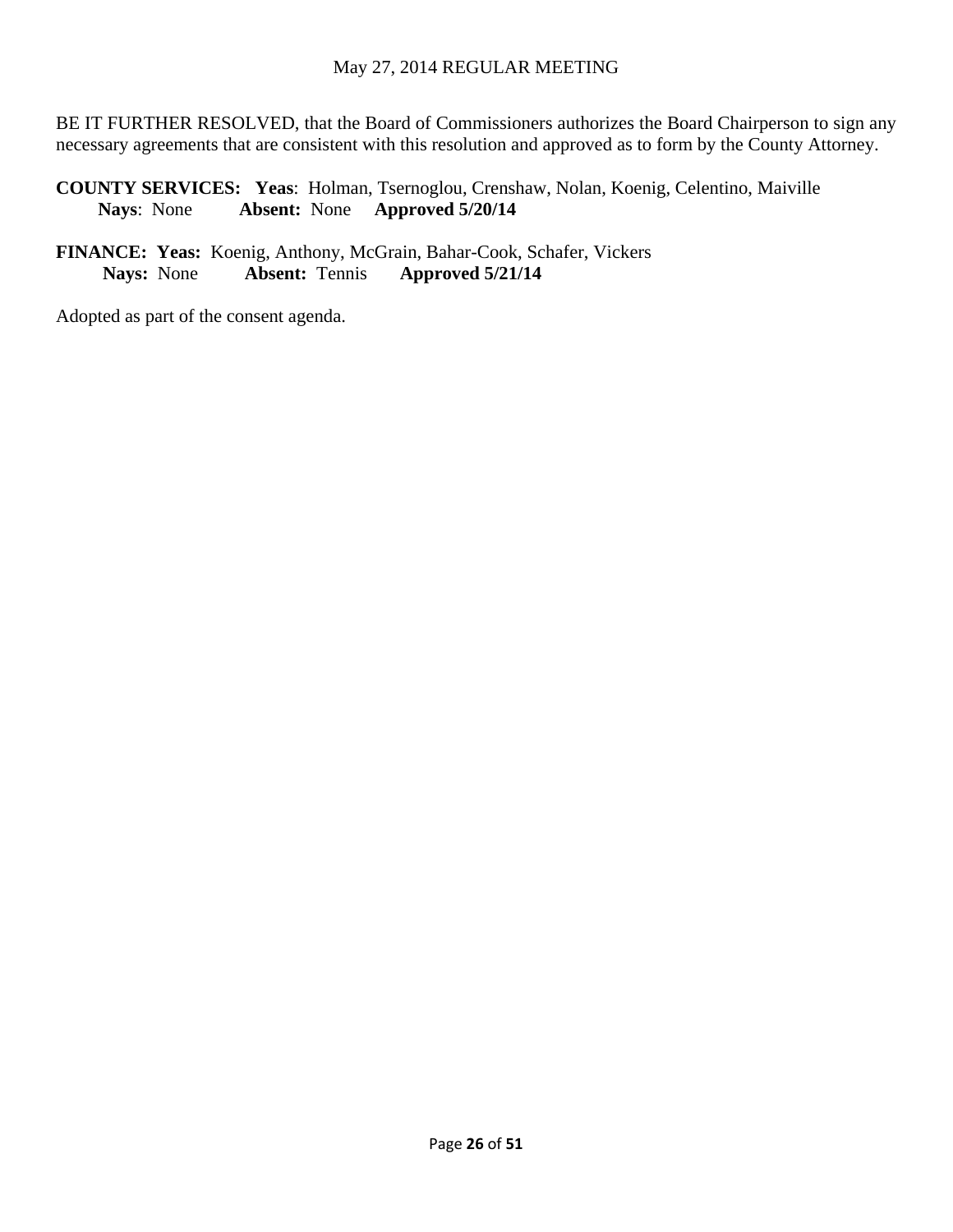BE IT FURTHER RESOLVED, that the Board of Commissioners authorizes the Board Chairperson to sign any necessary agreements that are consistent with this resolution and approved as to form by the County Attorney.

**COUNTY SERVICES: Yeas**: Holman, Tsernoglou, Crenshaw, Nolan, Koenig, Celentino, Maiville
**Nays**: None **Absent:** None **Approved 5/20/14**

**FINANCE: Yeas:** Koenig, Anthony, McGrain, Bahar-Cook, Schafer, Vickers
**Nays:** None **Absent:** Tennis **Approved 5/21/14**

Adopted as part of the consent agenda.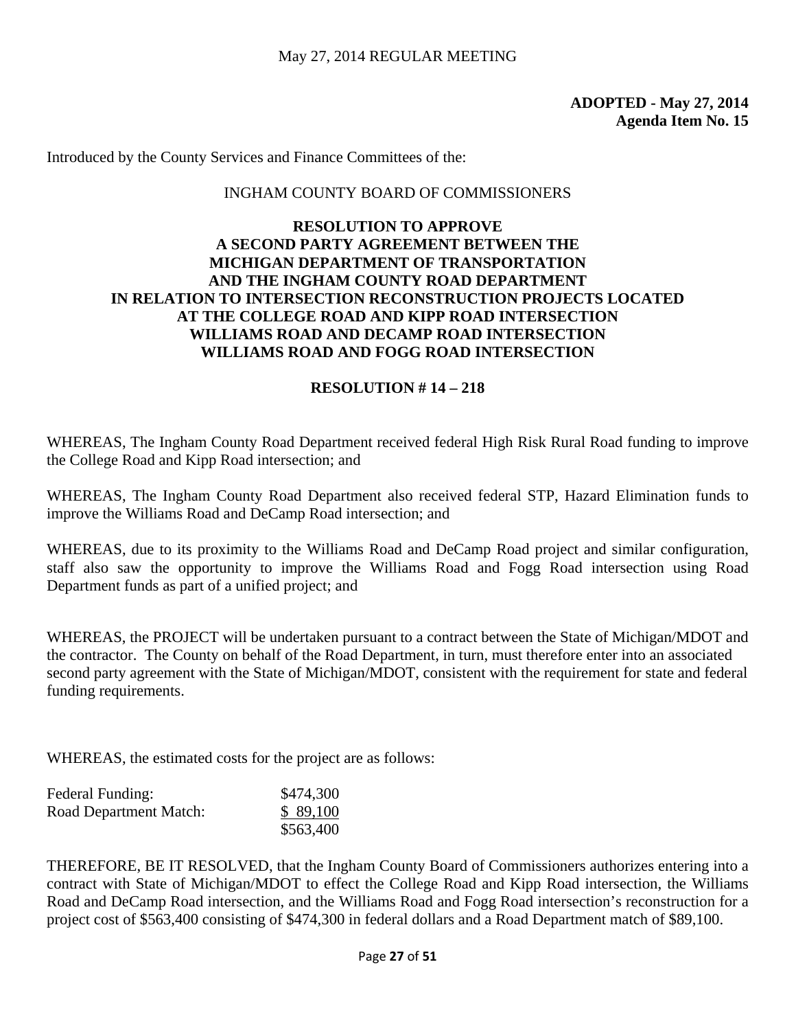May 27, 2014 REGULAR MEETING

**ADOPTED - May 27, 2014**
**Agenda Item No. 15**

Introduced by the County Services and Finance Committees of the:

INGHAM COUNTY BOARD OF COMMISSIONERS

**RESOLUTION TO APPROVE A SECOND PARTY AGREEMENT BETWEEN THE MICHIGAN DEPARTMENT OF TRANSPORTATION AND THE INGHAM COUNTY ROAD DEPARTMENT IN RELATION TO INTERSECTION RECONSTRUCTION PROJECTS LOCATED AT THE COLLEGE ROAD AND KIPP ROAD INTERSECTION WILLIAMS ROAD AND DECAMP ROAD INTERSECTION WILLIAMS ROAD AND FOGG ROAD INTERSECTION**

**RESOLUTION # 14 – 218**

WHEREAS, The Ingham County Road Department received federal High Risk Rural Road funding to improve the College Road and Kipp Road intersection; and

WHEREAS, The Ingham County Road Department also received federal STP, Hazard Elimination funds to improve the Williams Road and DeCamp Road intersection; and

WHEREAS, due to its proximity to the Williams Road and DeCamp Road project and similar configuration, staff also saw the opportunity to improve the Williams Road and Fogg Road intersection using Road Department funds as part of a unified project; and

WHEREAS, the PROJECT will be undertaken pursuant to a contract between the State of Michigan/MDOT and the contractor. The County on behalf of the Road Department, in turn, must therefore enter into an associated second party agreement with the State of Michigan/MDOT, consistent with the requirement for state and federal funding requirements.

WHEREAS, the estimated costs for the project are as follows:

| | |
|---|---|
| Federal Funding: | $474,300 |
| Road Department Match: | $ 89,100 |
| | $563,400 |

THEREFORE, BE IT RESOLVED, that the Ingham County Board of Commissioners authorizes entering into a contract with State of Michigan/MDOT to effect the College Road and Kipp Road intersection, the Williams Road and DeCamp Road intersection, and the Williams Road and Fogg Road intersection's reconstruction for a project cost of $563,400 consisting of $474,300 in federal dollars and a Road Department match of $89,100.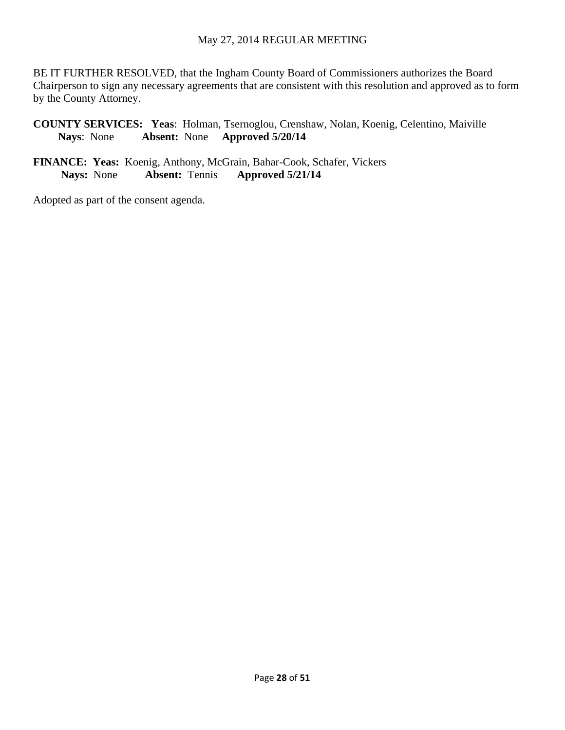BE IT FURTHER RESOLVED, that the Ingham County Board of Commissioners authorizes the Board Chairperson to sign any necessary agreements that are consistent with this resolution and approved as to form by the County Attorney.

**COUNTY SERVICES:** **Yeas**: Holman, Tsernoglou, Crenshaw, Nolan, Koenig, Celentino, Maiville
**Nays**: None **Absent:** None **Approved 5/20/14**

**FINANCE:** **Yeas:** Koenig, Anthony, McGrain, Bahar-Cook, Schafer, Vickers
**Nays:** None **Absent:** Tennis **Approved 5/21/14**

Adopted as part of the consent agenda.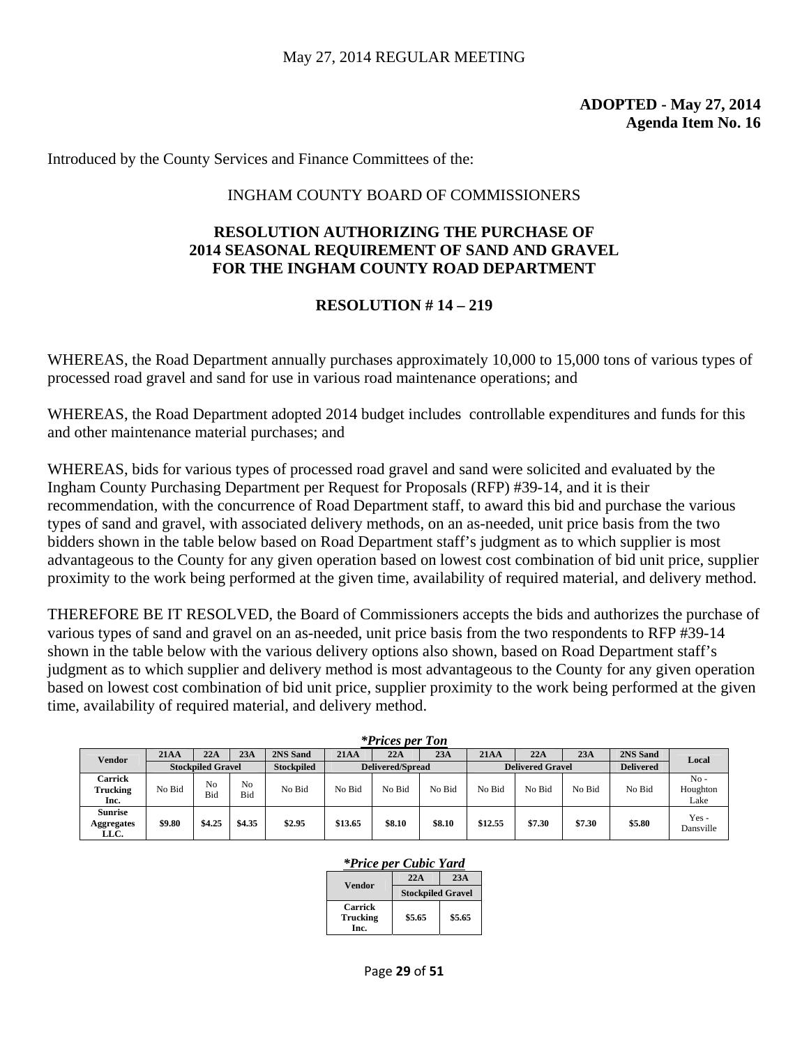**ADOPTED - May 27, 2014**
**Agenda Item No. 16**

Introduced by the County Services and Finance Committees of the:

INGHAM COUNTY BOARD OF COMMISSIONERS

## RESOLUTION AUTHORIZING THE PURCHASE OF 2014 SEASONAL REQUIREMENT OF SAND AND GRAVEL FOR THE INGHAM COUNTY ROAD DEPARTMENT

## RESOLUTION # 14 – 219

WHEREAS, the Road Department annually purchases approximately 10,000 to 15,000 tons of various types of processed road gravel and sand for use in various road maintenance operations; and

WHEREAS, the Road Department adopted 2014 budget includes controllable expenditures and funds for this and other maintenance material purchases; and

WHEREAS, bids for various types of processed road gravel and sand were solicited and evaluated by the Ingham County Purchasing Department per Request for Proposals (RFP) #39-14, and it is their recommendation, with the concurrence of Road Department staff, to award this bid and purchase the various types of sand and gravel, with associated delivery methods, on an as-needed, unit price basis from the two bidders shown in the table below based on Road Department staff's judgment as to which supplier is most advantageous to the County for any given operation based on lowest cost combination of bid unit price, supplier proximity to the work being performed at the given time, availability of required material, and delivery method.

THEREFORE BE IT RESOLVED, the Board of Commissioners accepts the bids and authorizes the purchase of various types of sand and gravel on an as-needed, unit price basis from the two respondents to RFP #39-14 shown in the table below with the various delivery options also shown, based on Road Department staff's judgment as to which supplier and delivery method is most advantageous to the County for any given operation based on lowest cost combination of bid unit price, supplier proximity to the work being performed at the given time, availability of required material, and delivery method.

***Prices per Ton***

| Vendor | 21AA | 22A | 23A | 2NS Sand | 21AA | 22A | 23A | 21AA | 22A | 23A | 2NS Sand | Local |
|---|---|---|---|---|---|---|---|---|---|---|---|---|
| | Stockpiled Gravel | | | Stockpiled | Delivered/Spread | | | Delivered Gravel | | | Delivered | |
| **Carrick Trucking Inc.** | No Bid | No Bid | No Bid | No Bid | No Bid | No Bid | No Bid | No Bid | No Bid | No Bid | No Bid | No - Houghton Lake |
| **Sunrise Aggregates LLC.** | **$9.80** | **$4.25** | **$4.35** | **$2.95** | **$13.65** | **$8.10** | **$8.10** | **$12.55** | **$7.30** | **$7.30** | **$5.80** | Yes - Dansville |

***Price per Cubic Yard***

| Vendor | 22A | 23A |
|---|---|---|
| | Stockpiled Gravel | |
| **Carrick Trucking Inc.** | **$5.65** | **$5.65** |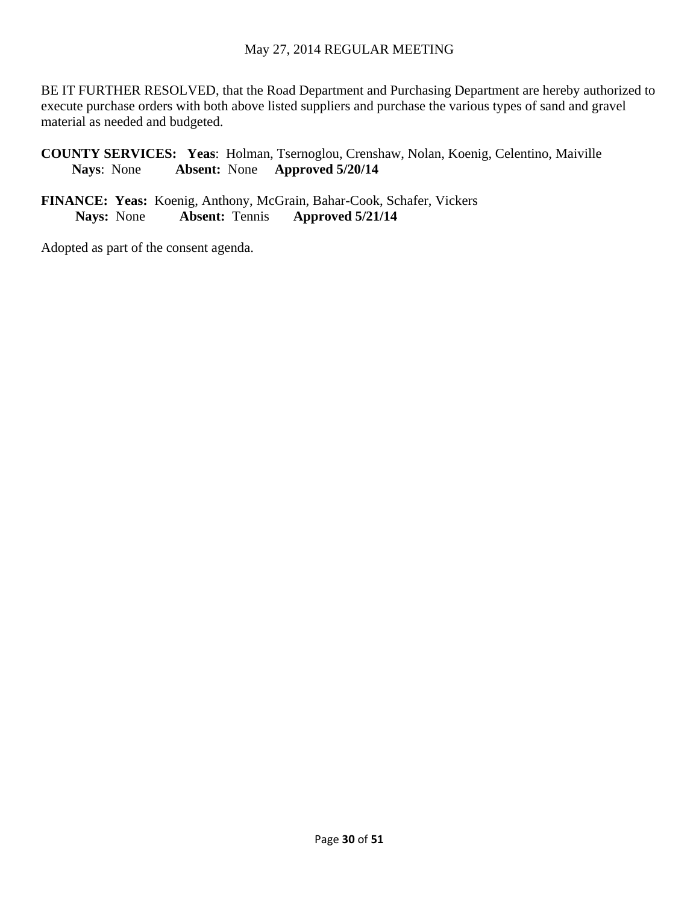BE IT FURTHER RESOLVED, that the Road Department and Purchasing Department are hereby authorized to execute purchase orders with both above listed suppliers and purchase the various types of sand and gravel material as needed and budgeted.

**COUNTY SERVICES:** **Yeas**: Holman, Tsernoglou, Crenshaw, Nolan, Koenig, Celentino, Maiville
**Nays**: None **Absent:** None **Approved 5/20/14**

**FINANCE:** **Yeas:** Koenig, Anthony, McGrain, Bahar-Cook, Schafer, Vickers
**Nays:** None **Absent:** Tennis **Approved 5/21/14**

Adopted as part of the consent agenda.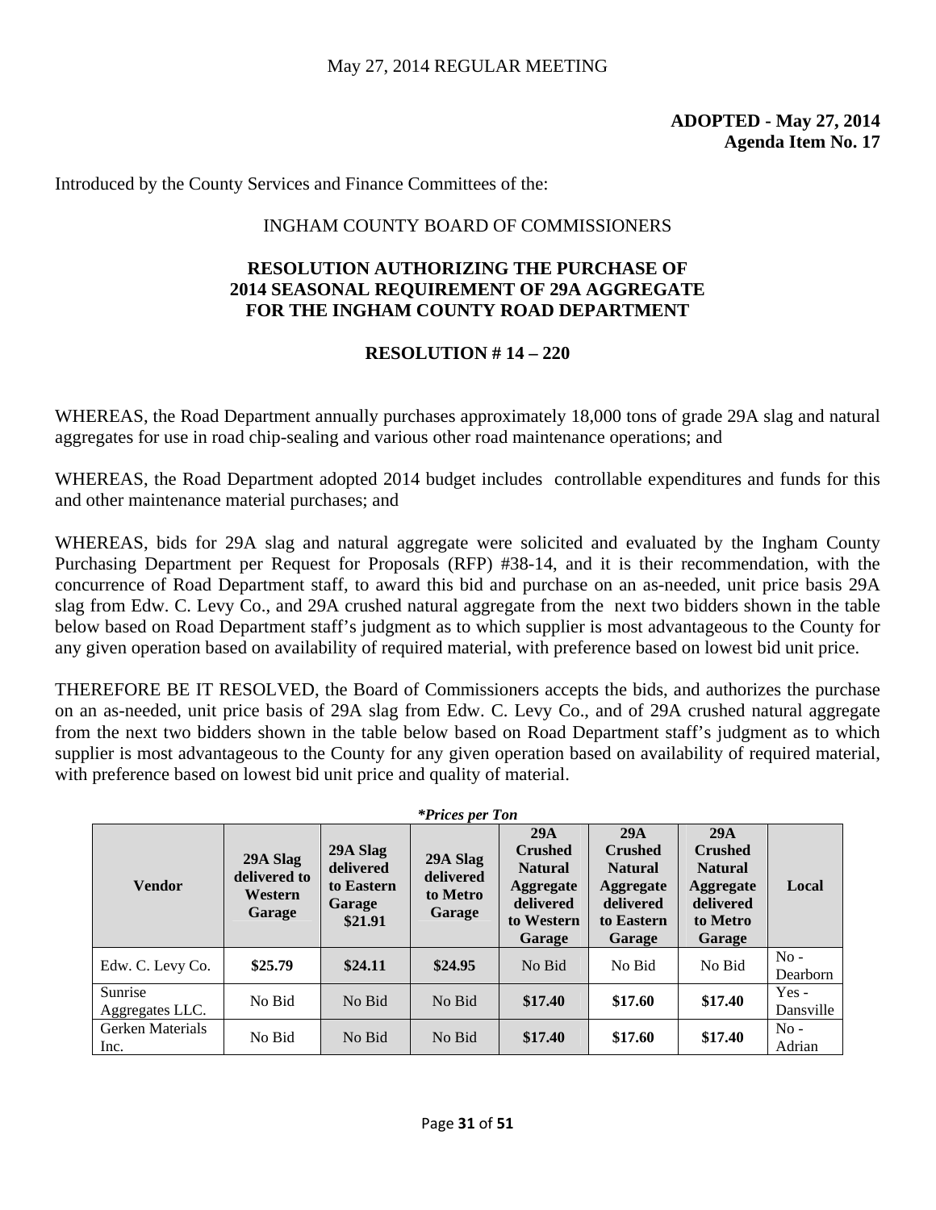May 27, 2014 REGULAR MEETING

**ADOPTED - May 27, 2014**
**Agenda Item No. 17**

Introduced by the County Services and Finance Committees of the:

INGHAM COUNTY BOARD OF COMMISSIONERS

**RESOLUTION AUTHORIZING THE PURCHASE OF 2014 SEASONAL REQUIREMENT OF 29A AGGREGATE FOR THE INGHAM COUNTY ROAD DEPARTMENT**

**RESOLUTION # 14 – 220**

WHEREAS, the Road Department annually purchases approximately 18,000 tons of grade 29A slag and natural aggregates for use in road chip-sealing and various other road maintenance operations; and

WHEREAS, the Road Department adopted 2014 budget includes controllable expenditures and funds for this and other maintenance material purchases; and

WHEREAS, bids for 29A slag and natural aggregate were solicited and evaluated by the Ingham County Purchasing Department per Request for Proposals (RFP) #38-14, and it is their recommendation, with the concurrence of Road Department staff, to award this bid and purchase on an as-needed, unit price basis 29A slag from Edw. C. Levy Co., and 29A crushed natural aggregate from the next two bidders shown in the table below based on Road Department staff's judgment as to which supplier is most advantageous to the County for any given operation based on availability of required material, with preference based on lowest bid unit price.

THEREFORE BE IT RESOLVED, the Board of Commissioners accepts the bids, and authorizes the purchase on an as-needed, unit price basis of 29A slag from Edw. C. Levy Co., and of 29A crushed natural aggregate from the next two bidders shown in the table below based on Road Department staff's judgment as to which supplier is most advantageous to the County for any given operation based on availability of required material, with preference based on lowest bid unit price and quality of material.

***Prices per Ton***

| Vendor | 29A Slag delivered to Western Garage | 29A Slag delivered to Eastern Garage $21.91 | 29A Slag delivered to Metro Garage | 29A Crushed Natural Aggregate delivered to Western Garage | 29A Crushed Natural Aggregate delivered to Eastern Garage | 29A Crushed Natural Aggregate delivered to Metro Garage | Local |
|---|---|---|---|---|---|---|---|
| Edw. C. Levy Co. | **$25.79** | **$24.11** | **$24.95** | No Bid | No Bid | No Bid | No - Dearborn |
| Sunrise Aggregates LLC. | No Bid | No Bid | No Bid | **$17.40** | **$17.60** | **$17.40** | Yes - Dansville |
| Gerken Materials Inc. | No Bid | No Bid | No Bid | **$17.40** | **$17.60** | **$17.40** | No - Adrian |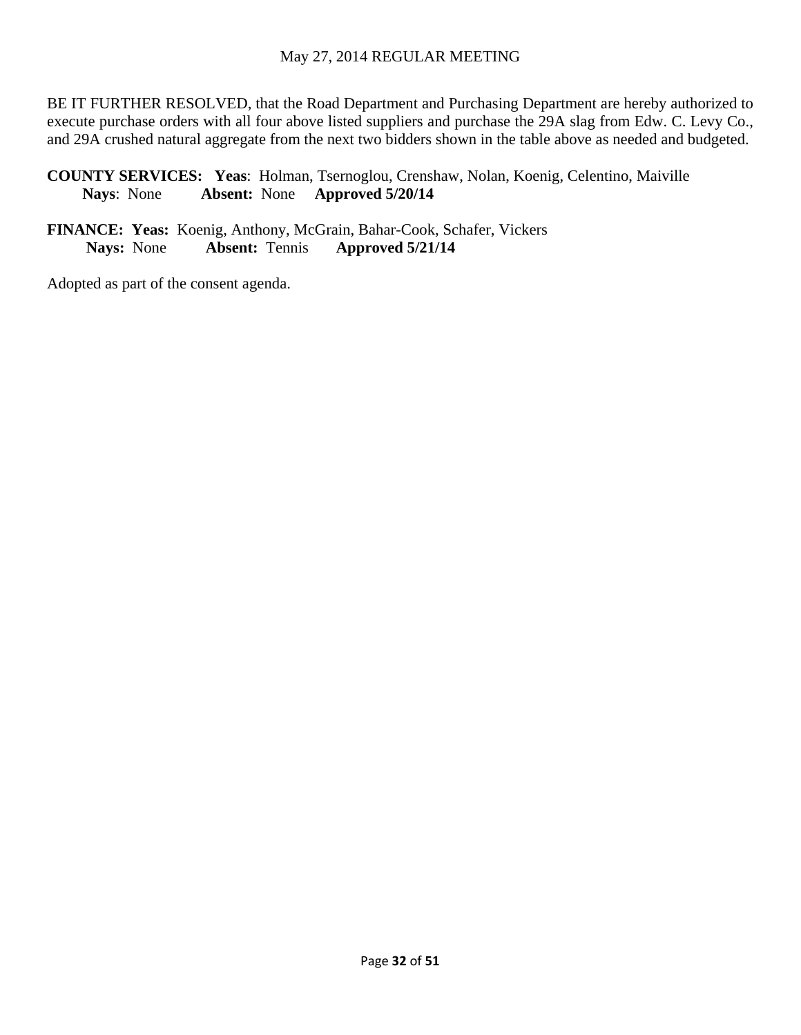BE IT FURTHER RESOLVED, that the Road Department and Purchasing Department are hereby authorized to execute purchase orders with all four above listed suppliers and purchase the 29A slag from Edw. C. Levy Co., and 29A crushed natural aggregate from the next two bidders shown in the table above as needed and budgeted.

**COUNTY SERVICES:** **Yeas**: Holman, Tsernoglou, Crenshaw, Nolan, Koenig, Celentino, Maiville
**Nays**: None **Absent:** None **Approved 5/20/14**

**FINANCE:** **Yeas:** Koenig, Anthony, McGrain, Bahar-Cook, Schafer, Vickers
**Nays:** None **Absent:** Tennis **Approved 5/21/14**

Adopted as part of the consent agenda.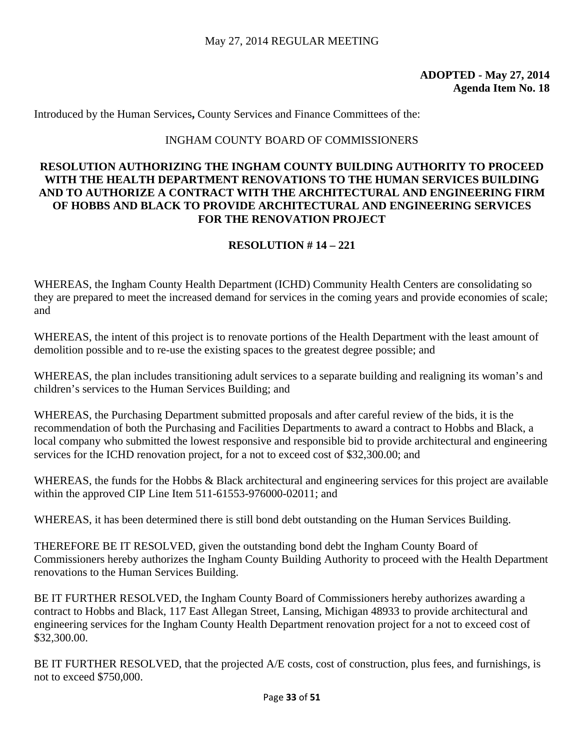**ADOPTED - May 27, 2014**
**Agenda Item No. 18**

Introduced by the Human Services**,** County Services and Finance Committees of the:

INGHAM COUNTY BOARD OF COMMISSIONERS

**RESOLUTION AUTHORIZING THE INGHAM COUNTY BUILDING AUTHORITY TO PROCEED WITH THE HEALTH DEPARTMENT RENOVATIONS TO THE HUMAN SERVICES BUILDING AND TO AUTHORIZE A CONTRACT WITH THE ARCHITECTURAL AND ENGINEERING FIRM OF HOBBS AND BLACK TO PROVIDE ARCHITECTURAL AND ENGINEERING SERVICES FOR THE RENOVATION PROJECT**

**RESOLUTION # 14 – 221**

WHEREAS, the Ingham County Health Department (ICHD) Community Health Centers are consolidating so they are prepared to meet the increased demand for services in the coming years and provide economies of scale; and

WHEREAS, the intent of this project is to renovate portions of the Health Department with the least amount of demolition possible and to re-use the existing spaces to the greatest degree possible; and

WHEREAS, the plan includes transitioning adult services to a separate building and realigning its woman's and children's services to the Human Services Building; and

WHEREAS, the Purchasing Department submitted proposals and after careful review of the bids, it is the recommendation of both the Purchasing and Facilities Departments to award a contract to Hobbs and Black, a local company who submitted the lowest responsive and responsible bid to provide architectural and engineering services for the ICHD renovation project, for a not to exceed cost of $32,300.00; and

WHEREAS, the funds for the Hobbs & Black architectural and engineering services for this project are available within the approved CIP Line Item 511-61553-976000-02011; and

WHEREAS, it has been determined there is still bond debt outstanding on the Human Services Building.

THEREFORE BE IT RESOLVED, given the outstanding bond debt the Ingham County Board of Commissioners hereby authorizes the Ingham County Building Authority to proceed with the Health Department renovations to the Human Services Building.

BE IT FURTHER RESOLVED, the Ingham County Board of Commissioners hereby authorizes awarding a contract to Hobbs and Black, 117 East Allegan Street, Lansing, Michigan 48933 to provide architectural and engineering services for the Ingham County Health Department renovation project for a not to exceed cost of $32,300.00.

BE IT FURTHER RESOLVED, that the projected A/E costs, cost of construction, plus fees, and furnishings, is not to exceed $750,000.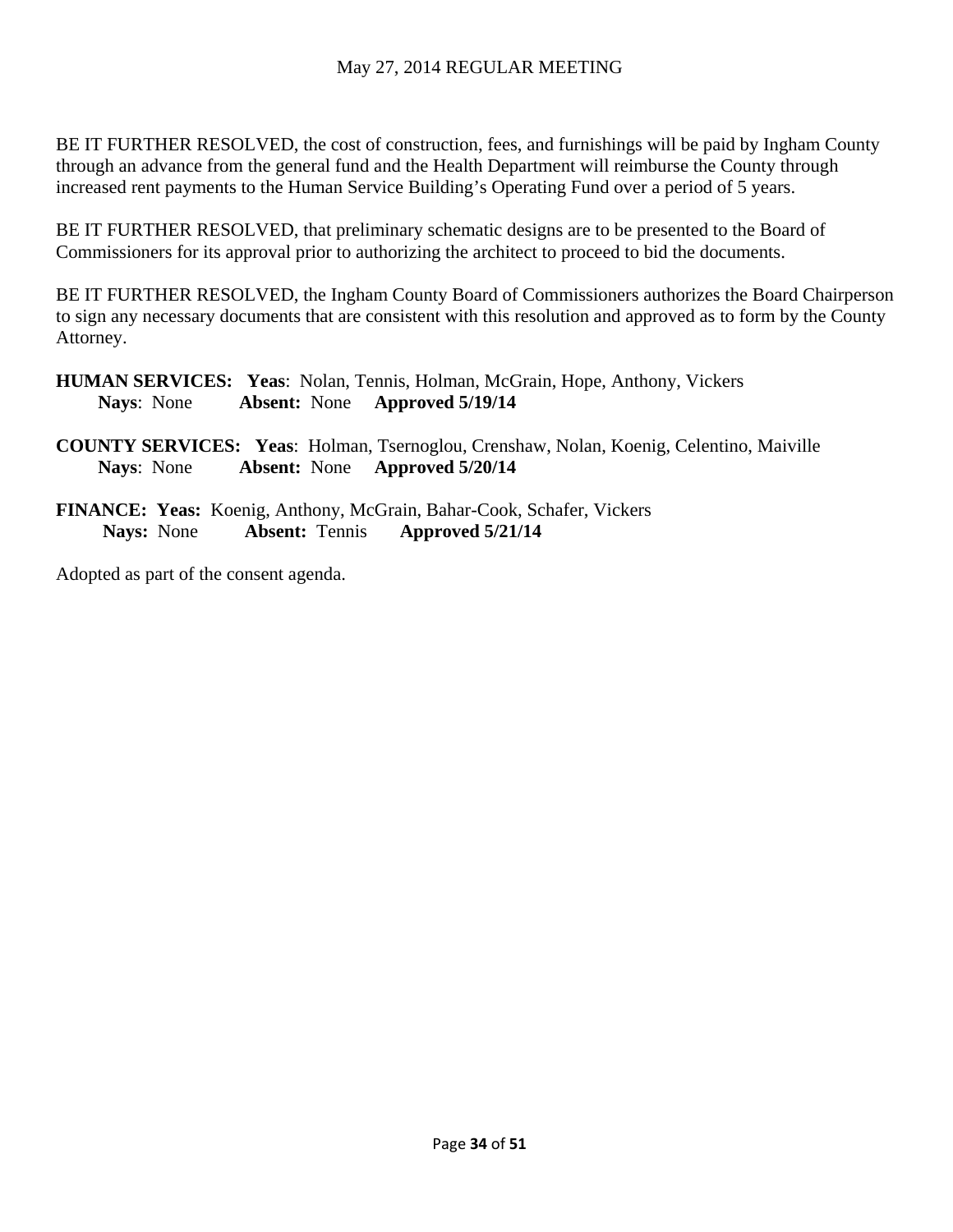BE IT FURTHER RESOLVED, the cost of construction, fees, and furnishings will be paid by Ingham County through an advance from the general fund and the Health Department will reimburse the County through increased rent payments to the Human Service Building's Operating Fund over a period of 5 years.

BE IT FURTHER RESOLVED, that preliminary schematic designs are to be presented to the Board of Commissioners for its approval prior to authorizing the architect to proceed to bid the documents.

BE IT FURTHER RESOLVED, the Ingham County Board of Commissioners authorizes the Board Chairperson to sign any necessary documents that are consistent with this resolution and approved as to form by the County Attorney.

**HUMAN SERVICES: Yeas**: Nolan, Tennis, Holman, McGrain, Hope, Anthony, Vickers
**Nays**: None **Absent:** None **Approved 5/19/14**

**COUNTY SERVICES: Yeas**: Holman, Tsernoglou, Crenshaw, Nolan, Koenig, Celentino, Maiville
**Nays**: None **Absent:** None **Approved 5/20/14**

**FINANCE: Yeas:** Koenig, Anthony, McGrain, Bahar-Cook, Schafer, Vickers
**Nays:** None **Absent:** Tennis **Approved 5/21/14**

Adopted as part of the consent agenda.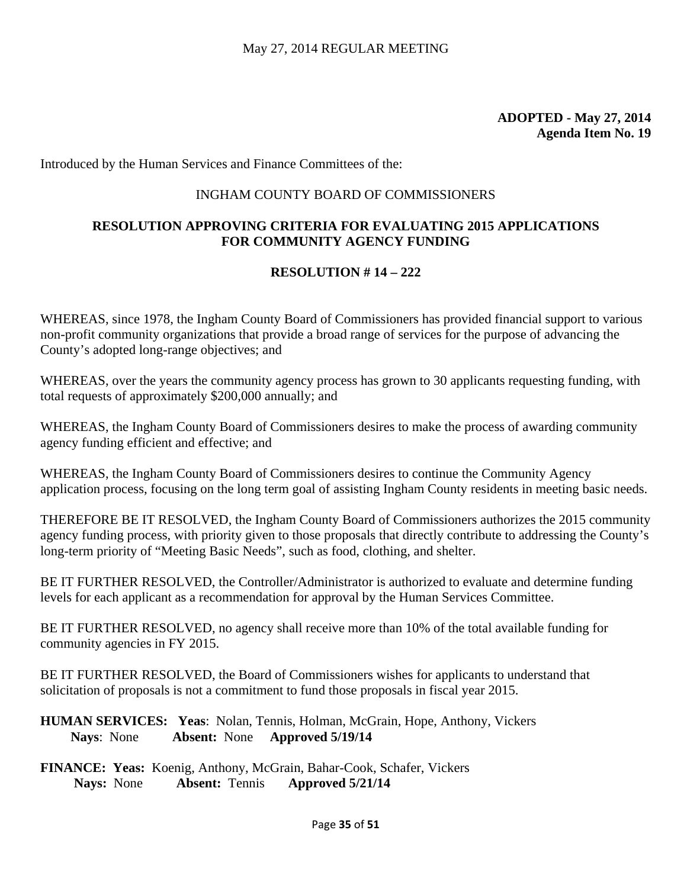**ADOPTED - May 27, 2014**
**Agenda Item No. 19**

Introduced by the Human Services and Finance Committees of the:

INGHAM COUNTY BOARD OF COMMISSIONERS

## RESOLUTION APPROVING CRITERIA FOR EVALUATING 2015 APPLICATIONS FOR COMMUNITY AGENCY FUNDING

**RESOLUTION # 14 – 222**

WHEREAS, since 1978, the Ingham County Board of Commissioners has provided financial support to various non-profit community organizations that provide a broad range of services for the purpose of advancing the County's adopted long-range objectives; and

WHEREAS, over the years the community agency process has grown to 30 applicants requesting funding, with total requests of approximately $200,000 annually; and

WHEREAS, the Ingham County Board of Commissioners desires to make the process of awarding community agency funding efficient and effective; and

WHEREAS, the Ingham County Board of Commissioners desires to continue the Community Agency application process, focusing on the long term goal of assisting Ingham County residents in meeting basic needs.

THEREFORE BE IT RESOLVED, the Ingham County Board of Commissioners authorizes the 2015 community agency funding process, with priority given to those proposals that directly contribute to addressing the County's long-term priority of "Meeting Basic Needs", such as food, clothing, and shelter.

BE IT FURTHER RESOLVED, the Controller/Administrator is authorized to evaluate and determine funding levels for each applicant as a recommendation for approval by the Human Services Committee.

BE IT FURTHER RESOLVED, no agency shall receive more than 10% of the total available funding for community agencies in FY 2015.

BE IT FURTHER RESOLVED, the Board of Commissioners wishes for applicants to understand that solicitation of proposals is not a commitment to fund those proposals in fiscal year 2015.

**HUMAN SERVICES:** **Yeas**: Nolan, Tennis, Holman, McGrain, Hope, Anthony, Vickers
**Nays**: None **Absent:** None **Approved 5/19/14**

**FINANCE:** **Yeas:** Koenig, Anthony, McGrain, Bahar-Cook, Schafer, Vickers
**Nays:** None **Absent:** Tennis **Approved 5/21/14**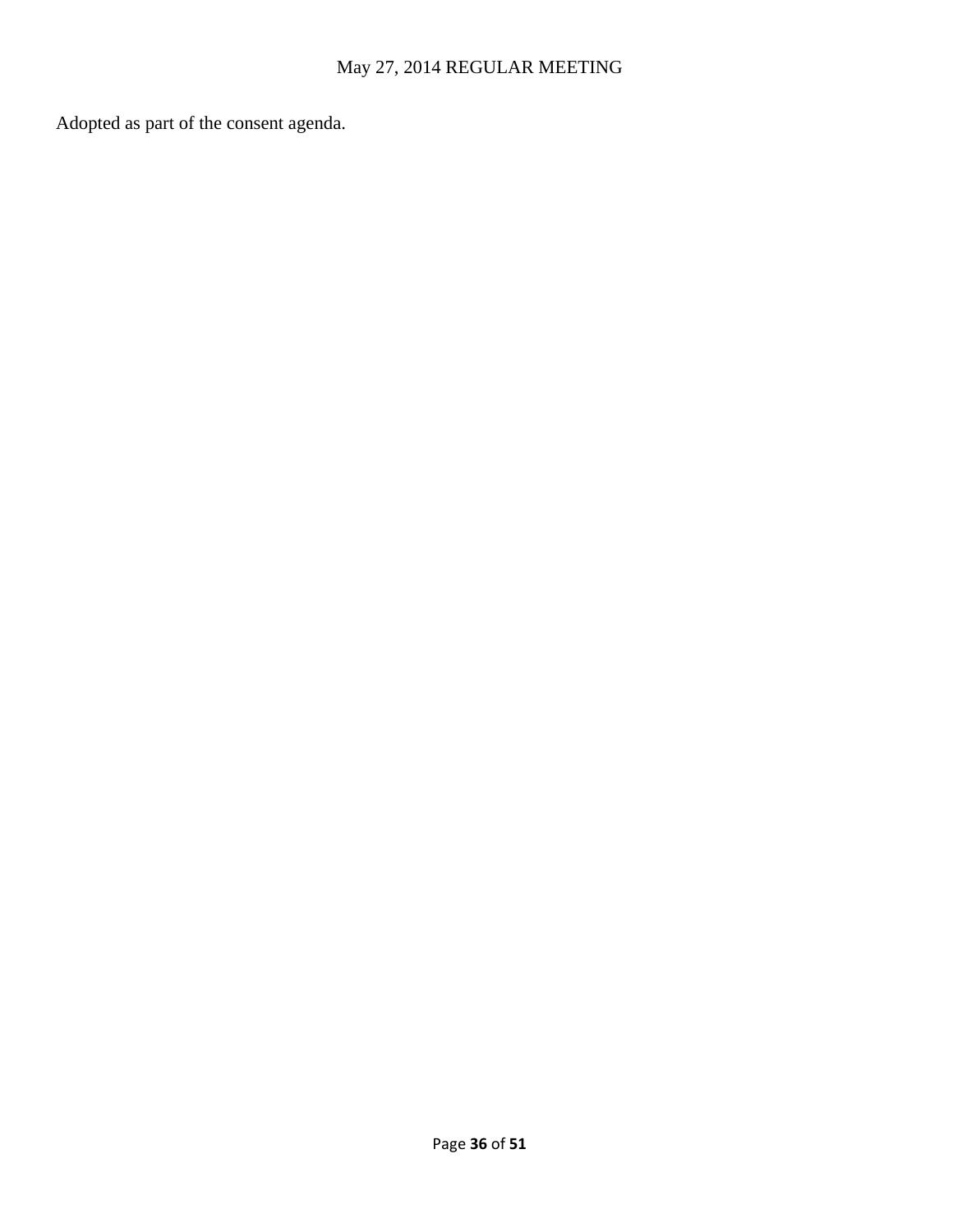Adopted as part of the consent agenda.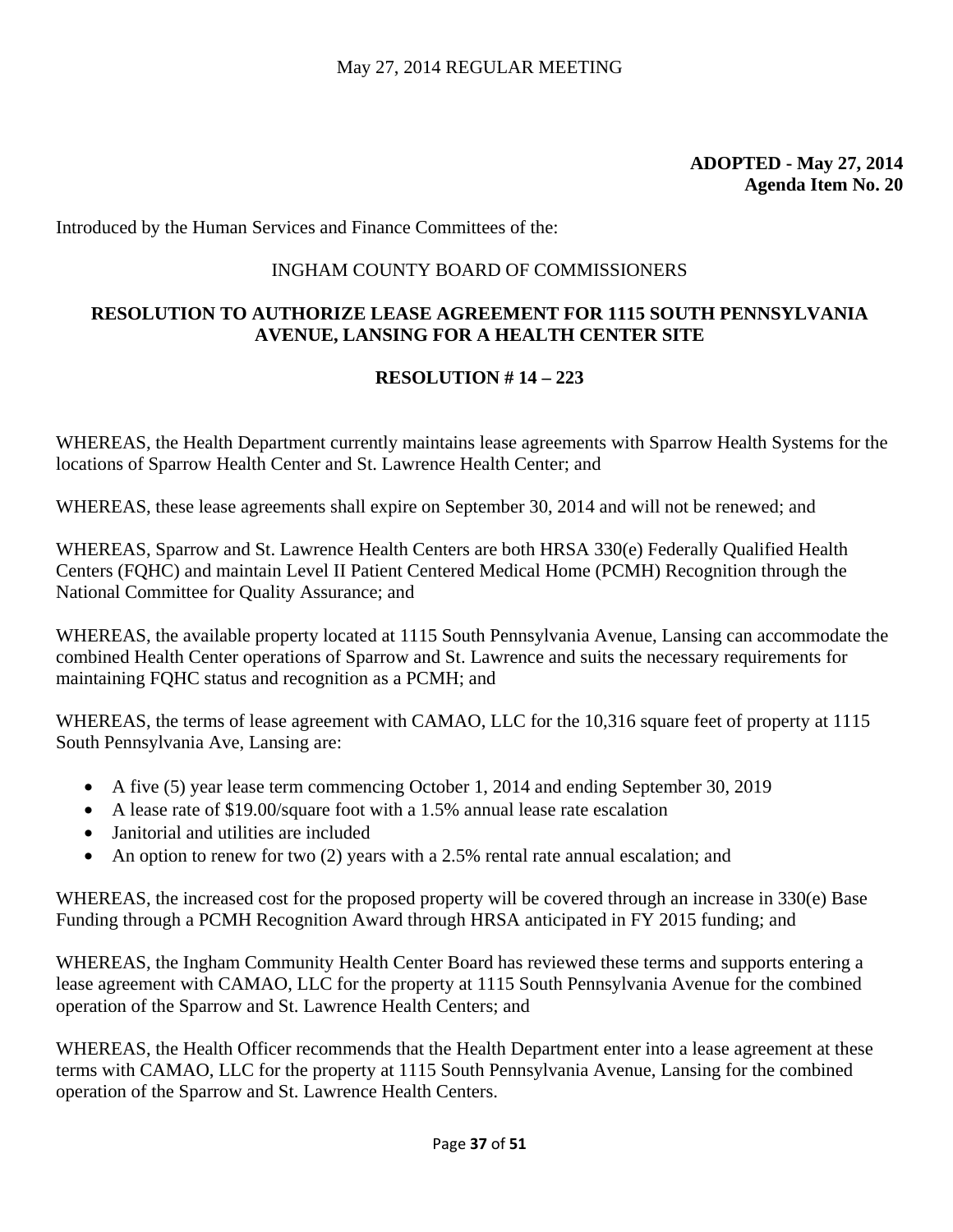May 27, 2014 REGULAR MEETING

**ADOPTED - May 27, 2014**
**Agenda Item No. 20**

Introduced by the Human Services and Finance Committees of the:

INGHAM COUNTY BOARD OF COMMISSIONERS

**RESOLUTION TO AUTHORIZE LEASE AGREEMENT FOR 1115 SOUTH PENNSYLVANIA AVENUE, LANSING FOR A HEALTH CENTER SITE**

**RESOLUTION # 14 – 223**

WHEREAS, the Health Department currently maintains lease agreements with Sparrow Health Systems for the locations of Sparrow Health Center and St. Lawrence Health Center; and

WHEREAS, these lease agreements shall expire on September 30, 2014 and will not be renewed; and

WHEREAS, Sparrow and St. Lawrence Health Centers are both HRSA 330(e) Federally Qualified Health Centers (FQHC) and maintain Level II Patient Centered Medical Home (PCMH) Recognition through the National Committee for Quality Assurance; and

WHEREAS, the available property located at 1115 South Pennsylvania Avenue, Lansing can accommodate the combined Health Center operations of Sparrow and St. Lawrence and suits the necessary requirements for maintaining FQHC status and recognition as a PCMH; and

WHEREAS, the terms of lease agreement with CAMAO, LLC for the 10,316 square feet of property at 1115 South Pennsylvania Ave, Lansing are:

- A five (5) year lease term commencing October 1, 2014 and ending September 30, 2019
- A lease rate of $19.00/square foot with a 1.5% annual lease rate escalation
- Janitorial and utilities are included
- An option to renew for two (2) years with a 2.5% rental rate annual escalation; and

WHEREAS, the increased cost for the proposed property will be covered through an increase in 330(e) Base Funding through a PCMH Recognition Award through HRSA anticipated in FY 2015 funding; and

WHEREAS, the Ingham Community Health Center Board has reviewed these terms and supports entering a lease agreement with CAMAO, LLC for the property at 1115 South Pennsylvania Avenue for the combined operation of the Sparrow and St. Lawrence Health Centers; and

WHEREAS, the Health Officer recommends that the Health Department enter into a lease agreement at these terms with CAMAO, LLC for the property at 1115 South Pennsylvania Avenue, Lansing for the combined operation of the Sparrow and St. Lawrence Health Centers.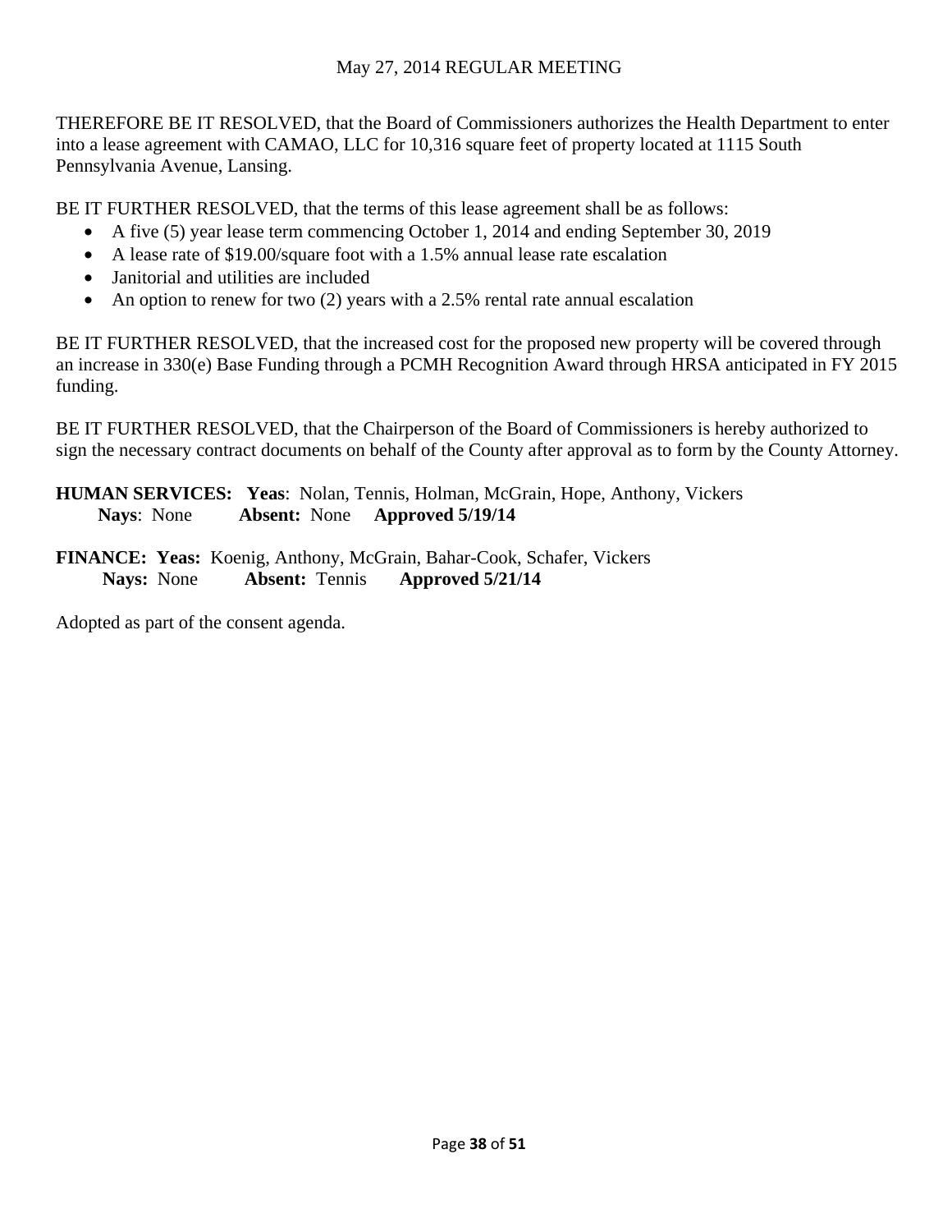THEREFORE BE IT RESOLVED, that the Board of Commissioners authorizes the Health Department to enter into a lease agreement with CAMAO, LLC for 10,316 square feet of property located at 1115 South Pennsylvania Avenue, Lansing.

BE IT FURTHER RESOLVED, that the terms of this lease agreement shall be as follows:

- A five (5) year lease term commencing October 1, 2014 and ending September 30, 2019
- A lease rate of $19.00/square foot with a 1.5% annual lease rate escalation
- Janitorial and utilities are included
- An option to renew for two (2) years with a 2.5% rental rate annual escalation

BE IT FURTHER RESOLVED, that the increased cost for the proposed new property will be covered through an increase in 330(e) Base Funding through a PCMH Recognition Award through HRSA anticipated in FY 2015 funding.

BE IT FURTHER RESOLVED, that the Chairperson of the Board of Commissioners is hereby authorized to sign the necessary contract documents on behalf of the County after approval as to form by the County Attorney.

**HUMAN SERVICES: Yeas**: Nolan, Tennis, Holman, McGrain, Hope, Anthony, Vickers
**Nays**: None **Absent:** None **Approved 5/19/14**

**FINANCE: Yeas:** Koenig, Anthony, McGrain, Bahar-Cook, Schafer, Vickers
**Nays:** None **Absent:** Tennis **Approved 5/21/14**

Adopted as part of the consent agenda.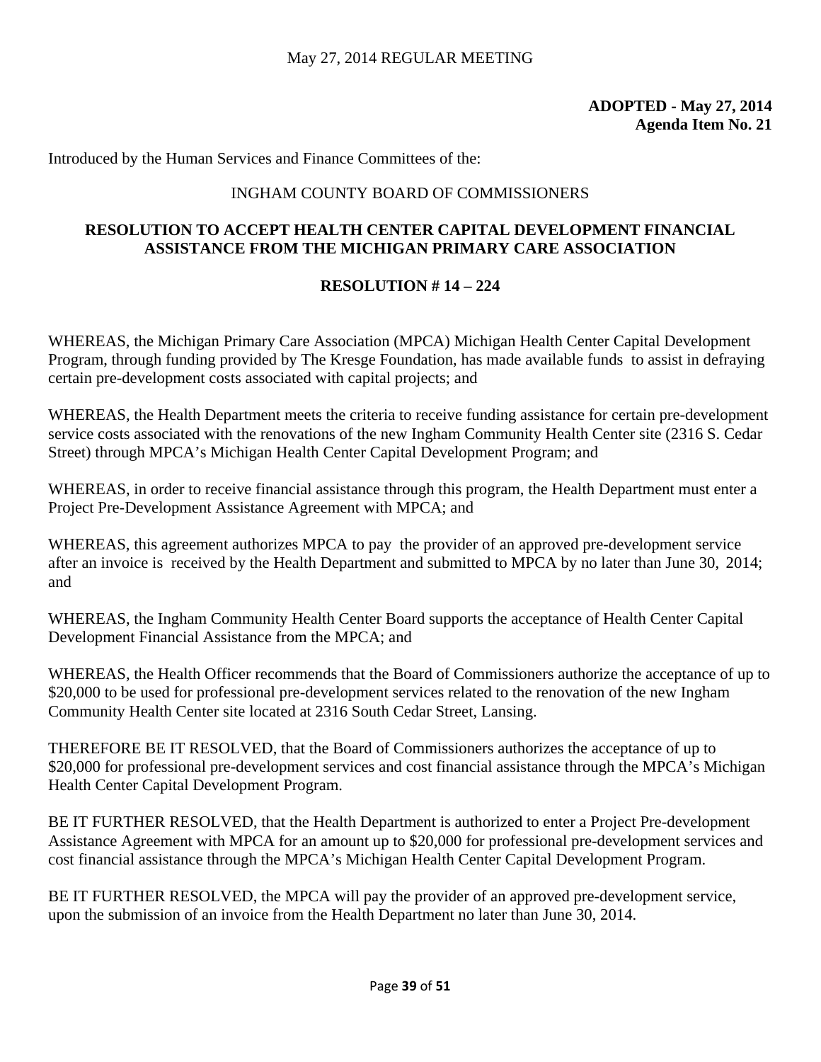May 27, 2014 REGULAR MEETING

**ADOPTED - May 27, 2014**
**Agenda Item No. 21**

Introduced by the Human Services and Finance Committees of the:

INGHAM COUNTY BOARD OF COMMISSIONERS

**RESOLUTION TO ACCEPT HEALTH CENTER CAPITAL DEVELOPMENT FINANCIAL ASSISTANCE FROM THE MICHIGAN PRIMARY CARE ASSOCIATION**

**RESOLUTION # 14 – 224**

WHEREAS, the Michigan Primary Care Association (MPCA) Michigan Health Center Capital Development Program, through funding provided by The Kresge Foundation, has made available funds to assist in defraying certain pre-development costs associated with capital projects; and

WHEREAS, the Health Department meets the criteria to receive funding assistance for certain pre-development service costs associated with the renovations of the new Ingham Community Health Center site (2316 S. Cedar Street) through MPCA's Michigan Health Center Capital Development Program; and

WHEREAS, in order to receive financial assistance through this program, the Health Department must enter a Project Pre-Development Assistance Agreement with MPCA; and

WHEREAS, this agreement authorizes MPCA to pay the provider of an approved pre-development service after an invoice is received by the Health Department and submitted to MPCA by no later than June 30, 2014; and

WHEREAS, the Ingham Community Health Center Board supports the acceptance of Health Center Capital Development Financial Assistance from the MPCA; and

WHEREAS, the Health Officer recommends that the Board of Commissioners authorize the acceptance of up to $20,000 to be used for professional pre-development services related to the renovation of the new Ingham Community Health Center site located at 2316 South Cedar Street, Lansing.

THEREFORE BE IT RESOLVED, that the Board of Commissioners authorizes the acceptance of up to $20,000 for professional pre-development services and cost financial assistance through the MPCA's Michigan Health Center Capital Development Program.

BE IT FURTHER RESOLVED, that the Health Department is authorized to enter a Project Pre-development Assistance Agreement with MPCA for an amount up to $20,000 for professional pre-development services and cost financial assistance through the MPCA's Michigan Health Center Capital Development Program.

BE IT FURTHER RESOLVED, the MPCA will pay the provider of an approved pre-development service, upon the submission of an invoice from the Health Department no later than June 30, 2014.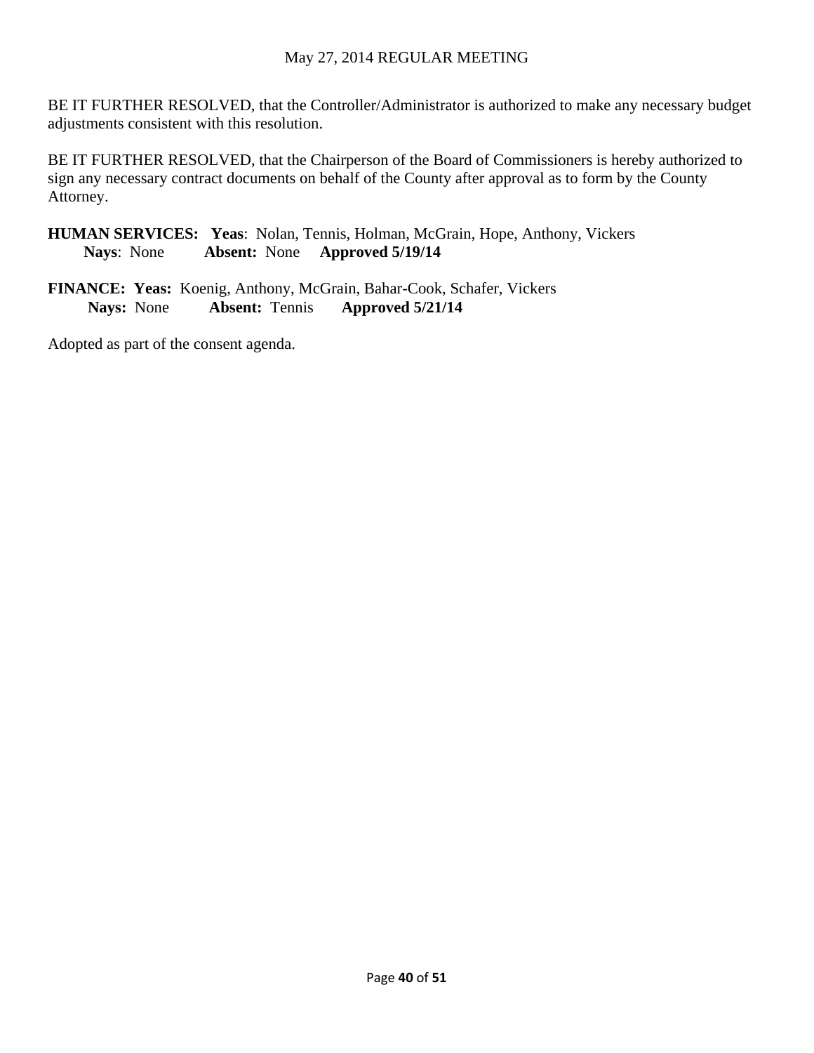BE IT FURTHER RESOLVED, that the Controller/Administrator is authorized to make any necessary budget adjustments consistent with this resolution.

BE IT FURTHER RESOLVED, that the Chairperson of the Board of Commissioners is hereby authorized to sign any necessary contract documents on behalf of the County after approval as to form by the County Attorney.

**HUMAN SERVICES: Yeas**: Nolan, Tennis, Holman, McGrain, Hope, Anthony, Vickers
**Nays**: None **Absent:** None **Approved 5/19/14**

**FINANCE: Yeas:** Koenig, Anthony, McGrain, Bahar-Cook, Schafer, Vickers
**Nays:** None **Absent:** Tennis **Approved 5/21/14**

Adopted as part of the consent agenda.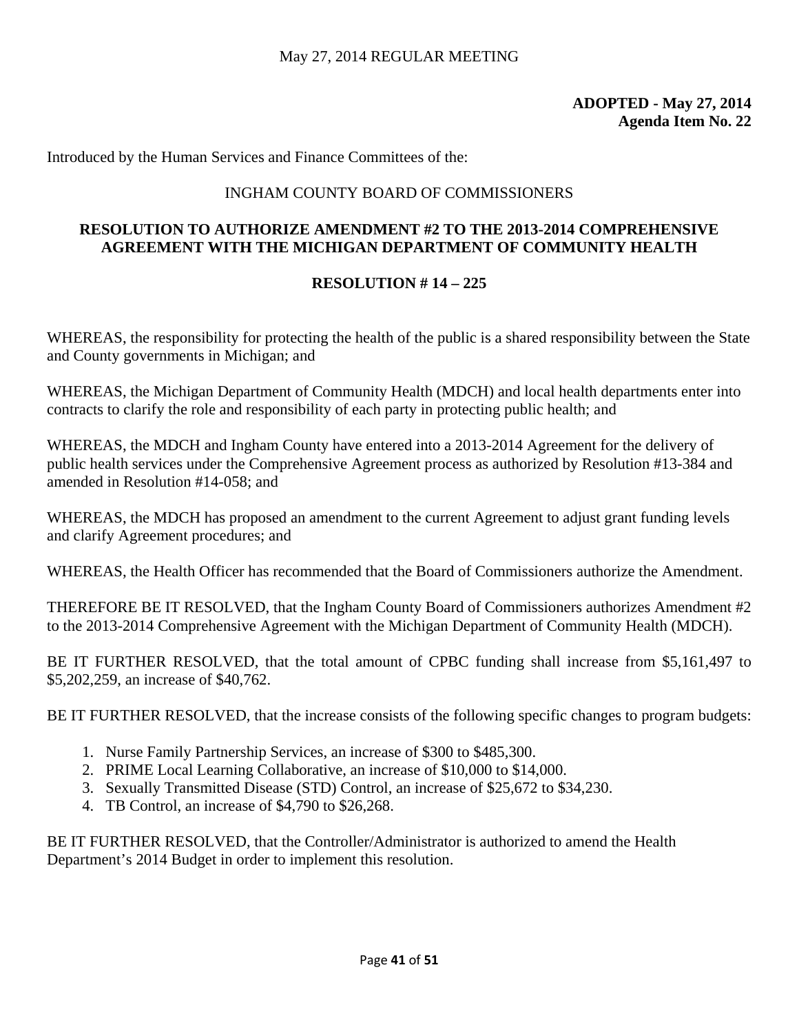May 27, 2014 REGULAR MEETING

**ADOPTED - May 27, 2014**
**Agenda Item No. 22**

Introduced by the Human Services and Finance Committees of the:

INGHAM COUNTY BOARD OF COMMISSIONERS

## RESOLUTION TO AUTHORIZE AMENDMENT #2 TO THE 2013-2014 COMPREHENSIVE AGREEMENT WITH THE MICHIGAN DEPARTMENT OF COMMUNITY HEALTH

## RESOLUTION # 14 – 225

WHEREAS, the responsibility for protecting the health of the public is a shared responsibility between the State and County governments in Michigan; and

WHEREAS, the Michigan Department of Community Health (MDCH) and local health departments enter into contracts to clarify the role and responsibility of each party in protecting public health; and

WHEREAS, the MDCH and Ingham County have entered into a 2013-2014 Agreement for the delivery of public health services under the Comprehensive Agreement process as authorized by Resolution #13-384 and amended in Resolution #14-058; and

WHEREAS, the MDCH has proposed an amendment to the current Agreement to adjust grant funding levels and clarify Agreement procedures; and

WHEREAS, the Health Officer has recommended that the Board of Commissioners authorize the Amendment.

THEREFORE BE IT RESOLVED, that the Ingham County Board of Commissioners authorizes Amendment #2 to the 2013-2014 Comprehensive Agreement with the Michigan Department of Community Health (MDCH).

BE IT FURTHER RESOLVED, that the total amount of CPBC funding shall increase from $5,161,497 to $5,202,259, an increase of $40,762.

BE IT FURTHER RESOLVED, that the increase consists of the following specific changes to program budgets:

1. Nurse Family Partnership Services, an increase of $300 to $485,300.
2. PRIME Local Learning Collaborative, an increase of $10,000 to $14,000.
3. Sexually Transmitted Disease (STD) Control, an increase of $25,672 to $34,230.
4. TB Control, an increase of $4,790 to $26,268.

BE IT FURTHER RESOLVED, that the Controller/Administrator is authorized to amend the Health Department's 2014 Budget in order to implement this resolution.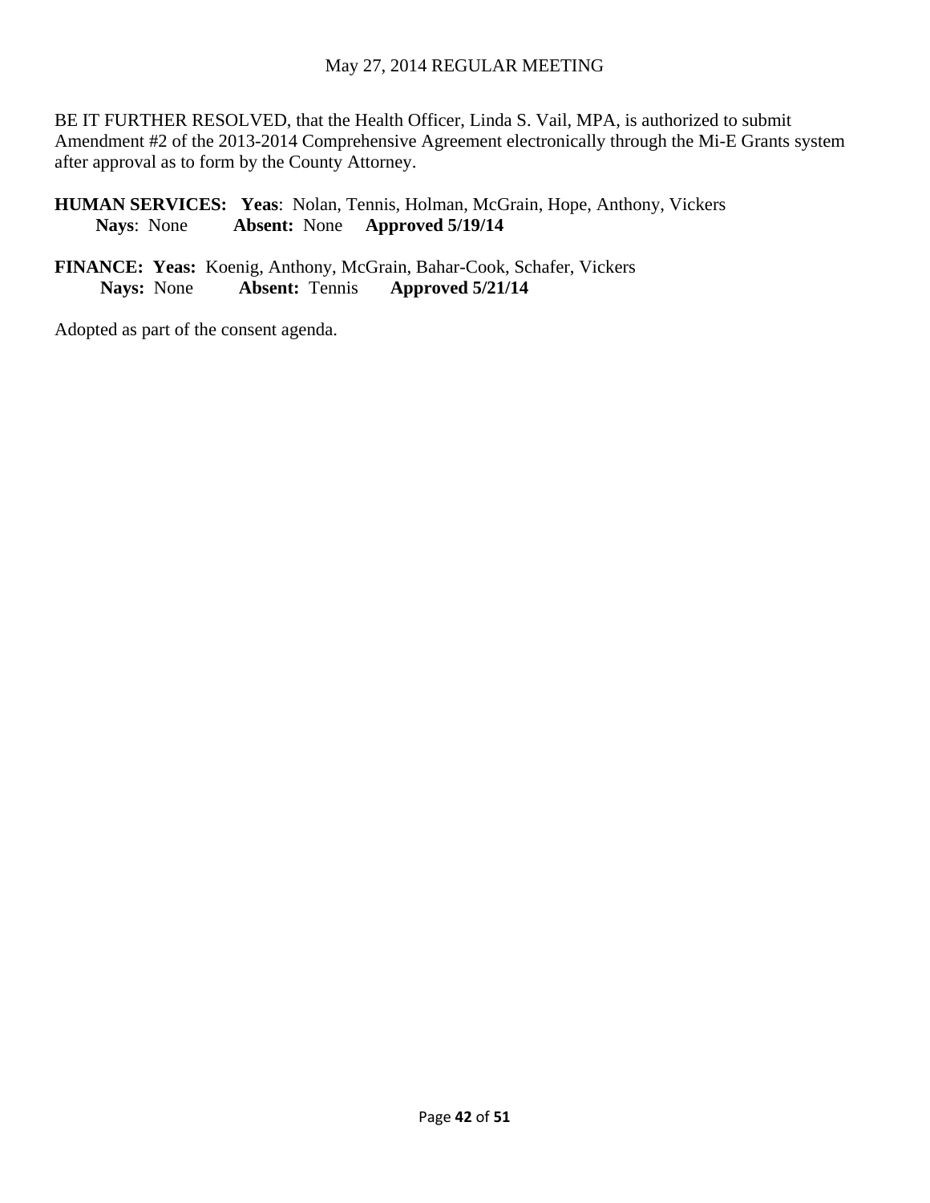BE IT FURTHER RESOLVED, that the Health Officer, Linda S. Vail, MPA, is authorized to submit Amendment #2 of the 2013-2014 Comprehensive Agreement electronically through the Mi-E Grants system after approval as to form by the County Attorney.

**HUMAN SERVICES: Yeas**: Nolan, Tennis, Holman, McGrain, Hope, Anthony, Vickers
**Nays**: None **Absent:** None **Approved 5/19/14**

**FINANCE: Yeas:** Koenig, Anthony, McGrain, Bahar-Cook, Schafer, Vickers
**Nays:** None **Absent:** Tennis **Approved 5/21/14**

Adopted as part of the consent agenda.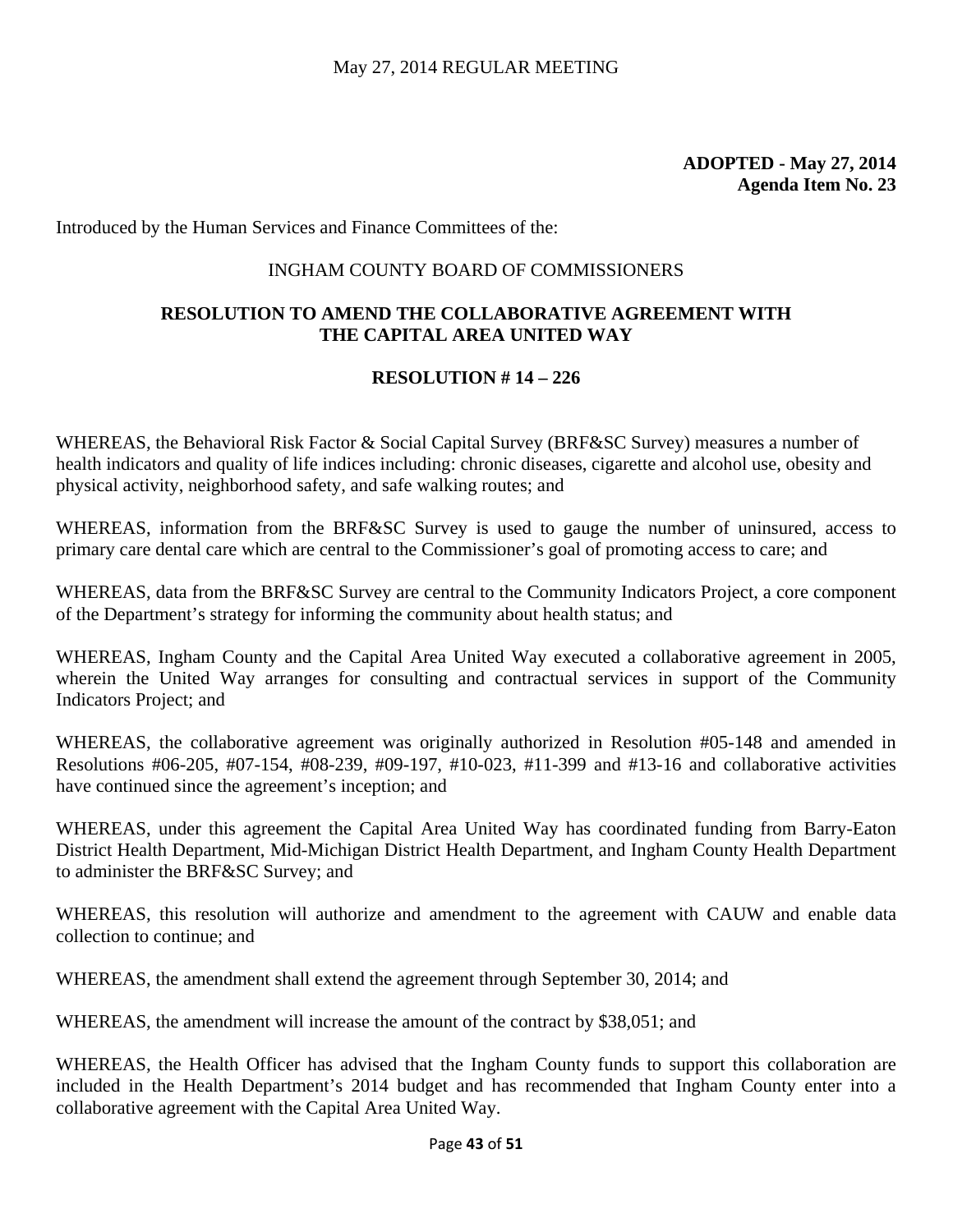**ADOPTED - May 27, 2014**
**Agenda Item No. 23**

Introduced by the Human Services and Finance Committees of the:

INGHAM COUNTY BOARD OF COMMISSIONERS

**RESOLUTION TO AMEND THE COLLABORATIVE AGREEMENT WITH THE CAPITAL AREA UNITED WAY**

**RESOLUTION # 14 – 226**

WHEREAS, the Behavioral Risk Factor & Social Capital Survey (BRF&SC Survey) measures a number of health indicators and quality of life indices including: chronic diseases, cigarette and alcohol use, obesity and physical activity, neighborhood safety, and safe walking routes; and

WHEREAS, information from the BRF&SC Survey is used to gauge the number of uninsured, access to primary care dental care which are central to the Commissioner's goal of promoting access to care; and

WHEREAS, data from the BRF&SC Survey are central to the Community Indicators Project, a core component of the Department's strategy for informing the community about health status; and

WHEREAS, Ingham County and the Capital Area United Way executed a collaborative agreement in 2005, wherein the United Way arranges for consulting and contractual services in support of the Community Indicators Project; and

WHEREAS, the collaborative agreement was originally authorized in Resolution #05-148 and amended in Resolutions #06-205, #07-154, #08-239, #09-197, #10-023, #11-399 and #13-16 and collaborative activities have continued since the agreement's inception; and

WHEREAS, under this agreement the Capital Area United Way has coordinated funding from Barry-Eaton District Health Department, Mid-Michigan District Health Department, and Ingham County Health Department to administer the BRF&SC Survey; and

WHEREAS, this resolution will authorize and amendment to the agreement with CAUW and enable data collection to continue; and

WHEREAS, the amendment shall extend the agreement through September 30, 2014; and

WHEREAS, the amendment will increase the amount of the contract by $38,051; and

WHEREAS, the Health Officer has advised that the Ingham County funds to support this collaboration are included in the Health Department's 2014 budget and has recommended that Ingham County enter into a collaborative agreement with the Capital Area United Way.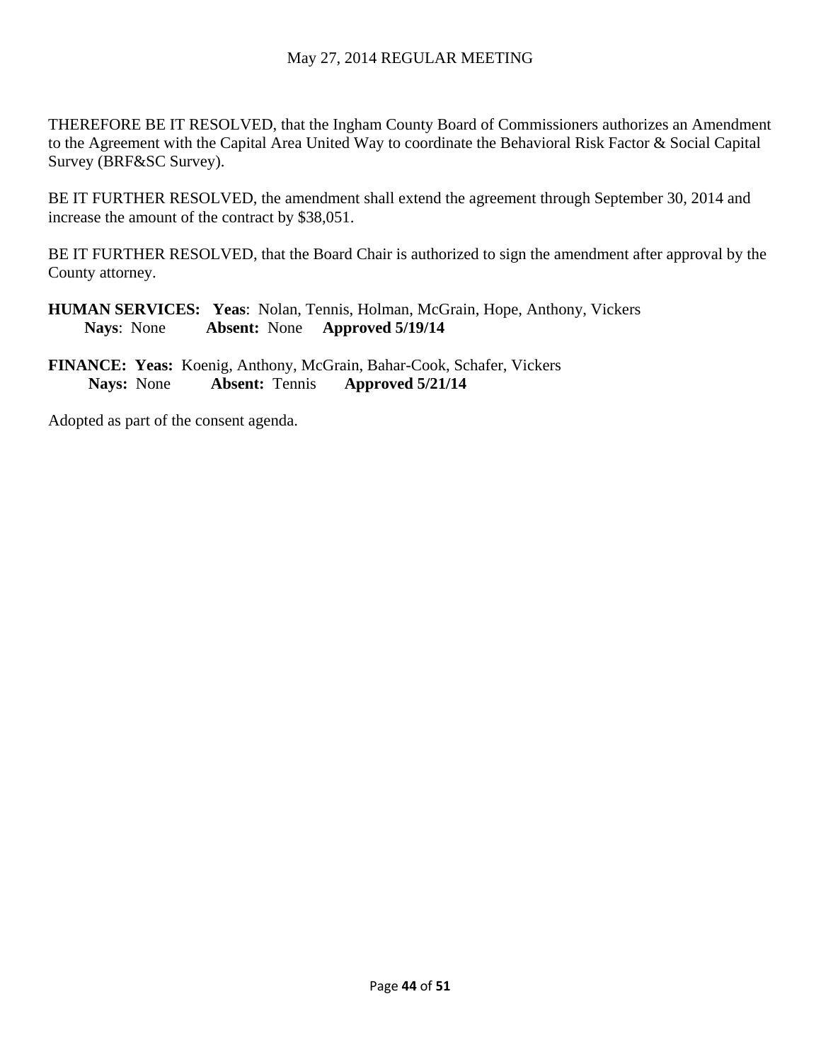THEREFORE BE IT RESOLVED, that the Ingham County Board of Commissioners authorizes an Amendment to the Agreement with the Capital Area United Way to coordinate the Behavioral Risk Factor & Social Capital Survey (BRF&SC Survey).

BE IT FURTHER RESOLVED, the amendment shall extend the agreement through September 30, 2014 and increase the amount of the contract by $38,051.

BE IT FURTHER RESOLVED, that the Board Chair is authorized to sign the amendment after approval by the County attorney.

**HUMAN SERVICES: Yeas**: Nolan, Tennis, Holman, McGrain, Hope, Anthony, Vickers
**Nays**: None **Absent:** None **Approved 5/19/14**

**FINANCE: Yeas:** Koenig, Anthony, McGrain, Bahar-Cook, Schafer, Vickers
**Nays:** None **Absent:** Tennis **Approved 5/21/14**

Adopted as part of the consent agenda.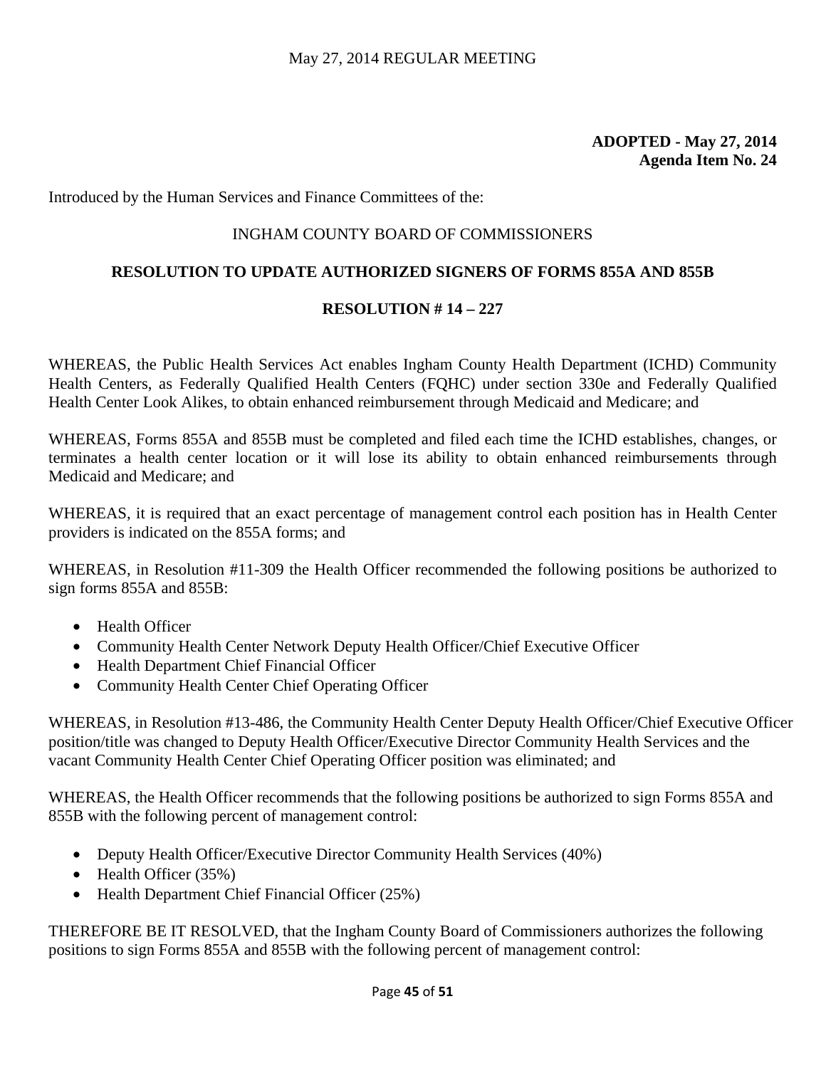**ADOPTED - May 27, 2014**
**Agenda Item No. 24**

Introduced by the Human Services and Finance Committees of the:

INGHAM COUNTY BOARD OF COMMISSIONERS

**RESOLUTION TO UPDATE AUTHORIZED SIGNERS OF FORMS 855A AND 855B**

**RESOLUTION # 14 – 227**

WHEREAS, the Public Health Services Act enables Ingham County Health Department (ICHD) Community Health Centers, as Federally Qualified Health Centers (FQHC) under section 330e and Federally Qualified Health Center Look Alikes, to obtain enhanced reimbursement through Medicaid and Medicare; and

WHEREAS, Forms 855A and 855B must be completed and filed each time the ICHD establishes, changes, or terminates a health center location or it will lose its ability to obtain enhanced reimbursements through Medicaid and Medicare; and

WHEREAS, it is required that an exact percentage of management control each position has in Health Center providers is indicated on the 855A forms; and

WHEREAS, in Resolution #11-309 the Health Officer recommended the following positions be authorized to sign forms 855A and 855B:

- Health Officer
- Community Health Center Network Deputy Health Officer/Chief Executive Officer
- Health Department Chief Financial Officer
- Community Health Center Chief Operating Officer

WHEREAS, in Resolution #13-486, the Community Health Center Deputy Health Officer/Chief Executive Officer position/title was changed to Deputy Health Officer/Executive Director Community Health Services and the vacant Community Health Center Chief Operating Officer position was eliminated; and

WHEREAS, the Health Officer recommends that the following positions be authorized to sign Forms 855A and 855B with the following percent of management control:

- Deputy Health Officer/Executive Director Community Health Services (40%)
- Health Officer (35%)
- Health Department Chief Financial Officer (25%)

THEREFORE BE IT RESOLVED, that the Ingham County Board of Commissioners authorizes the following positions to sign Forms 855A and 855B with the following percent of management control: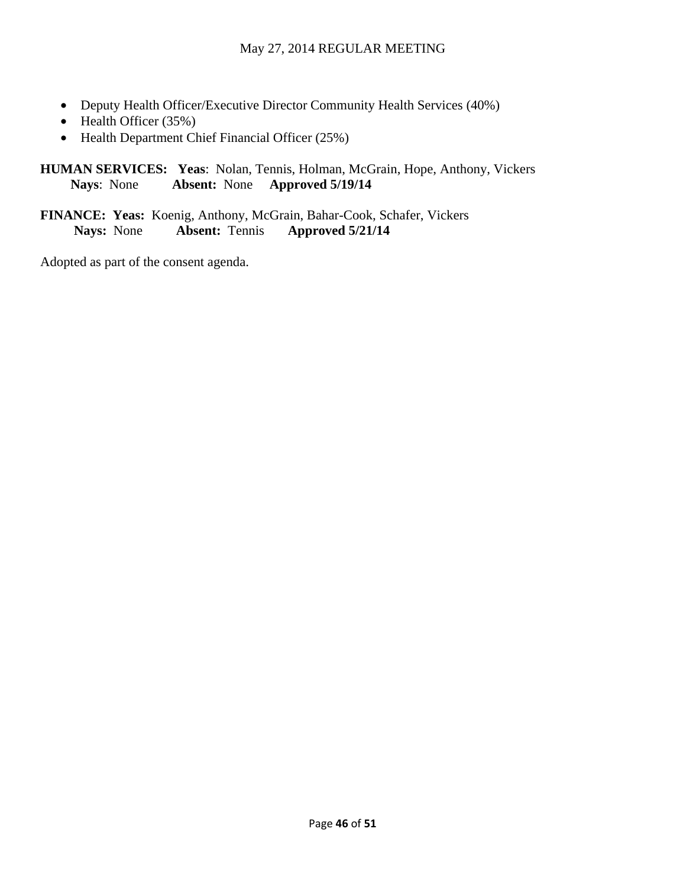- Deputy Health Officer/Executive Director Community Health Services (40%)
- Health Officer (35%)
- Health Department Chief Financial Officer (25%)

**HUMAN SERVICES: Yeas**: Nolan, Tennis, Holman, McGrain, Hope, Anthony, Vickers
**Nays**: None **Absent:** None **Approved 5/19/14**

**FINANCE: Yeas:** Koenig, Anthony, McGrain, Bahar-Cook, Schafer, Vickers
**Nays:** None **Absent:** Tennis **Approved 5/21/14**

Adopted as part of the consent agenda.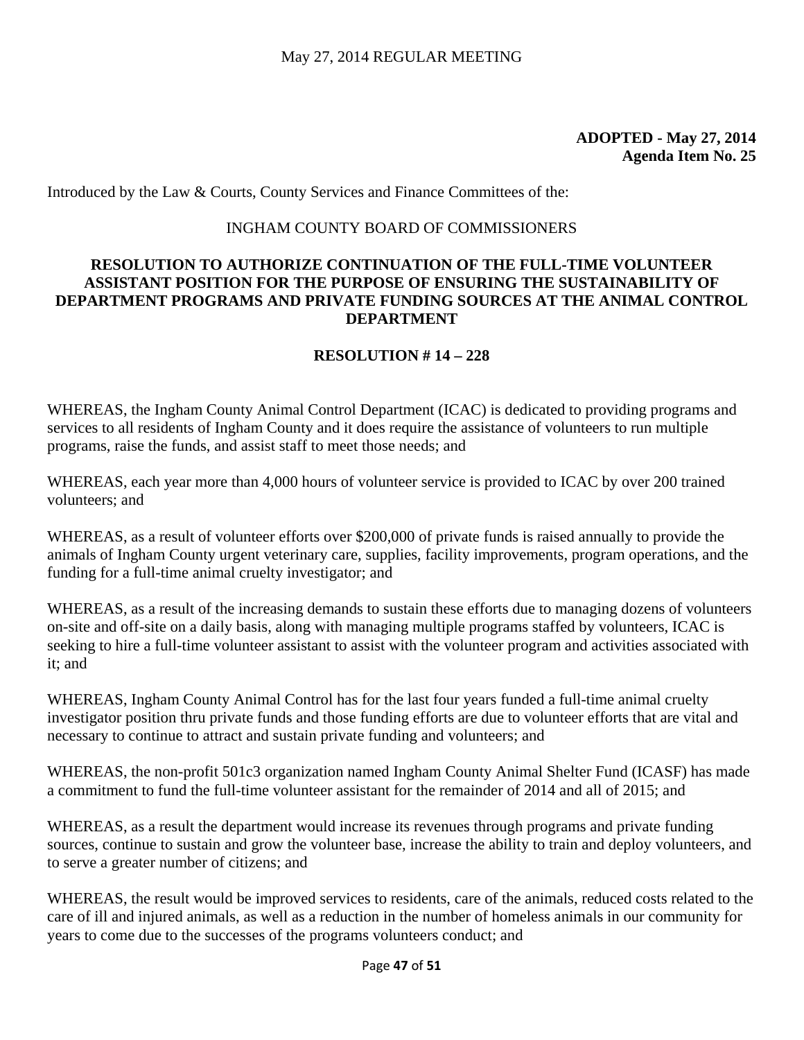**ADOPTED - May 27, 2014**
**Agenda Item No. 25**

Introduced by the Law & Courts, County Services and Finance Committees of the:

INGHAM COUNTY BOARD OF COMMISSIONERS

## RESOLUTION TO AUTHORIZE CONTINUATION OF THE FULL-TIME VOLUNTEER ASSISTANT POSITION FOR THE PURPOSE OF ENSURING THE SUSTAINABILITY OF DEPARTMENT PROGRAMS AND PRIVATE FUNDING SOURCES AT THE ANIMAL CONTROL DEPARTMENT

### RESOLUTION # 14 – 228

WHEREAS, the Ingham County Animal Control Department (ICAC) is dedicated to providing programs and services to all residents of Ingham County and it does require the assistance of volunteers to run multiple programs, raise the funds, and assist staff to meet those needs; and

WHEREAS, each year more than 4,000 hours of volunteer service is provided to ICAC by over 200 trained volunteers; and

WHEREAS, as a result of volunteer efforts over $200,000 of private funds is raised annually to provide the animals of Ingham County urgent veterinary care, supplies, facility improvements, program operations, and the funding for a full-time animal cruelty investigator; and

WHEREAS, as a result of the increasing demands to sustain these efforts due to managing dozens of volunteers on-site and off-site on a daily basis, along with managing multiple programs staffed by volunteers, ICAC is seeking to hire a full-time volunteer assistant to assist with the volunteer program and activities associated with it; and

WHEREAS, Ingham County Animal Control has for the last four years funded a full-time animal cruelty investigator position thru private funds and those funding efforts are due to volunteer efforts that are vital and necessary to continue to attract and sustain private funding and volunteers; and

WHEREAS, the non-profit 501c3 organization named Ingham County Animal Shelter Fund (ICASF) has made a commitment to fund the full-time volunteer assistant for the remainder of 2014 and all of 2015; and

WHEREAS, as a result the department would increase its revenues through programs and private funding sources, continue to sustain and grow the volunteer base, increase the ability to train and deploy volunteers, and to serve a greater number of citizens; and

WHEREAS, the result would be improved services to residents, care of the animals, reduced costs related to the care of ill and injured animals, as well as a reduction in the number of homeless animals in our community for years to come due to the successes of the programs volunteers conduct; and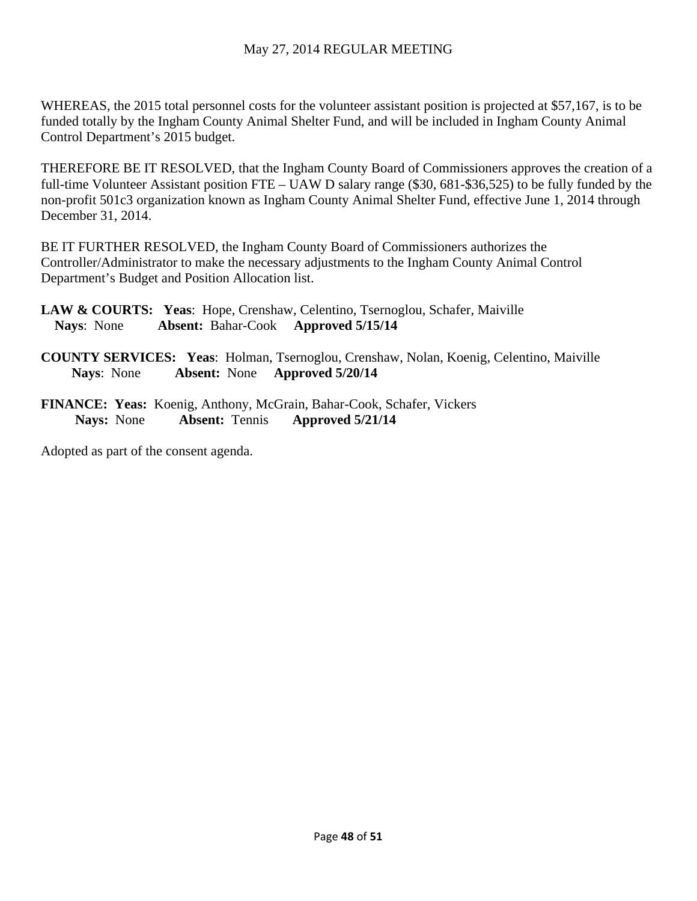WHEREAS, the 2015 total personnel costs for the volunteer assistant position is projected at $57,167, is to be funded totally by the Ingham County Animal Shelter Fund, and will be included in Ingham County Animal Control Department's 2015 budget.

THEREFORE BE IT RESOLVED, that the Ingham County Board of Commissioners approves the creation of a full-time Volunteer Assistant position FTE – UAW D salary range ($30, 681-$36,525) to be fully funded by the non-profit 501c3 organization known as Ingham County Animal Shelter Fund, effective June 1, 2014 through December 31, 2014.

BE IT FURTHER RESOLVED, the Ingham County Board of Commissioners authorizes the Controller/Administrator to make the necessary adjustments to the Ingham County Animal Control Department's Budget and Position Allocation list.

**LAW & COURTS:** **Yeas**: Hope, Crenshaw, Celentino, Tsernoglou, Schafer, Maiville
**Nays**: None **Absent:** Bahar-Cook **Approved 5/15/14**

**COUNTY SERVICES:** **Yeas**: Holman, Tsernoglou, Crenshaw, Nolan, Koenig, Celentino, Maiville
**Nays**: None **Absent:** None **Approved 5/20/14**

**FINANCE:** **Yeas:** Koenig, Anthony, McGrain, Bahar-Cook, Schafer, Vickers
**Nays:** None **Absent:** Tennis **Approved 5/21/14**

Adopted as part of the consent agenda.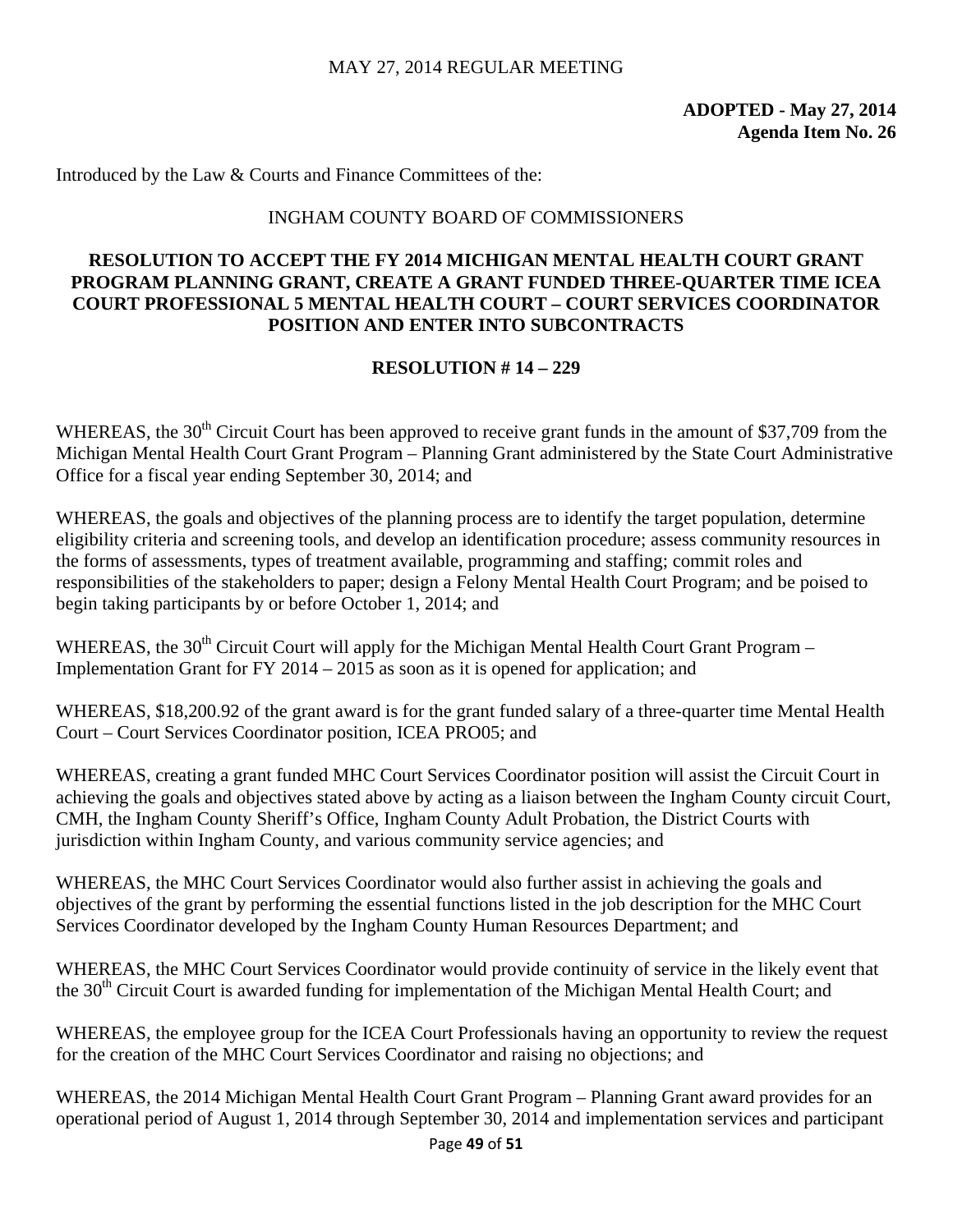**ADOPTED - May 27, 2014**
**Agenda Item No. 26**

Introduced by the Law & Courts and Finance Committees of the:

INGHAM COUNTY BOARD OF COMMISSIONERS

**RESOLUTION TO ACCEPT THE FY 2014 MICHIGAN MENTAL HEALTH COURT GRANT PROGRAM PLANNING GRANT, CREATE A GRANT FUNDED THREE-QUARTER TIME ICEA COURT PROFESSIONAL 5 MENTAL HEALTH COURT – COURT SERVICES COORDINATOR POSITION AND ENTER INTO SUBCONTRACTS**

**RESOLUTION # 14 – 229**

WHEREAS, the 30th Circuit Court has been approved to receive grant funds in the amount of $37,709 from the Michigan Mental Health Court Grant Program – Planning Grant administered by the State Court Administrative Office for a fiscal year ending September 30, 2014; and

WHEREAS, the goals and objectives of the planning process are to identify the target population, determine eligibility criteria and screening tools, and develop an identification procedure; assess community resources in the forms of assessments, types of treatment available, programming and staffing; commit roles and responsibilities of the stakeholders to paper; design a Felony Mental Health Court Program; and be poised to begin taking participants by or before October 1, 2014; and

WHEREAS, the 30th Circuit Court will apply for the Michigan Mental Health Court Grant Program – Implementation Grant for FY 2014 – 2015 as soon as it is opened for application; and

WHEREAS, $18,200.92 of the grant award is for the grant funded salary of a three-quarter time Mental Health Court – Court Services Coordinator position, ICEA PRO05; and

WHEREAS, creating a grant funded MHC Court Services Coordinator position will assist the Circuit Court in achieving the goals and objectives stated above by acting as a liaison between the Ingham County circuit Court, CMH, the Ingham County Sheriff's Office, Ingham County Adult Probation, the District Courts with jurisdiction within Ingham County, and various community service agencies; and

WHEREAS, the MHC Court Services Coordinator would also further assist in achieving the goals and objectives of the grant by performing the essential functions listed in the job description for the MHC Court Services Coordinator developed by the Ingham County Human Resources Department; and

WHEREAS, the MHC Court Services Coordinator would provide continuity of service in the likely event that the 30th Circuit Court is awarded funding for implementation of the Michigan Mental Health Court; and

WHEREAS, the employee group for the ICEA Court Professionals having an opportunity to review the request for the creation of the MHC Court Services Coordinator and raising no objections; and

WHEREAS, the 2014 Michigan Mental Health Court Grant Program – Planning Grant award provides for an operational period of August 1, 2014 through September 30, 2014 and implementation services and participant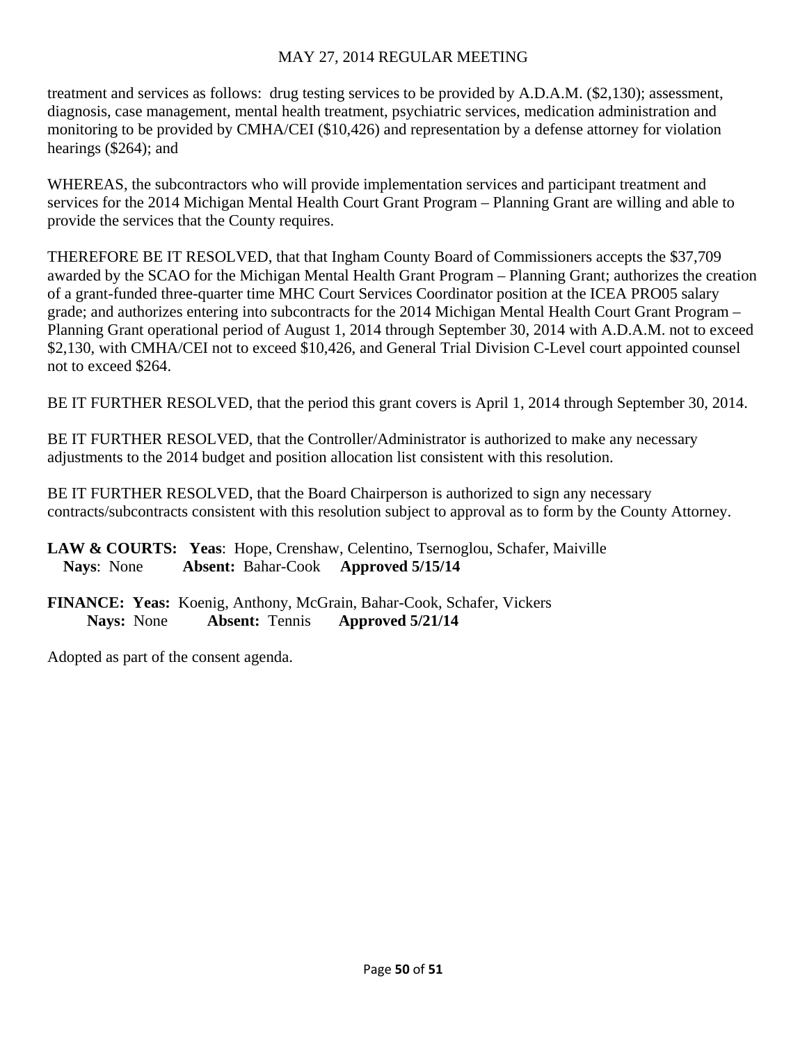treatment and services as follows: drug testing services to be provided by A.D.A.M. ($2,130); assessment, diagnosis, case management, mental health treatment, psychiatric services, medication administration and monitoring to be provided by CMHA/CEI ($10,426) and representation by a defense attorney for violation hearings ($264); and

WHEREAS, the subcontractors who will provide implementation services and participant treatment and services for the 2014 Michigan Mental Health Court Grant Program – Planning Grant are willing and able to provide the services that the County requires.

THEREFORE BE IT RESOLVED, that that Ingham County Board of Commissioners accepts the $37,709 awarded by the SCAO for the Michigan Mental Health Grant Program – Planning Grant; authorizes the creation of a grant-funded three-quarter time MHC Court Services Coordinator position at the ICEA PRO05 salary grade; and authorizes entering into subcontracts for the 2014 Michigan Mental Health Court Grant Program – Planning Grant operational period of August 1, 2014 through September 30, 2014 with A.D.A.M. not to exceed $2,130, with CMHA/CEI not to exceed $10,426, and General Trial Division C-Level court appointed counsel not to exceed $264.

BE IT FURTHER RESOLVED, that the period this grant covers is April 1, 2014 through September 30, 2014.

BE IT FURTHER RESOLVED, that the Controller/Administrator is authorized to make any necessary adjustments to the 2014 budget and position allocation list consistent with this resolution.

BE IT FURTHER RESOLVED, that the Board Chairperson is authorized to sign any necessary contracts/subcontracts consistent with this resolution subject to approval as to form by the County Attorney.

**LAW & COURTS:** **Yeas**: Hope, Crenshaw, Celentino, Tsernoglou, Schafer, Maiville
**Nays**: None **Absent:** Bahar-Cook **Approved 5/15/14**

**FINANCE:** **Yeas:** Koenig, Anthony, McGrain, Bahar-Cook, Schafer, Vickers
**Nays:** None **Absent:** Tennis **Approved 5/21/14**

Adopted as part of the consent agenda.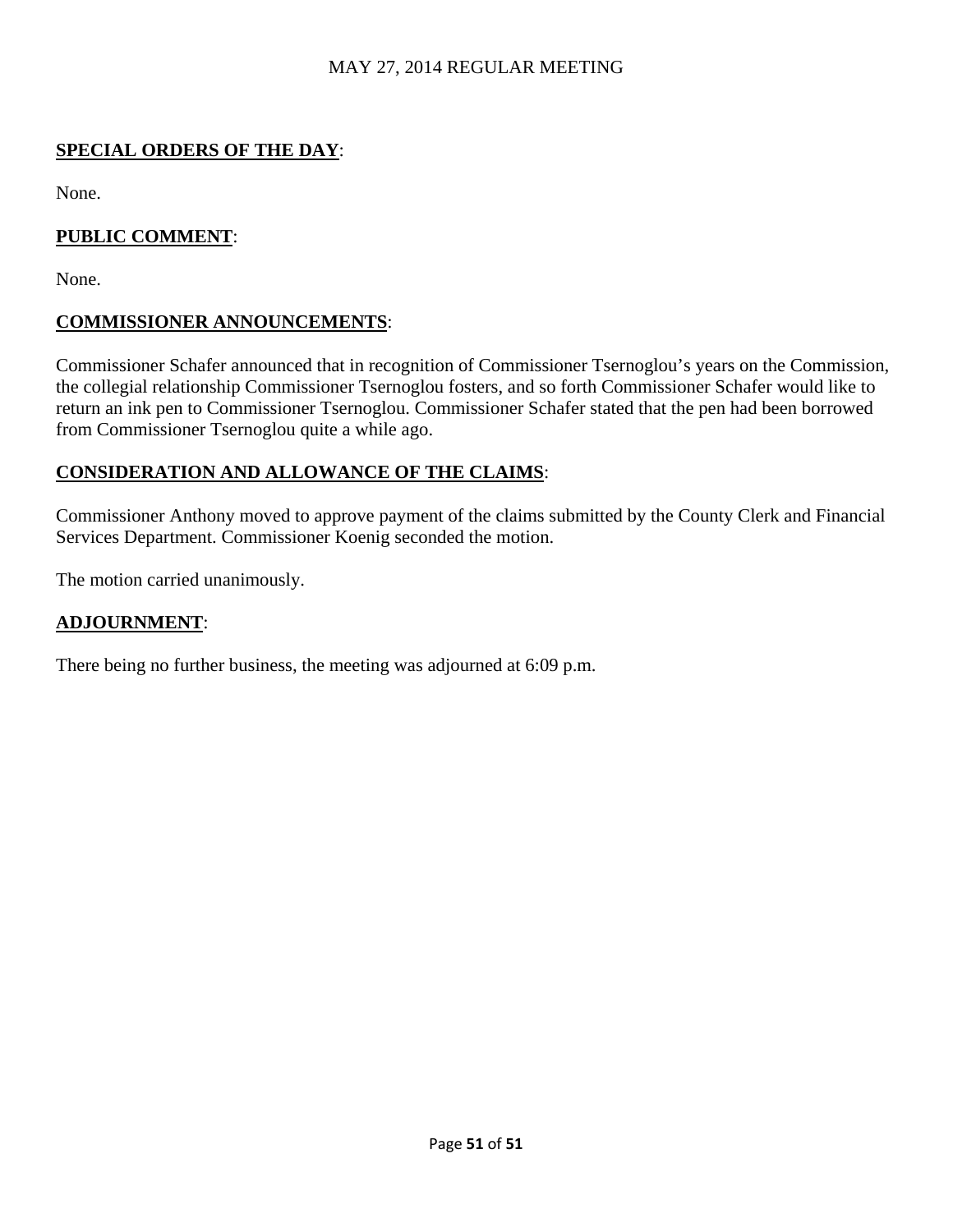**SPECIAL ORDERS OF THE DAY**:

None.

**PUBLIC COMMENT**:

None.

**COMMISSIONER ANNOUNCEMENTS**:

Commissioner Schafer announced that in recognition of Commissioner Tsernoglou's years on the Commission, the collegial relationship Commissioner Tsernoglou fosters, and so forth Commissioner Schafer would like to return an ink pen to Commissioner Tsernoglou. Commissioner Schafer stated that the pen had been borrowed from Commissioner Tsernoglou quite a while ago.

**CONSIDERATION AND ALLOWANCE OF THE CLAIMS**:

Commissioner Anthony moved to approve payment of the claims submitted by the County Clerk and Financial Services Department. Commissioner Koenig seconded the motion.

The motion carried unanimously.

**ADJOURNMENT**:

There being no further business, the meeting was adjourned at 6:09 p.m.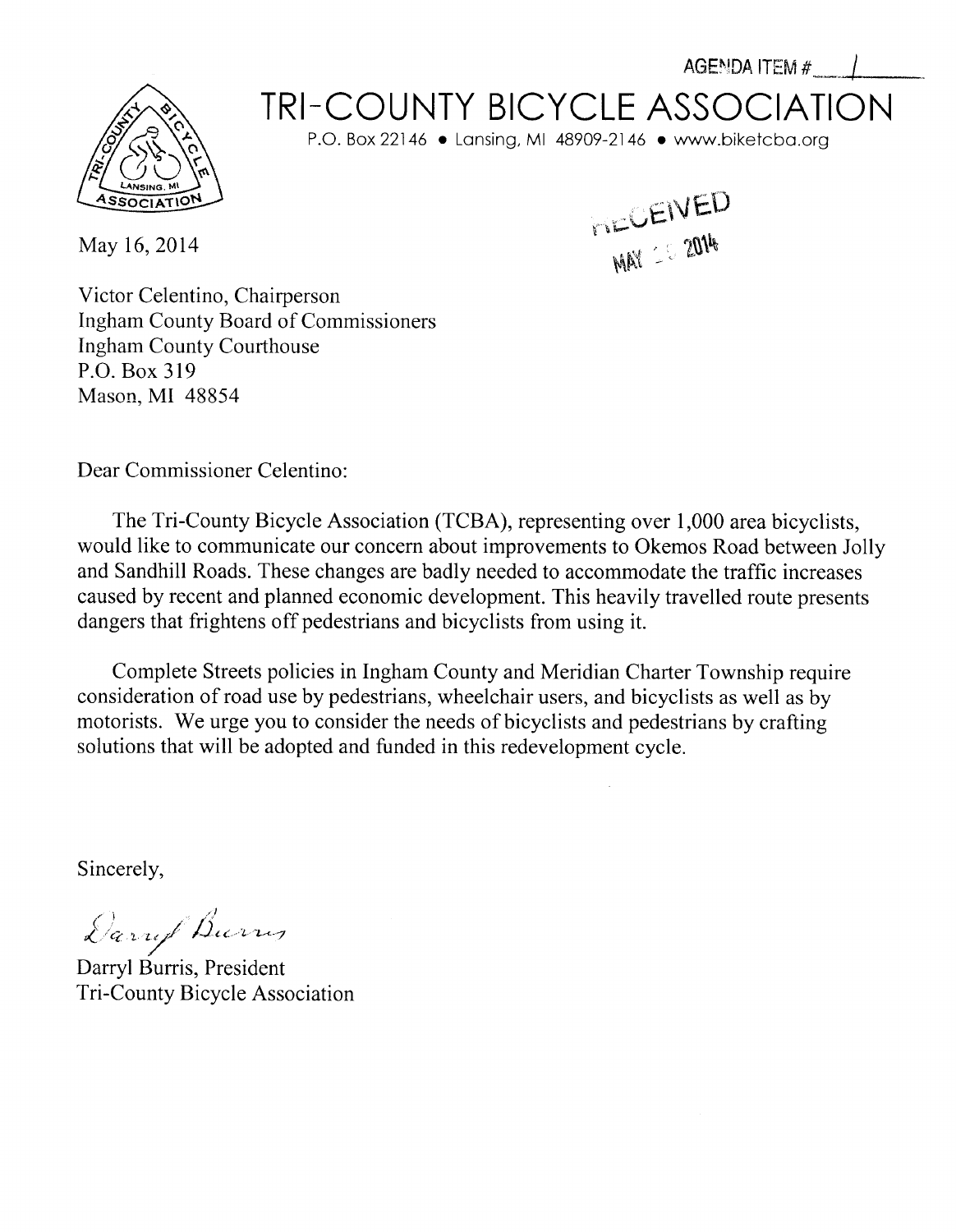AGENDA ITEM # 1

# TRI-COUNTY BICYCLE ASSOCIATION

P.O. Box 22146 • Lansing, MI 48909-2146 • www.biketcba.org

RECEIVED
MAY 2014

May 16, 2014

Victor Celentino, Chairperson
Ingham County Board of Commissioners
Ingham County Courthouse
P.O. Box 319
Mason, MI 48854

Dear Commissioner Celentino:

The Tri-County Bicycle Association (TCBA), representing over 1,000 area bicyclists, would like to communicate our concern about improvements to Okemos Road between Jolly and Sandhill Roads. These changes are badly needed to accommodate the traffic increases caused by recent and planned economic development. This heavily travelled route presents dangers that frightens off pedestrians and bicyclists from using it.

Complete Streets policies in Ingham County and Meridian Charter Township require consideration of road use by pedestrians, wheelchair users, and bicyclists as well as by motorists. We urge you to consider the needs of bicyclists and pedestrians by crafting solutions that will be adopted and funded in this redevelopment cycle.

Sincerely,

Darryl Burris

Darryl Burris, President
Tri-County Bicycle Association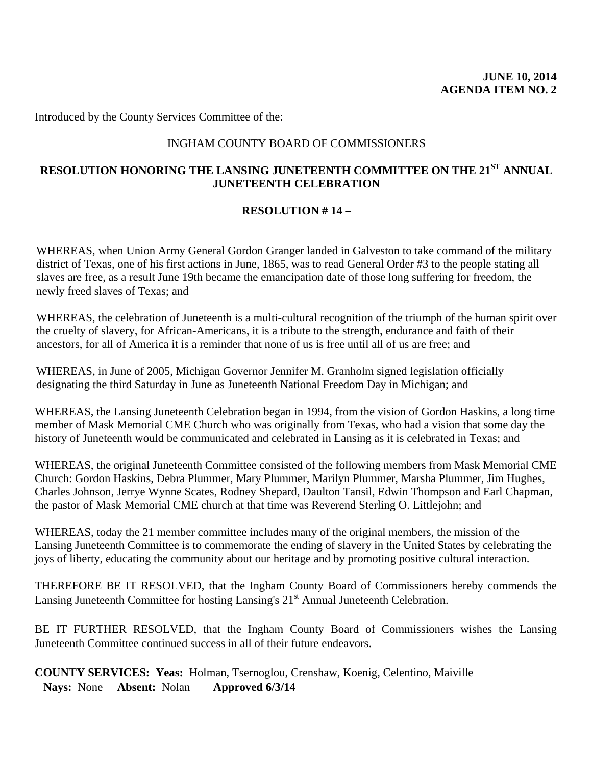**JUNE 10, 2014**
**AGENDA ITEM NO. 2**

Introduced by the County Services Committee of the:

INGHAM COUNTY BOARD OF COMMISSIONERS

## RESOLUTION HONORING THE LANSING JUNETEENTH COMMITTEE ON THE 21ST ANNUAL JUNETEENTH CELEBRATION

### RESOLUTION # 14 –

WHEREAS, when Union Army General Gordon Granger landed in Galveston to take command of the military district of Texas, one of his first actions in June, 1865, was to read General Order #3 to the people stating all slaves are free, as a result June 19th became the emancipation date of those long suffering for freedom, the newly freed slaves of Texas; and

WHEREAS, the celebration of Juneteenth is a multi-cultural recognition of the triumph of the human spirit over the cruelty of slavery, for African-Americans, it is a tribute to the strength, endurance and faith of their ancestors, for all of America it is a reminder that none of us is free until all of us are free; and

WHEREAS, in June of 2005, Michigan Governor Jennifer M. Granholm signed legislation officially designating the third Saturday in June as Juneteenth National Freedom Day in Michigan; and

WHEREAS, the Lansing Juneteenth Celebration began in 1994, from the vision of Gordon Haskins, a long time member of Mask Memorial CME Church who was originally from Texas, who had a vision that some day the history of Juneteenth would be communicated and celebrated in Lansing as it is celebrated in Texas; and

WHEREAS, the original Juneteenth Committee consisted of the following members from Mask Memorial CME Church: Gordon Haskins, Debra Plummer, Mary Plummer, Marilyn Plummer, Marsha Plummer, Jim Hughes, Charles Johnson, Jerrye Wynne Scates, Rodney Shepard, Daulton Tansil, Edwin Thompson and Earl Chapman, the pastor of Mask Memorial CME church at that time was Reverend Sterling O. Littlejohn; and

WHEREAS, today the 21 member committee includes many of the original members, the mission of the Lansing Juneteenth Committee is to commemorate the ending of slavery in the United States by celebrating the joys of liberty, educating the community about our heritage and by promoting positive cultural interaction.

THEREFORE BE IT RESOLVED, that the Ingham County Board of Commissioners hereby commends the Lansing Juneteenth Committee for hosting Lansing's 21st Annual Juneteenth Celebration.

BE IT FURTHER RESOLVED, that the Ingham County Board of Commissioners wishes the Lansing Juneteenth Committee continued success in all of their future endeavors.

**COUNTY SERVICES: Yeas:** Holman, Tsernoglou, Crenshaw, Koenig, Celentino, Maiville
**Nays:** None **Absent:** Nolan **Approved 6/3/14**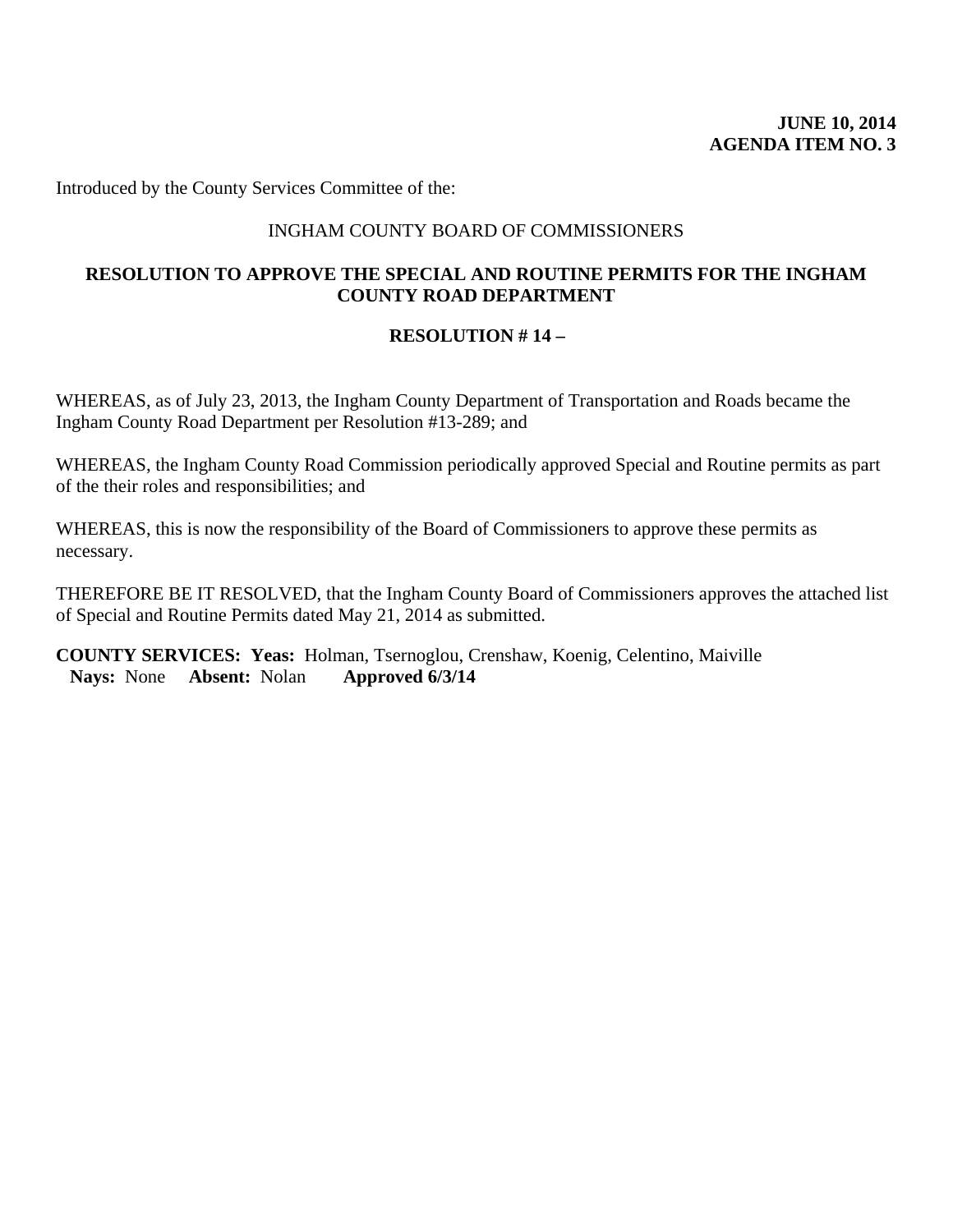**JUNE 10, 2014**
**AGENDA ITEM NO. 3**

Introduced by the County Services Committee of the:

INGHAM COUNTY BOARD OF COMMISSIONERS

**RESOLUTION TO APPROVE THE SPECIAL AND ROUTINE PERMITS FOR THE INGHAM COUNTY ROAD DEPARTMENT**

**RESOLUTION # 14 –**

WHEREAS, as of July 23, 2013, the Ingham County Department of Transportation and Roads became the Ingham County Road Department per Resolution #13-289; and

WHEREAS, the Ingham County Road Commission periodically approved Special and Routine permits as part of the their roles and responsibilities; and

WHEREAS, this is now the responsibility of the Board of Commissioners to approve these permits as necessary.

THEREFORE BE IT RESOLVED, that the Ingham County Board of Commissioners approves the attached list of Special and Routine Permits dated May 21, 2014 as submitted.

**COUNTY SERVICES: Yeas:** Holman, Tsernoglou, Crenshaw, Koenig, Celentino, Maiville
**Nays:** None **Absent:** Nolan **Approved 6/3/14**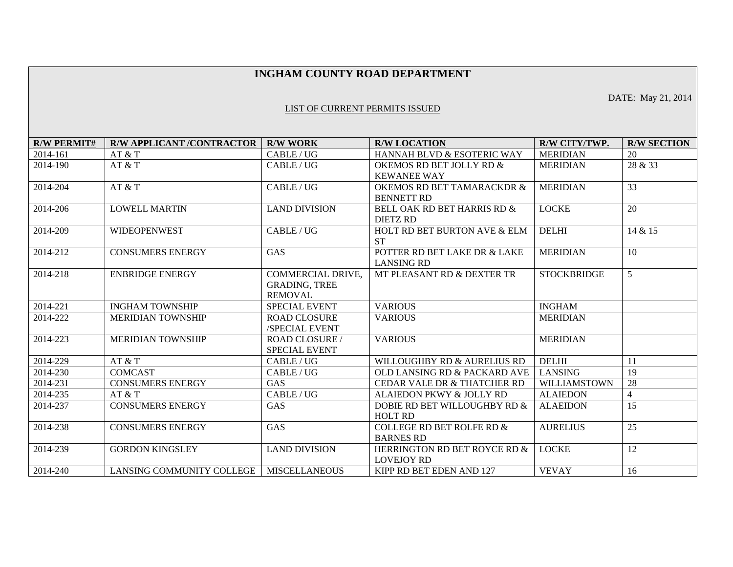# INGHAM COUNTY ROAD DEPARTMENT

DATE: May 21, 2014

LIST OF CURRENT PERMITS ISSUED

| R/W PERMIT# | R/W APPLICANT /CONTRACTOR | R/W WORK | R/W LOCATION | R/W CITY/TWP. | R/W SECTION |
|---|---|---|---|---|---|
| 2014-161 | AT & T | CABLE / UG | HANNAH BLVD & ESOTERIC WAY | MERIDIAN | 20 |
| 2014-190 | AT & T | CABLE / UG | OKEMOS RD BET JOLLY RD & KEWANEE WAY | MERIDIAN | 28 & 33 |
| 2014-204 | AT & T | CABLE / UG | OKEMOS RD BET TAMARACKDR & BENNETT RD | MERIDIAN | 33 |
| 2014-206 | LOWELL MARTIN | LAND DIVISION | BELL OAK RD BET HARRIS RD & DIETZ RD | LOCKE | 20 |
| 2014-209 | WIDEOPENWEST | CABLE / UG | HOLT RD BET BURTON AVE & ELM ST | DELHI | 14 & 15 |
| 2014-212 | CONSUMERS ENERGY | GAS | POTTER RD BET LAKE DR & LAKE LANSING RD | MERIDIAN | 10 |
| 2014-218 | ENBRIDGE ENERGY | COMMERCIAL DRIVE, GRADING, TREE REMOVAL | MT PLEASANT RD & DEXTER TR | STOCKBRIDGE | 5 |
| 2014-221 | INGHAM TOWNSHIP | SPECIAL EVENT | VARIOUS | INGHAM | |
| 2014-222 | MERIDIAN TOWNSHIP | ROAD CLOSURE /SPECIAL EVENT | VARIOUS | MERIDIAN | |
| 2014-223 | MERIDIAN TOWNSHIP | ROAD CLOSURE / SPECIAL EVENT | VARIOUS | MERIDIAN | |
| 2014-229 | AT & T | CABLE / UG | WILLOUGHBY RD & AURELIUS RD | DELHI | 11 |
| 2014-230 | COMCAST | CABLE / UG | OLD LANSING RD & PACKARD AVE | LANSING | 19 |
| 2014-231 | CONSUMERS ENERGY | GAS | CEDAR VALE DR & THATCHER RD | WILLIAMSTOWN | 28 |
| 2014-235 | AT & T | CABLE / UG | ALAIEDON PKWY & JOLLY RD | ALAIEDON | 4 |
| 2014-237 | CONSUMERS ENERGY | GAS | DOBIE RD BET WILLOUGHBY RD & HOLT RD | ALAEIDON | 15 |
| 2014-238 | CONSUMERS ENERGY | GAS | COLLEGE RD BET ROLFE RD & BARNES RD | AURELIUS | 25 |
| 2014-239 | GORDON KINGSLEY | LAND DIVISION | HERRINGTON RD BET ROYCE RD & LOVEJOY RD | LOCKE | 12 |
| 2014-240 | LANSING COMMUNITY COLLEGE | MISCELLANEOUS | KIPP RD BET EDEN AND 127 | VEVAY | 16 |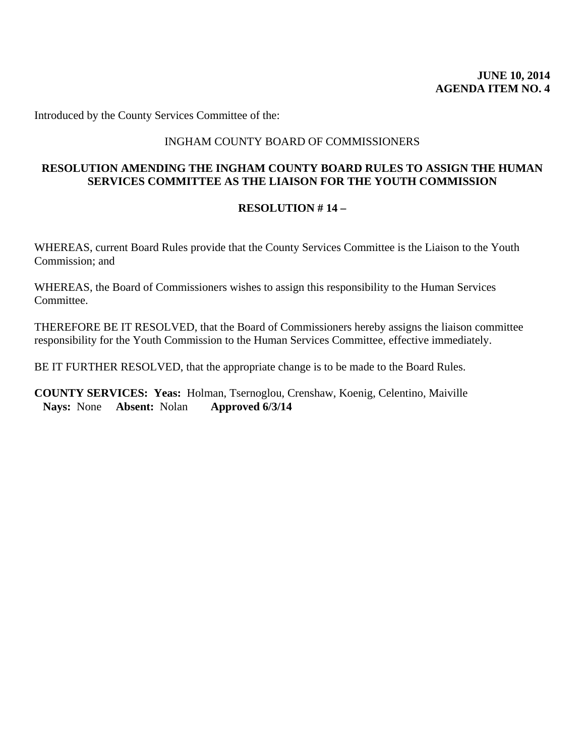**JUNE 10, 2014**
**AGENDA ITEM NO. 4**

Introduced by the County Services Committee of the:

INGHAM COUNTY BOARD OF COMMISSIONERS

**RESOLUTION AMENDING THE INGHAM COUNTY BOARD RULES TO ASSIGN THE HUMAN SERVICES COMMITTEE AS THE LIAISON FOR THE YOUTH COMMISSION**

**RESOLUTION # 14 –**

WHEREAS, current Board Rules provide that the County Services Committee is the Liaison to the Youth Commission; and

WHEREAS, the Board of Commissioners wishes to assign this responsibility to the Human Services Committee.

THEREFORE BE IT RESOLVED, that the Board of Commissioners hereby assigns the liaison committee responsibility for the Youth Commission to the Human Services Committee, effective immediately.

BE IT FURTHER RESOLVED, that the appropriate change is to be made to the Board Rules.

**COUNTY SERVICES: Yeas:** Holman, Tsernoglou, Crenshaw, Koenig, Celentino, Maiville
**Nays:** None **Absent:** Nolan **Approved 6/3/14**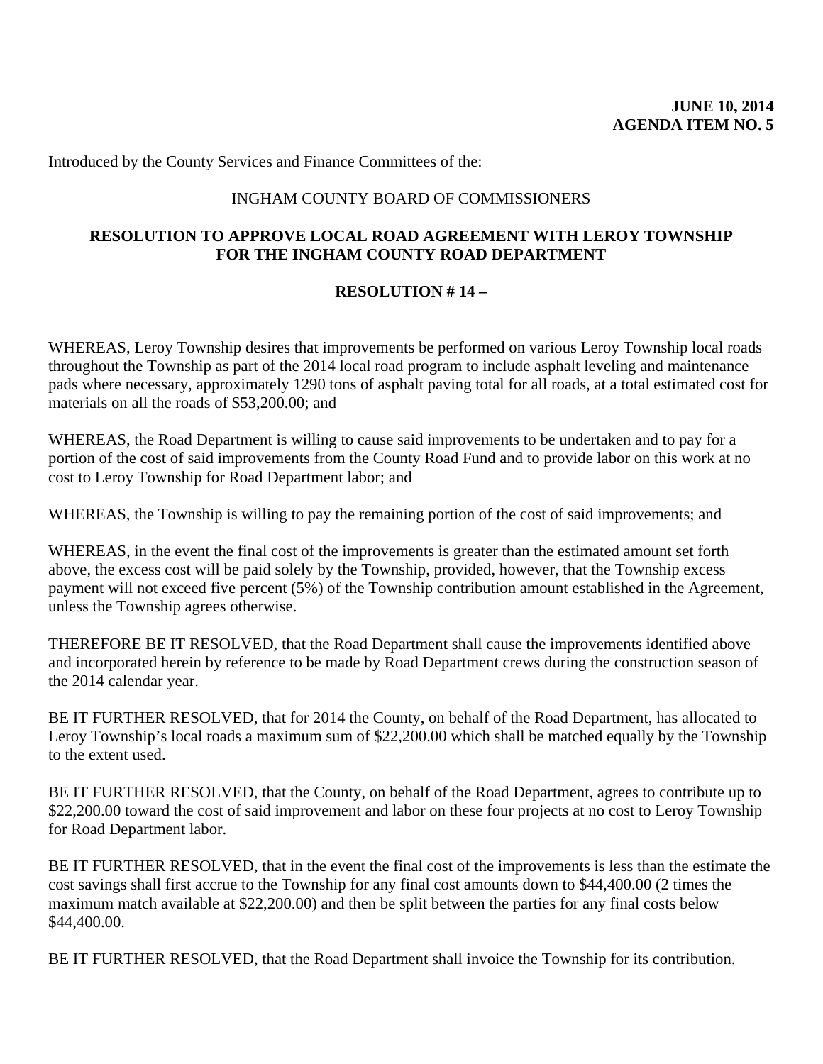**JUNE 10, 2014**
**AGENDA ITEM NO. 5**

Introduced by the County Services and Finance Committees of the:

INGHAM COUNTY BOARD OF COMMISSIONERS

**RESOLUTION TO APPROVE LOCAL ROAD AGREEMENT WITH LEROY TOWNSHIP FOR THE INGHAM COUNTY ROAD DEPARTMENT**

**RESOLUTION # 14 –**

WHEREAS, Leroy Township desires that improvements be performed on various Leroy Township local roads throughout the Township as part of the 2014 local road program to include asphalt leveling and maintenance pads where necessary, approximately 1290 tons of asphalt paving total for all roads, at a total estimated cost for materials on all the roads of $53,200.00; and

WHEREAS, the Road Department is willing to cause said improvements to be undertaken and to pay for a portion of the cost of said improvements from the County Road Fund and to provide labor on this work at no cost to Leroy Township for Road Department labor; and

WHEREAS, the Township is willing to pay the remaining portion of the cost of said improvements; and

WHEREAS, in the event the final cost of the improvements is greater than the estimated amount set forth above, the excess cost will be paid solely by the Township, provided, however, that the Township excess payment will not exceed five percent (5%) of the Township contribution amount established in the Agreement, unless the Township agrees otherwise.

THEREFORE BE IT RESOLVED, that the Road Department shall cause the improvements identified above and incorporated herein by reference to be made by Road Department crews during the construction season of the 2014 calendar year.

BE IT FURTHER RESOLVED, that for 2014 the County, on behalf of the Road Department, has allocated to Leroy Township's local roads a maximum sum of $22,200.00 which shall be matched equally by the Township to the extent used.

BE IT FURTHER RESOLVED, that the County, on behalf of the Road Department, agrees to contribute up to $22,200.00 toward the cost of said improvement and labor on these four projects at no cost to Leroy Township for Road Department labor.

BE IT FURTHER RESOLVED, that in the event the final cost of the improvements is less than the estimate the cost savings shall first accrue to the Township for any final cost amounts down to $44,400.00 (2 times the maximum match available at $22,200.00) and then be split between the parties for any final costs below $44,400.00.

BE IT FURTHER RESOLVED, that the Road Department shall invoice the Township for its contribution.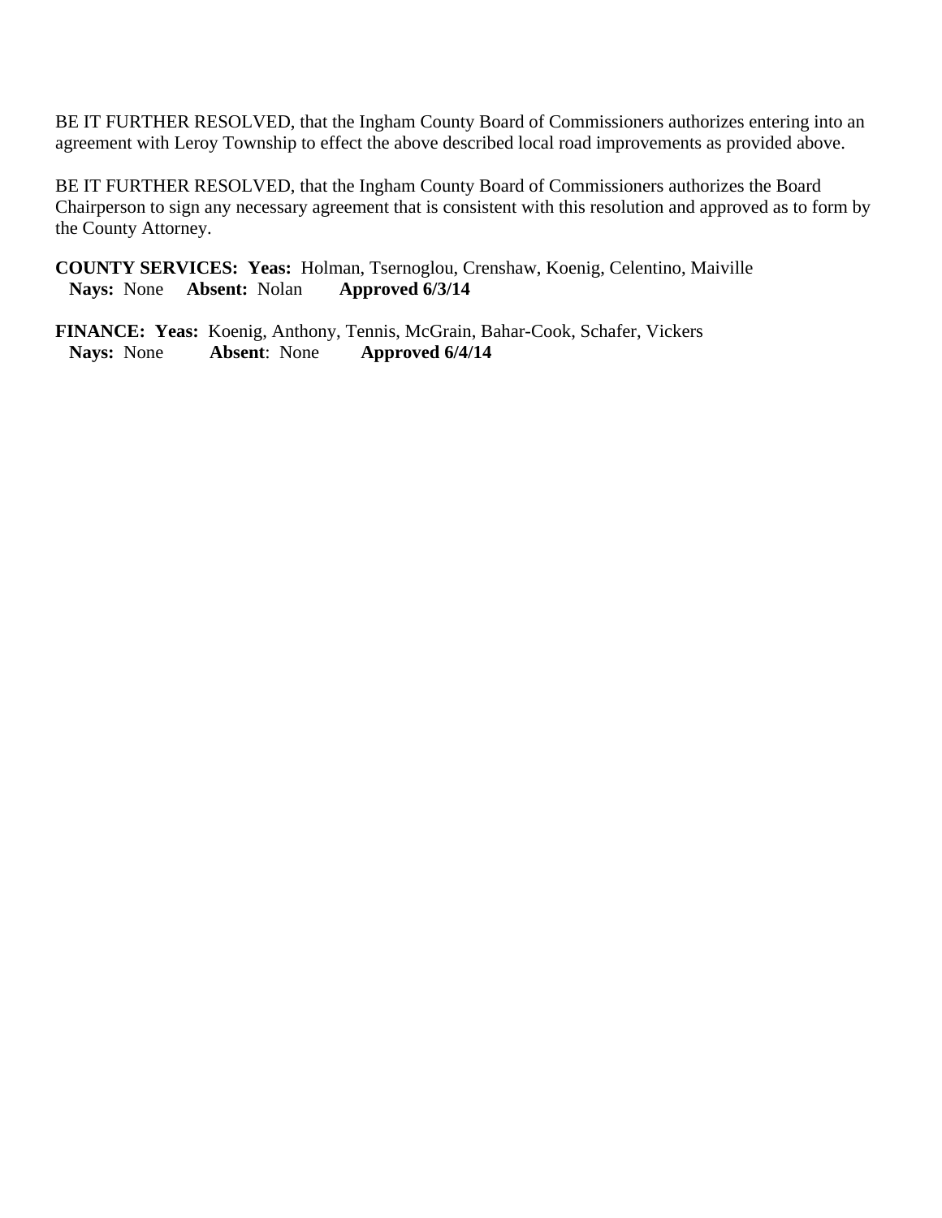BE IT FURTHER RESOLVED, that the Ingham County Board of Commissioners authorizes entering into an agreement with Leroy Township to effect the above described local road improvements as provided above.

BE IT FURTHER RESOLVED, that the Ingham County Board of Commissioners authorizes the Board Chairperson to sign any necessary agreement that is consistent with this resolution and approved as to form by the County Attorney.

**COUNTY SERVICES: Yeas:** Holman, Tsernoglou, Crenshaw, Koenig, Celentino, Maiville
**Nays:** None **Absent:** Nolan **Approved 6/3/14**

**FINANCE: Yeas:** Koenig, Anthony, Tennis, McGrain, Bahar-Cook, Schafer, Vickers
**Nays:** None **Absent**: None **Approved 6/4/14**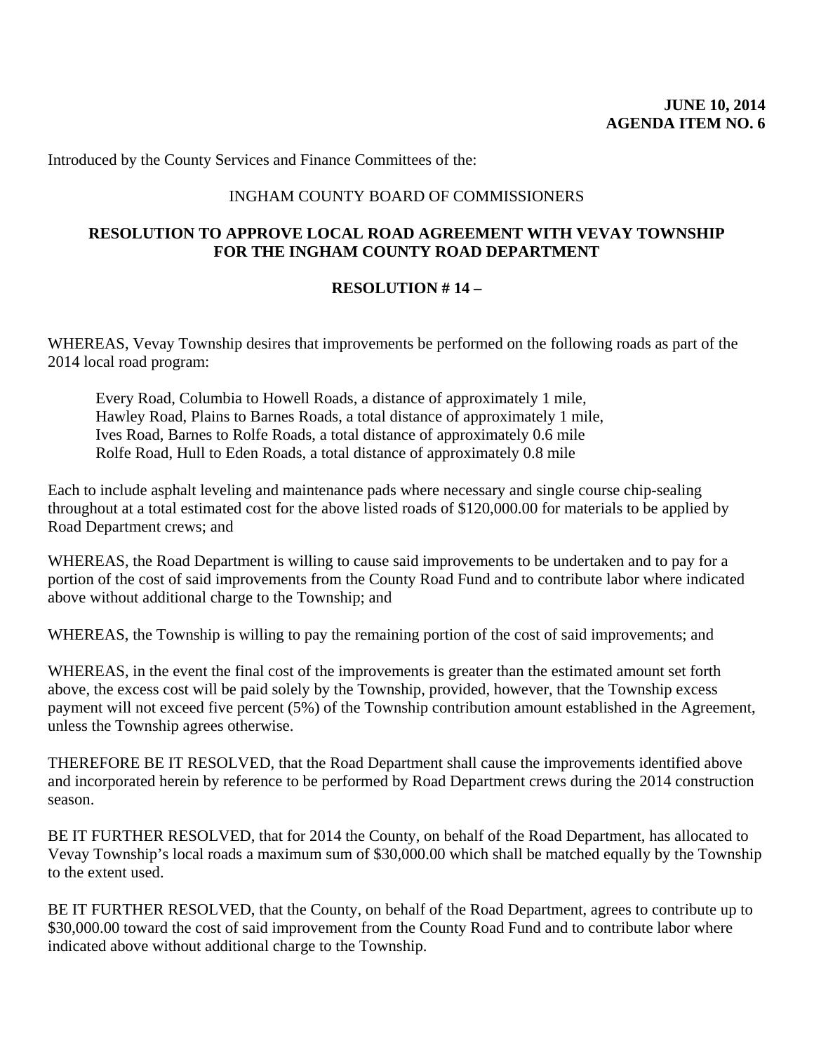**JUNE 10, 2014**
**AGENDA ITEM NO. 6**

Introduced by the County Services and Finance Committees of the:

INGHAM COUNTY BOARD OF COMMISSIONERS

**RESOLUTION TO APPROVE LOCAL ROAD AGREEMENT WITH VEVAY TOWNSHIP FOR THE INGHAM COUNTY ROAD DEPARTMENT**

**RESOLUTION # 14 –**

WHEREAS, Vevay Township desires that improvements be performed on the following roads as part of the 2014 local road program:

Every Road, Columbia to Howell Roads, a distance of approximately 1 mile,
Hawley Road, Plains to Barnes Roads, a total distance of approximately 1 mile,
Ives Road, Barnes to Rolfe Roads, a total distance of approximately 0.6 mile
Rolfe Road, Hull to Eden Roads, a total distance of approximately 0.8 mile

Each to include asphalt leveling and maintenance pads where necessary and single course chip-sealing throughout at a total estimated cost for the above listed roads of $120,000.00 for materials to be applied by Road Department crews; and

WHEREAS, the Road Department is willing to cause said improvements to be undertaken and to pay for a portion of the cost of said improvements from the County Road Fund and to contribute labor where indicated above without additional charge to the Township; and

WHEREAS, the Township is willing to pay the remaining portion of the cost of said improvements; and

WHEREAS, in the event the final cost of the improvements is greater than the estimated amount set forth above, the excess cost will be paid solely by the Township, provided, however, that the Township excess payment will not exceed five percent (5%) of the Township contribution amount established in the Agreement, unless the Township agrees otherwise.

THEREFORE BE IT RESOLVED, that the Road Department shall cause the improvements identified above and incorporated herein by reference to be performed by Road Department crews during the 2014 construction season.

BE IT FURTHER RESOLVED, that for 2014 the County, on behalf of the Road Department, has allocated to Vevay Township's local roads a maximum sum of $30,000.00 which shall be matched equally by the Township to the extent used.

BE IT FURTHER RESOLVED, that the County, on behalf of the Road Department, agrees to contribute up to $30,000.00 toward the cost of said improvement from the County Road Fund and to contribute labor where indicated above without additional charge to the Township.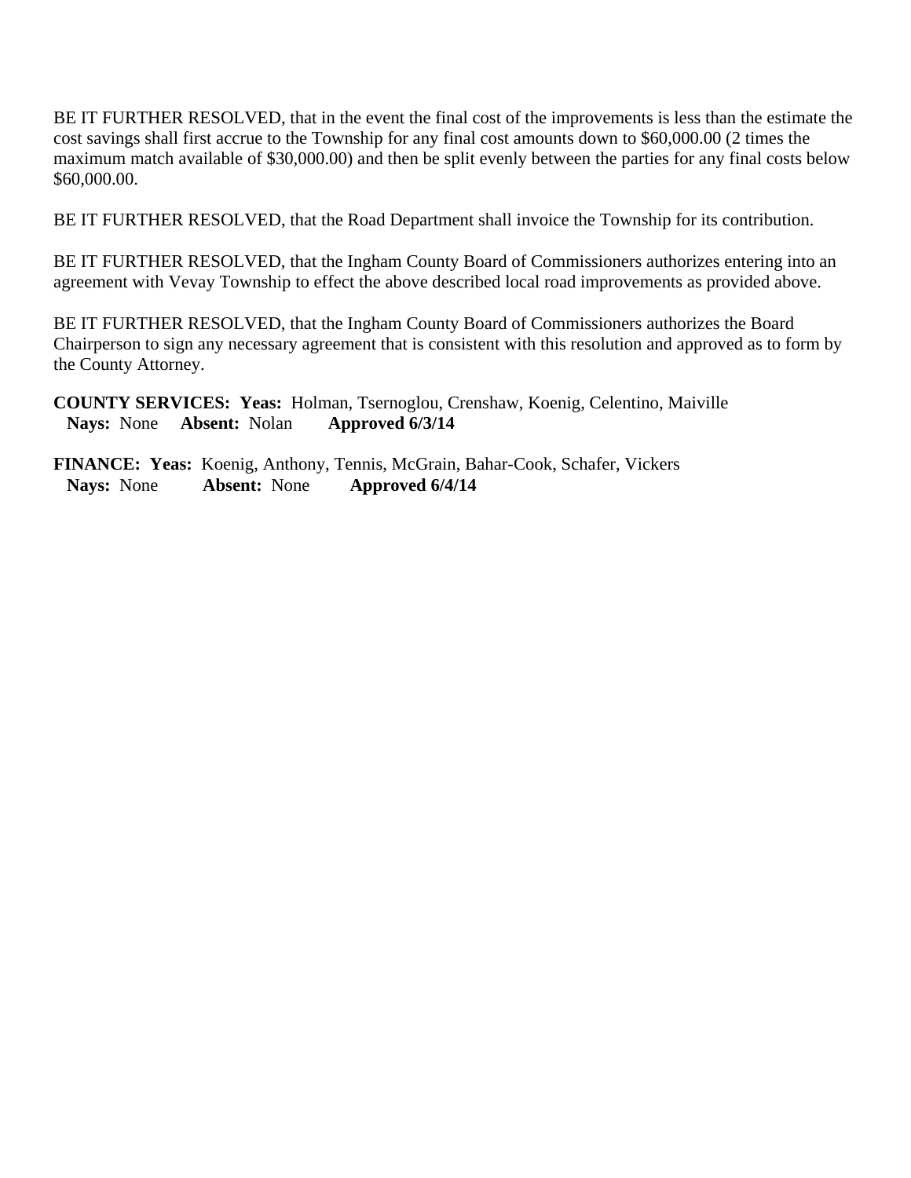BE IT FURTHER RESOLVED, that in the event the final cost of the improvements is less than the estimate the cost savings shall first accrue to the Township for any final cost amounts down to $60,000.00 (2 times the maximum match available of $30,000.00) and then be split evenly between the parties for any final costs below $60,000.00.

BE IT FURTHER RESOLVED, that the Road Department shall invoice the Township for its contribution.

BE IT FURTHER RESOLVED, that the Ingham County Board of Commissioners authorizes entering into an agreement with Vevay Township to effect the above described local road improvements as provided above.

BE IT FURTHER RESOLVED, that the Ingham County Board of Commissioners authorizes the Board Chairperson to sign any necessary agreement that is consistent with this resolution and approved as to form by the County Attorney.

**COUNTY SERVICES: Yeas:** Holman, Tsernoglou, Crenshaw, Koenig, Celentino, Maiville
**Nays:** None **Absent:** Nolan **Approved 6/3/14**

**FINANCE: Yeas:** Koenig, Anthony, Tennis, McGrain, Bahar-Cook, Schafer, Vickers
**Nays:** None **Absent:** None **Approved 6/4/14**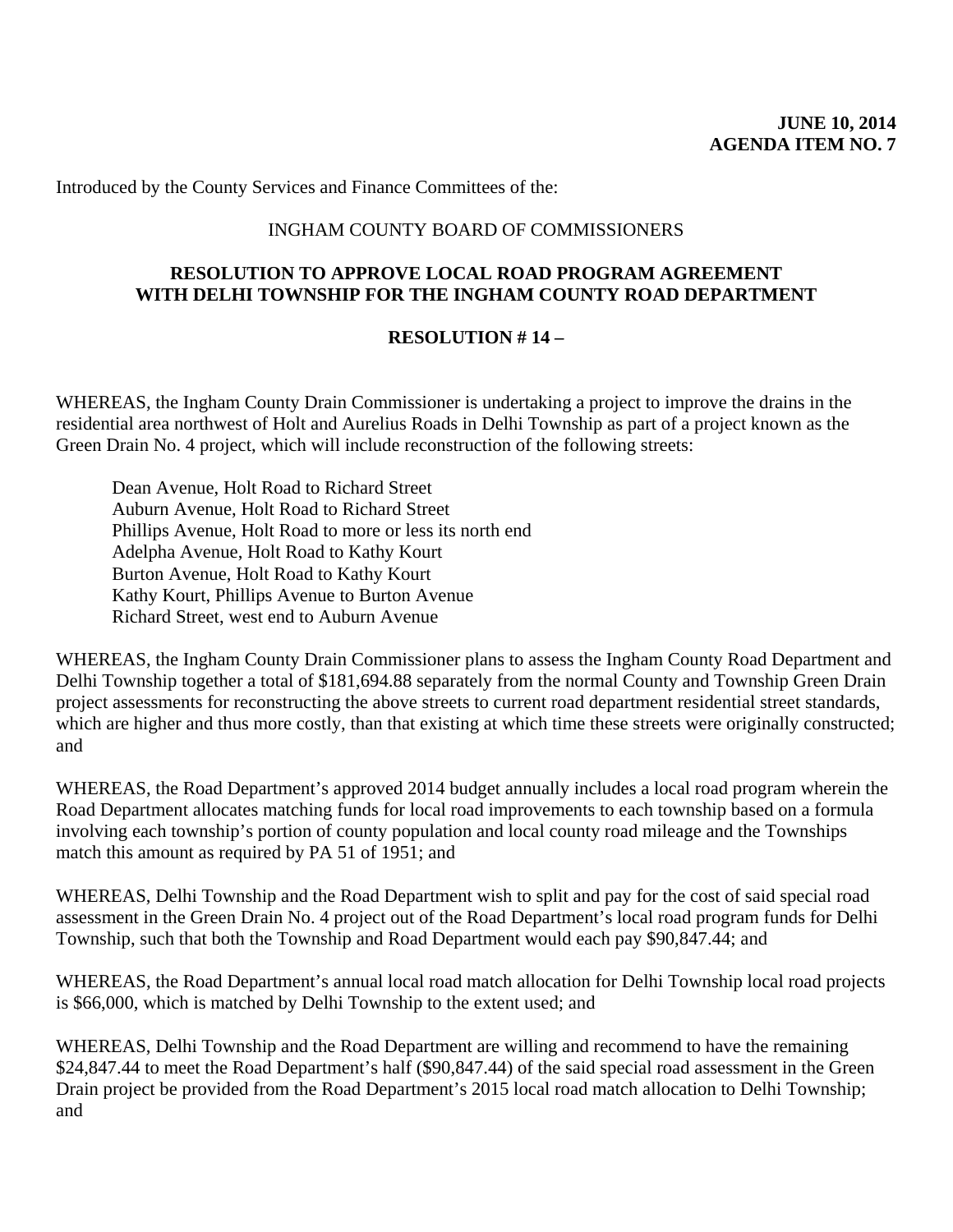**JUNE 10, 2014**
**AGENDA ITEM NO. 7**

Introduced by the County Services and Finance Committees of the:

INGHAM COUNTY BOARD OF COMMISSIONERS

**RESOLUTION TO APPROVE LOCAL ROAD PROGRAM AGREEMENT WITH DELHI TOWNSHIP FOR THE INGHAM COUNTY ROAD DEPARTMENT**

**RESOLUTION # 14 –**

WHEREAS, the Ingham County Drain Commissioner is undertaking a project to improve the drains in the residential area northwest of Holt and Aurelius Roads in Delhi Township as part of a project known as the Green Drain No. 4 project, which will include reconstruction of the following streets:

Dean Avenue, Holt Road to Richard Street
Auburn Avenue, Holt Road to Richard Street
Phillips Avenue, Holt Road to more or less its north end
Adelpha Avenue, Holt Road to Kathy Kourt
Burton Avenue, Holt Road to Kathy Kourt
Kathy Kourt, Phillips Avenue to Burton Avenue
Richard Street, west end to Auburn Avenue

WHEREAS, the Ingham County Drain Commissioner plans to assess the Ingham County Road Department and Delhi Township together a total of $181,694.88 separately from the normal County and Township Green Drain project assessments for reconstructing the above streets to current road department residential street standards, which are higher and thus more costly, than that existing at which time these streets were originally constructed; and

WHEREAS, the Road Department's approved 2014 budget annually includes a local road program wherein the Road Department allocates matching funds for local road improvements to each township based on a formula involving each township's portion of county population and local county road mileage and the Townships match this amount as required by PA 51 of 1951; and

WHEREAS, Delhi Township and the Road Department wish to split and pay for the cost of said special road assessment in the Green Drain No. 4 project out of the Road Department's local road program funds for Delhi Township, such that both the Township and Road Department would each pay $90,847.44; and

WHEREAS, the Road Department's annual local road match allocation for Delhi Township local road projects is $66,000, which is matched by Delhi Township to the extent used; and

WHEREAS, Delhi Township and the Road Department are willing and recommend to have the remaining $24,847.44 to meet the Road Department's half ($90,847.44) of the said special road assessment in the Green Drain project be provided from the Road Department's 2015 local road match allocation to Delhi Township; and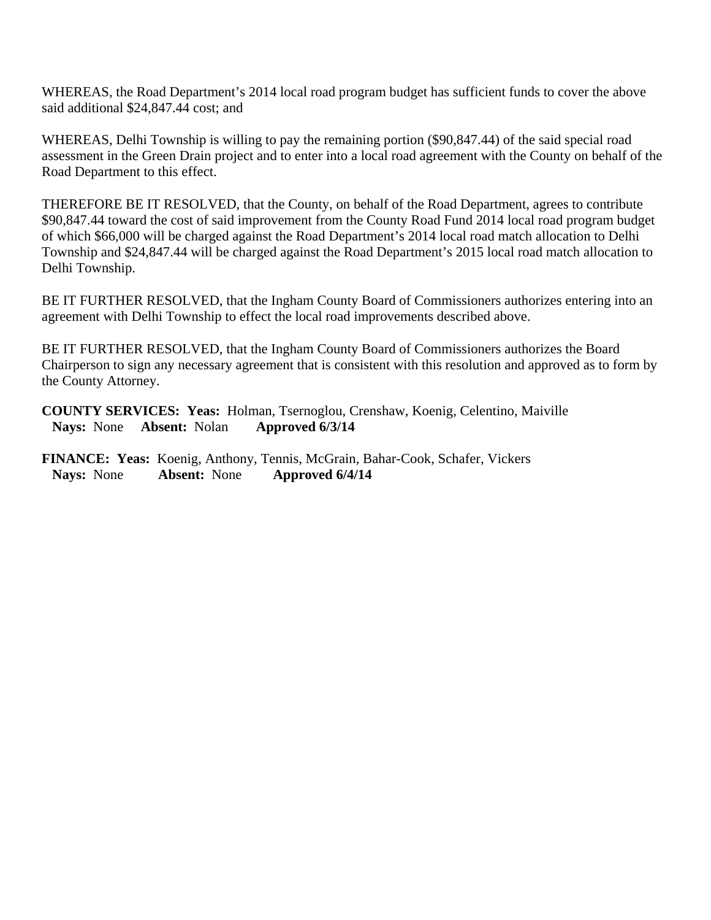WHEREAS, the Road Department's 2014 local road program budget has sufficient funds to cover the above said additional $24,847.44 cost; and

WHEREAS, Delhi Township is willing to pay the remaining portion ($90,847.44) of the said special road assessment in the Green Drain project and to enter into a local road agreement with the County on behalf of the Road Department to this effect.

THEREFORE BE IT RESOLVED, that the County, on behalf of the Road Department, agrees to contribute $90,847.44 toward the cost of said improvement from the County Road Fund 2014 local road program budget of which $66,000 will be charged against the Road Department's 2014 local road match allocation to Delhi Township and $24,847.44 will be charged against the Road Department's 2015 local road match allocation to Delhi Township.

BE IT FURTHER RESOLVED, that the Ingham County Board of Commissioners authorizes entering into an agreement with Delhi Township to effect the local road improvements described above.

BE IT FURTHER RESOLVED, that the Ingham County Board of Commissioners authorizes the Board Chairperson to sign any necessary agreement that is consistent with this resolution and approved as to form by the County Attorney.

**COUNTY SERVICES: Yeas:** Holman, Tsernoglou, Crenshaw, Koenig, Celentino, Maiville
**Nays:** None **Absent:** Nolan **Approved 6/3/14**

**FINANCE: Yeas:** Koenig, Anthony, Tennis, McGrain, Bahar-Cook, Schafer, Vickers
**Nays:** None **Absent:** None **Approved 6/4/14**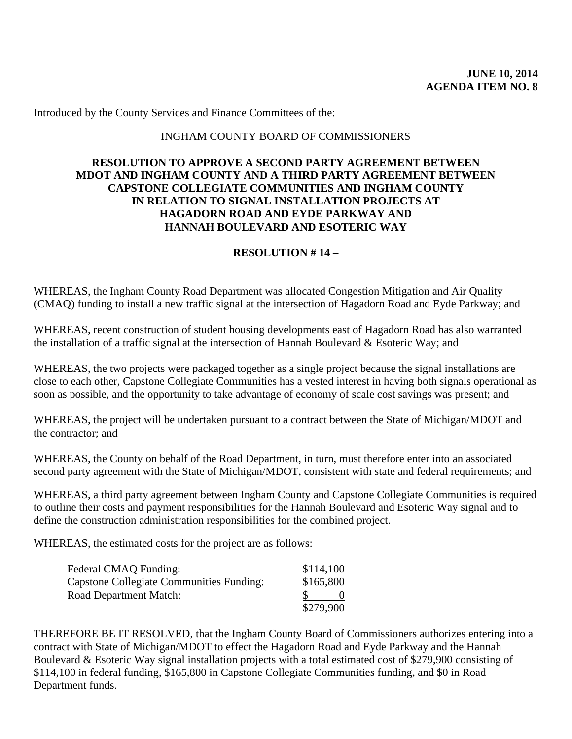**JUNE 10, 2014**
**AGENDA ITEM NO. 8**

Introduced by the County Services and Finance Committees of the:

INGHAM COUNTY BOARD OF COMMISSIONERS

**RESOLUTION TO APPROVE A SECOND PARTY AGREEMENT BETWEEN MDOT AND INGHAM COUNTY AND A THIRD PARTY AGREEMENT BETWEEN CAPSTONE COLLEGIATE COMMUNITIES AND INGHAM COUNTY IN RELATION TO SIGNAL INSTALLATION PROJECTS AT HAGADORN ROAD AND EYDE PARKWAY AND HANNAH BOULEVARD AND ESOTERIC WAY**

**RESOLUTION # 14 –**

WHEREAS, the Ingham County Road Department was allocated Congestion Mitigation and Air Quality (CMAQ) funding to install a new traffic signal at the intersection of Hagadorn Road and Eyde Parkway; and

WHEREAS, recent construction of student housing developments east of Hagadorn Road has also warranted the installation of a traffic signal at the intersection of Hannah Boulevard & Esoteric Way; and

WHEREAS, the two projects were packaged together as a single project because the signal installations are close to each other, Capstone Collegiate Communities has a vested interest in having both signals operational as soon as possible, and the opportunity to take advantage of economy of scale cost savings was present; and

WHEREAS, the project will be undertaken pursuant to a contract between the State of Michigan/MDOT and the contractor; and

WHEREAS, the County on behalf of the Road Department, in turn, must therefore enter into an associated second party agreement with the State of Michigan/MDOT, consistent with state and federal requirements; and

WHEREAS, a third party agreement between Ingham County and Capstone Collegiate Communities is required to outline their costs and payment responsibilities for the Hannah Boulevard and Esoteric Way signal and to define the construction administration responsibilities for the combined project.

WHEREAS, the estimated costs for the project are as follows:

| | |
|---|---|
| Federal CMAQ Funding: | $114,100 |
| Capstone Collegiate Communities Funding: | $165,800 |
| Road Department Match: | $ 0 |
| | $279,900 |

THEREFORE BE IT RESOLVED, that the Ingham County Board of Commissioners authorizes entering into a contract with State of Michigan/MDOT to effect the Hagadorn Road and Eyde Parkway and the Hannah Boulevard & Esoteric Way signal installation projects with a total estimated cost of $279,900 consisting of $114,100 in federal funding, $165,800 in Capstone Collegiate Communities funding, and $0 in Road Department funds.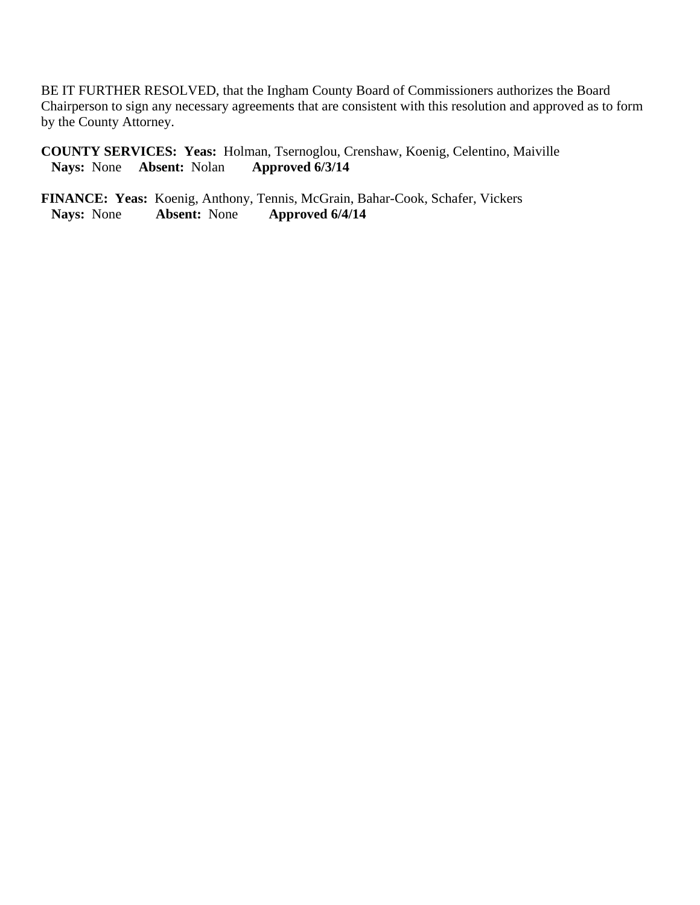BE IT FURTHER RESOLVED, that the Ingham County Board of Commissioners authorizes the Board Chairperson to sign any necessary agreements that are consistent with this resolution and approved as to form by the County Attorney.

**COUNTY SERVICES: Yeas:** Holman, Tsernoglou, Crenshaw, Koenig, Celentino, Maiville
**Nays:** None **Absent:** Nolan **Approved 6/3/14**

**FINANCE: Yeas:** Koenig, Anthony, Tennis, McGrain, Bahar-Cook, Schafer, Vickers
**Nays:** None **Absent:** None **Approved 6/4/14**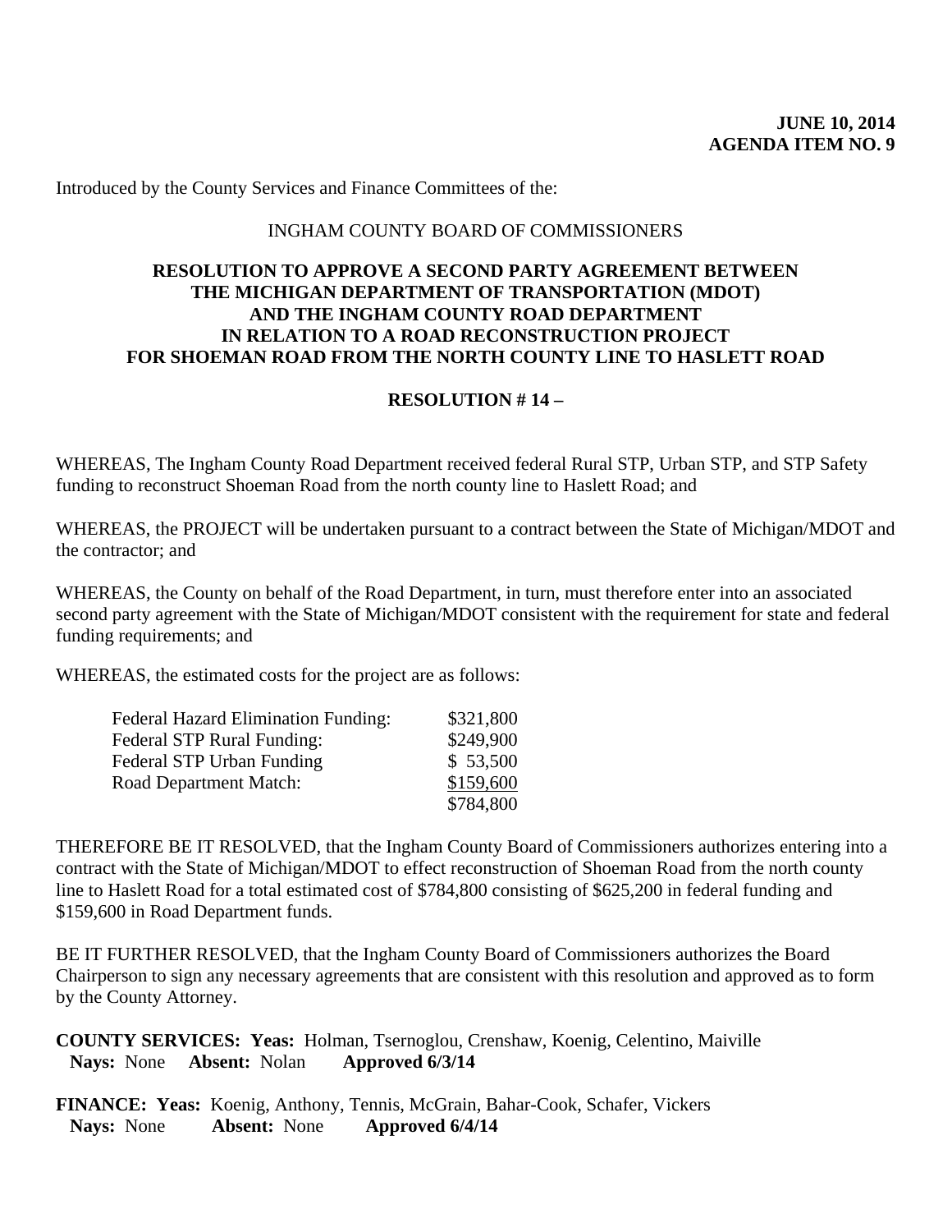**JUNE 10, 2014**
**AGENDA ITEM NO. 9**

Introduced by the County Services and Finance Committees of the:

INGHAM COUNTY BOARD OF COMMISSIONERS

**RESOLUTION TO APPROVE A SECOND PARTY AGREEMENT BETWEEN THE MICHIGAN DEPARTMENT OF TRANSPORTATION (MDOT) AND THE INGHAM COUNTY ROAD DEPARTMENT IN RELATION TO A ROAD RECONSTRUCTION PROJECT FOR SHOEMAN ROAD FROM THE NORTH COUNTY LINE TO HASLETT ROAD**

**RESOLUTION # 14 –**

WHEREAS, The Ingham County Road Department received federal Rural STP, Urban STP, and STP Safety funding to reconstruct Shoeman Road from the north county line to Haslett Road; and

WHEREAS, the PROJECT will be undertaken pursuant to a contract between the State of Michigan/MDOT and the contractor; and

WHEREAS, the County on behalf of the Road Department, in turn, must therefore enter into an associated second party agreement with the State of Michigan/MDOT consistent with the requirement for state and federal funding requirements; and

WHEREAS, the estimated costs for the project are as follows:

| | |
|---|---|
| Federal Hazard Elimination Funding: | \$321,800 |
| Federal STP Rural Funding: | \$249,900 |
| Federal STP Urban Funding | \$ 53,500 |
| Road Department Match: | \$159,600 |
| | \$784,800 |

THEREFORE BE IT RESOLVED, that the Ingham County Board of Commissioners authorizes entering into a contract with the State of Michigan/MDOT to effect reconstruction of Shoeman Road from the north county line to Haslett Road for a total estimated cost of \$784,800 consisting of \$625,200 in federal funding and \$159,600 in Road Department funds.

BE IT FURTHER RESOLVED, that the Ingham County Board of Commissioners authorizes the Board Chairperson to sign any necessary agreements that are consistent with this resolution and approved as to form by the County Attorney.

**COUNTY SERVICES: Yeas:** Holman, Tsernoglou, Crenshaw, Koenig, Celentino, Maiville
**Nays:** None **Absent:** Nolan **Approved 6/3/14**

**FINANCE: Yeas:** Koenig, Anthony, Tennis, McGrain, Bahar-Cook, Schafer, Vickers
**Nays:** None **Absent:** None **Approved 6/4/14**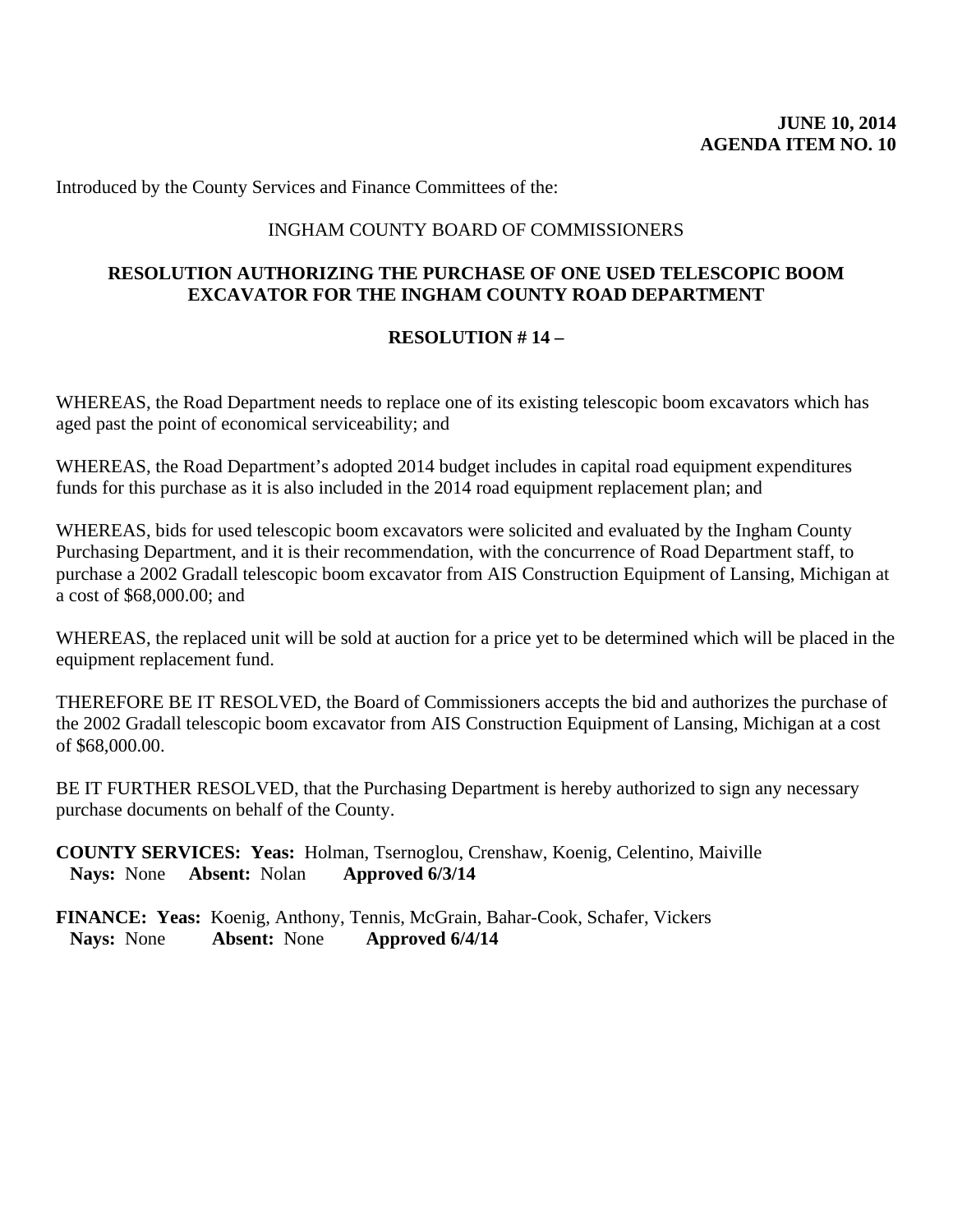**JUNE 10, 2014**
**AGENDA ITEM NO. 10**

Introduced by the County Services and Finance Committees of the:

INGHAM COUNTY BOARD OF COMMISSIONERS

**RESOLUTION AUTHORIZING THE PURCHASE OF ONE USED TELESCOPIC BOOM EXCAVATOR FOR THE INGHAM COUNTY ROAD DEPARTMENT**

**RESOLUTION # 14 –**

WHEREAS, the Road Department needs to replace one of its existing telescopic boom excavators which has aged past the point of economical serviceability; and

WHEREAS, the Road Department's adopted 2014 budget includes in capital road equipment expenditures funds for this purchase as it is also included in the 2014 road equipment replacement plan; and

WHEREAS, bids for used telescopic boom excavators were solicited and evaluated by the Ingham County Purchasing Department, and it is their recommendation, with the concurrence of Road Department staff, to purchase a 2002 Gradall telescopic boom excavator from AIS Construction Equipment of Lansing, Michigan at a cost of $68,000.00; and

WHEREAS, the replaced unit will be sold at auction for a price yet to be determined which will be placed in the equipment replacement fund.

THEREFORE BE IT RESOLVED, the Board of Commissioners accepts the bid and authorizes the purchase of the 2002 Gradall telescopic boom excavator from AIS Construction Equipment of Lansing, Michigan at a cost of $68,000.00.

BE IT FURTHER RESOLVED, that the Purchasing Department is hereby authorized to sign any necessary purchase documents on behalf of the County.

**COUNTY SERVICES: Yeas:** Holman, Tsernoglou, Crenshaw, Koenig, Celentino, Maiville
**Nays:** None **Absent:** Nolan **Approved 6/3/14**

**FINANCE: Yeas:** Koenig, Anthony, Tennis, McGrain, Bahar-Cook, Schafer, Vickers
**Nays:** None **Absent:** None **Approved 6/4/14**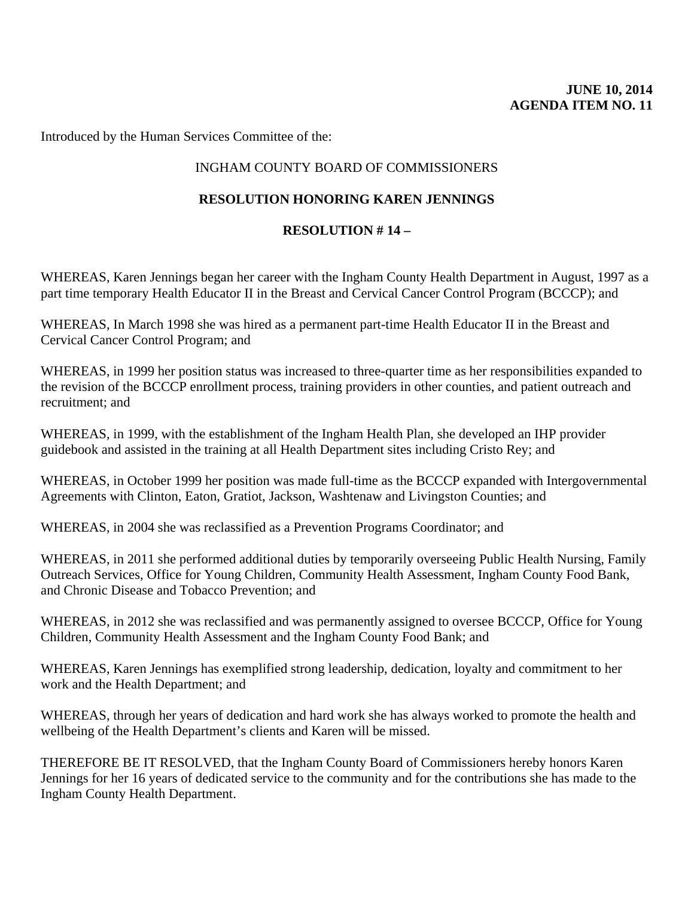**JUNE 10, 2014**
**AGENDA ITEM NO. 11**

Introduced by the Human Services Committee of the:

INGHAM COUNTY BOARD OF COMMISSIONERS

**RESOLUTION HONORING KAREN JENNINGS**

**RESOLUTION # 14 –**

WHEREAS, Karen Jennings began her career with the Ingham County Health Department in August, 1997 as a part time temporary Health Educator II in the Breast and Cervical Cancer Control Program (BCCCP); and

WHEREAS, In March 1998 she was hired as a permanent part-time Health Educator II in the Breast and Cervical Cancer Control Program; and

WHEREAS, in 1999 her position status was increased to three-quarter time as her responsibilities expanded to the revision of the BCCCP enrollment process, training providers in other counties, and patient outreach and recruitment; and

WHEREAS, in 1999, with the establishment of the Ingham Health Plan, she developed an IHP provider guidebook and assisted in the training at all Health Department sites including Cristo Rey; and

WHEREAS, in October 1999 her position was made full-time as the BCCCP expanded with Intergovernmental Agreements with Clinton, Eaton, Gratiot, Jackson, Washtenaw and Livingston Counties; and

WHEREAS, in 2004 she was reclassified as a Prevention Programs Coordinator; and

WHEREAS, in 2011 she performed additional duties by temporarily overseeing Public Health Nursing, Family Outreach Services, Office for Young Children, Community Health Assessment, Ingham County Food Bank, and Chronic Disease and Tobacco Prevention; and

WHEREAS, in 2012 she was reclassified and was permanently assigned to oversee BCCCP, Office for Young Children, Community Health Assessment and the Ingham County Food Bank; and

WHEREAS, Karen Jennings has exemplified strong leadership, dedication, loyalty and commitment to her work and the Health Department; and

WHEREAS, through her years of dedication and hard work she has always worked to promote the health and wellbeing of the Health Department's clients and Karen will be missed.

THEREFORE BE IT RESOLVED, that the Ingham County Board of Commissioners hereby honors Karen Jennings for her 16 years of dedicated service to the community and for the contributions she has made to the Ingham County Health Department.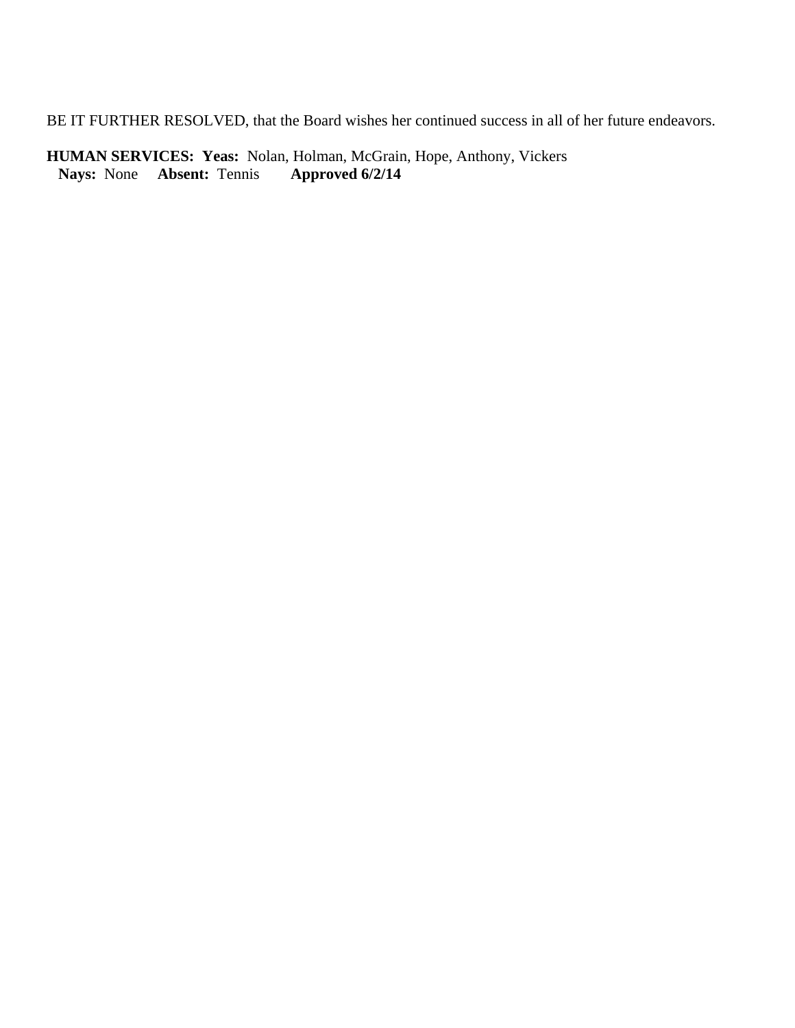BE IT FURTHER RESOLVED, that the Board wishes her continued success in all of her future endeavors.

**HUMAN SERVICES: Yeas:** Nolan, Holman, McGrain, Hope, Anthony, Vickers
**Nays:** None **Absent:** Tennis **Approved 6/2/14**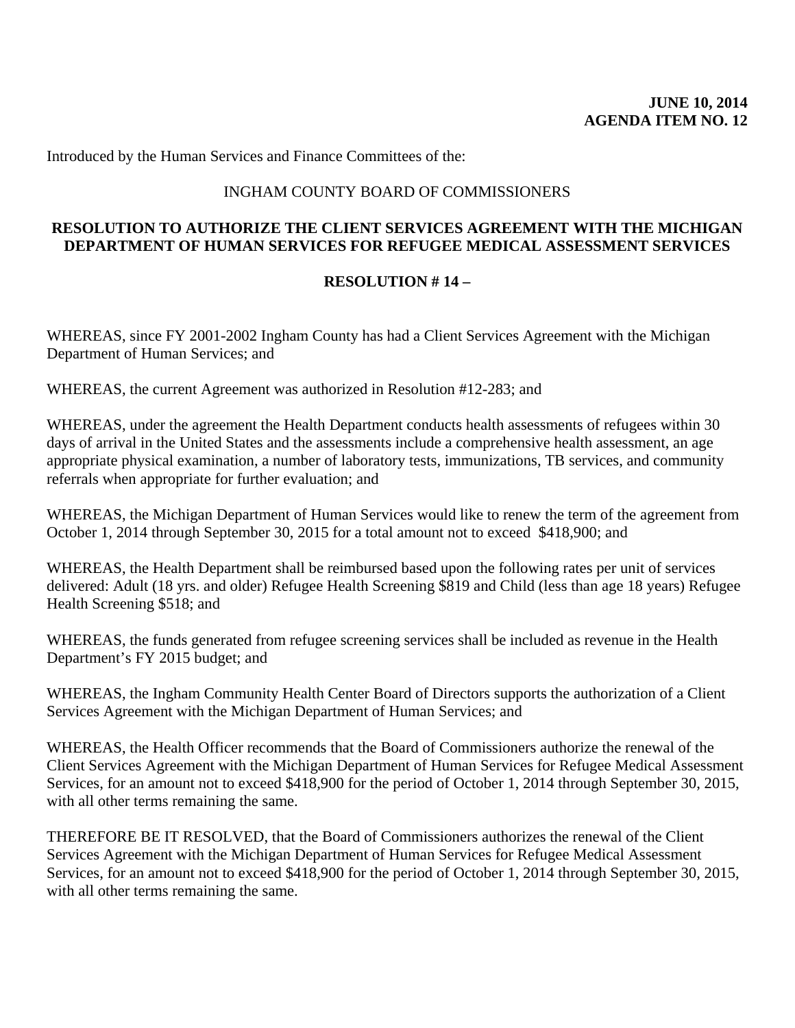**JUNE 10, 2014**
**AGENDA ITEM NO. 12**

Introduced by the Human Services and Finance Committees of the:

INGHAM COUNTY BOARD OF COMMISSIONERS

**RESOLUTION TO AUTHORIZE THE CLIENT SERVICES AGREEMENT WITH THE MICHIGAN DEPARTMENT OF HUMAN SERVICES FOR REFUGEE MEDICAL ASSESSMENT SERVICES**

**RESOLUTION # 14 –**

WHEREAS, since FY 2001-2002 Ingham County has had a Client Services Agreement with the Michigan Department of Human Services; and

WHEREAS, the current Agreement was authorized in Resolution #12-283; and

WHEREAS, under the agreement the Health Department conducts health assessments of refugees within 30 days of arrival in the United States and the assessments include a comprehensive health assessment, an age appropriate physical examination, a number of laboratory tests, immunizations, TB services, and community referrals when appropriate for further evaluation; and

WHEREAS, the Michigan Department of Human Services would like to renew the term of the agreement from October 1, 2014 through September 30, 2015 for a total amount not to exceed $418,900; and

WHEREAS, the Health Department shall be reimbursed based upon the following rates per unit of services delivered: Adult (18 yrs. and older) Refugee Health Screening $819 and Child (less than age 18 years) Refugee Health Screening $518; and

WHEREAS, the funds generated from refugee screening services shall be included as revenue in the Health Department's FY 2015 budget; and

WHEREAS, the Ingham Community Health Center Board of Directors supports the authorization of a Client Services Agreement with the Michigan Department of Human Services; and

WHEREAS, the Health Officer recommends that the Board of Commissioners authorize the renewal of the Client Services Agreement with the Michigan Department of Human Services for Refugee Medical Assessment Services, for an amount not to exceed $418,900 for the period of October 1, 2014 through September 30, 2015, with all other terms remaining the same.

THEREFORE BE IT RESOLVED, that the Board of Commissioners authorizes the renewal of the Client Services Agreement with the Michigan Department of Human Services for Refugee Medical Assessment Services, for an amount not to exceed $418,900 for the period of October 1, 2014 through September 30, 2015, with all other terms remaining the same.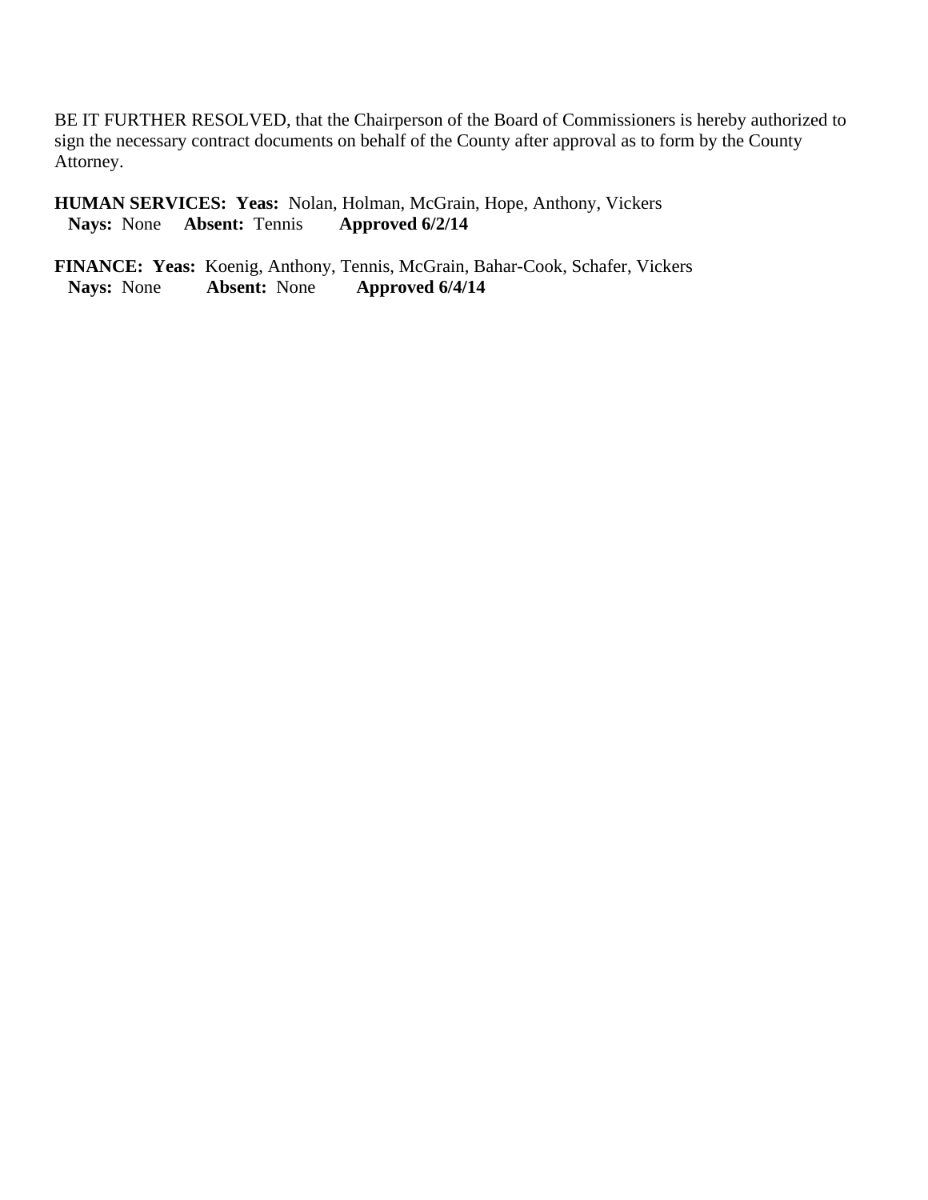BE IT FURTHER RESOLVED, that the Chairperson of the Board of Commissioners is hereby authorized to sign the necessary contract documents on behalf of the County after approval as to form by the County Attorney.

**HUMAN SERVICES: Yeas:** Nolan, Holman, McGrain, Hope, Anthony, Vickers
**Nays:** None **Absent:** Tennis **Approved 6/2/14**

**FINANCE: Yeas:** Koenig, Anthony, Tennis, McGrain, Bahar-Cook, Schafer, Vickers
**Nays:** None **Absent:** None **Approved 6/4/14**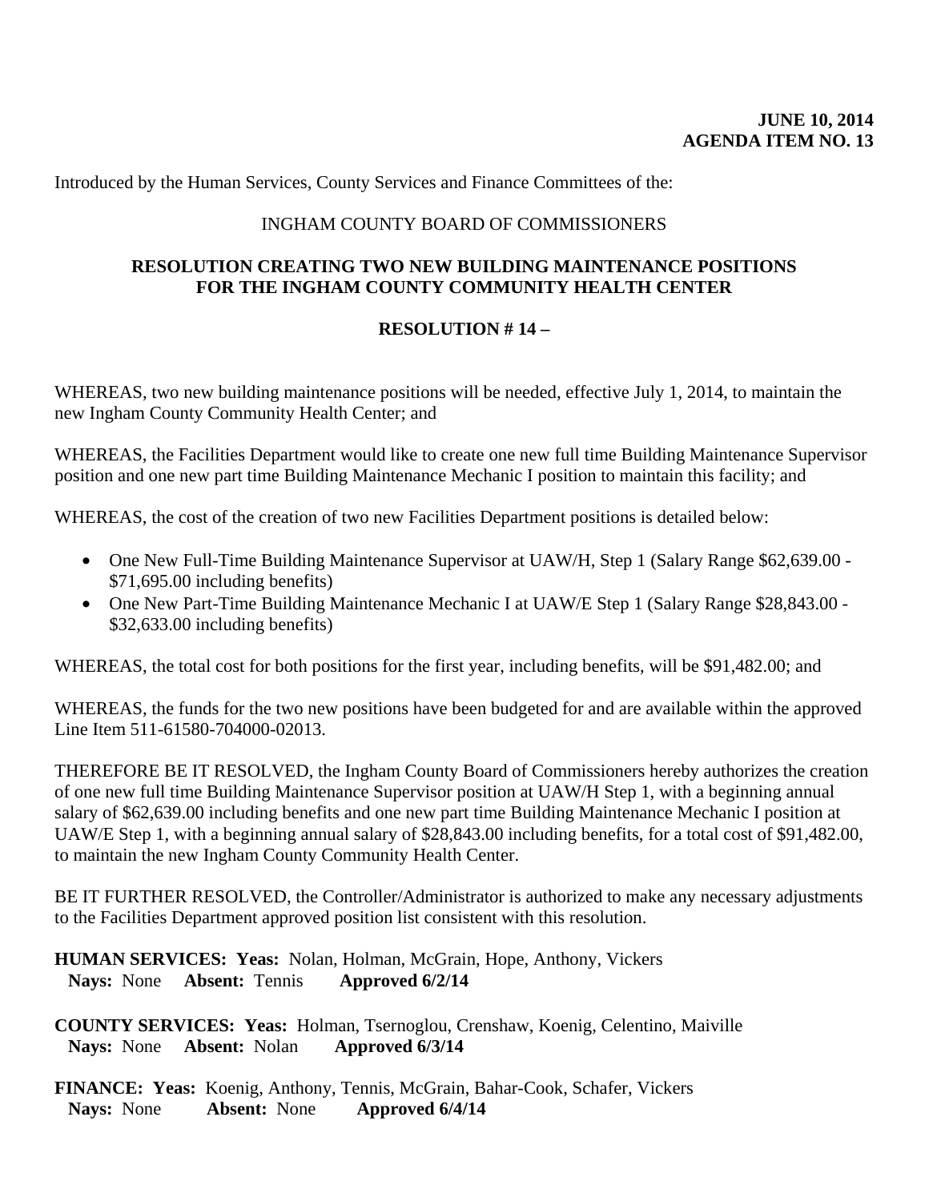**JUNE 10, 2014**
**AGENDA ITEM NO. 13**

Introduced by the Human Services, County Services and Finance Committees of the:

INGHAM COUNTY BOARD OF COMMISSIONERS

**RESOLUTION CREATING TWO NEW BUILDING MAINTENANCE POSITIONS FOR THE INGHAM COUNTY COMMUNITY HEALTH CENTER**

**RESOLUTION # 14 –**

WHEREAS, two new building maintenance positions will be needed, effective July 1, 2014, to maintain the new Ingham County Community Health Center; and

WHEREAS, the Facilities Department would like to create one new full time Building Maintenance Supervisor position and one new part time Building Maintenance Mechanic I position to maintain this facility; and

WHEREAS, the cost of the creation of two new Facilities Department positions is detailed below:

- One New Full-Time Building Maintenance Supervisor at UAW/H, Step 1 (Salary Range $62,639.00 - $71,695.00 including benefits)
- One New Part-Time Building Maintenance Mechanic I at UAW/E Step 1 (Salary Range $28,843.00 - $32,633.00 including benefits)

WHEREAS, the total cost for both positions for the first year, including benefits, will be $91,482.00; and

WHEREAS, the funds for the two new positions have been budgeted for and are available within the approved Line Item 511-61580-704000-02013.

THEREFORE BE IT RESOLVED, the Ingham County Board of Commissioners hereby authorizes the creation of one new full time Building Maintenance Supervisor position at UAW/H Step 1, with a beginning annual salary of $62,639.00 including benefits and one new part time Building Maintenance Mechanic I position at UAW/E Step 1, with a beginning annual salary of $28,843.00 including benefits, for a total cost of $91,482.00, to maintain the new Ingham County Community Health Center.

BE IT FURTHER RESOLVED, the Controller/Administrator is authorized to make any necessary adjustments to the Facilities Department approved position list consistent with this resolution.

**HUMAN SERVICES: Yeas:** Nolan, Holman, McGrain, Hope, Anthony, Vickers
**Nays:** None **Absent:** Tennis **Approved 6/2/14**

**COUNTY SERVICES: Yeas:** Holman, Tsernoglou, Crenshaw, Koenig, Celentino, Maiville
**Nays:** None **Absent:** Nolan **Approved 6/3/14**

**FINANCE: Yeas:** Koenig, Anthony, Tennis, McGrain, Bahar-Cook, Schafer, Vickers
**Nays:** None **Absent:** None **Approved 6/4/14**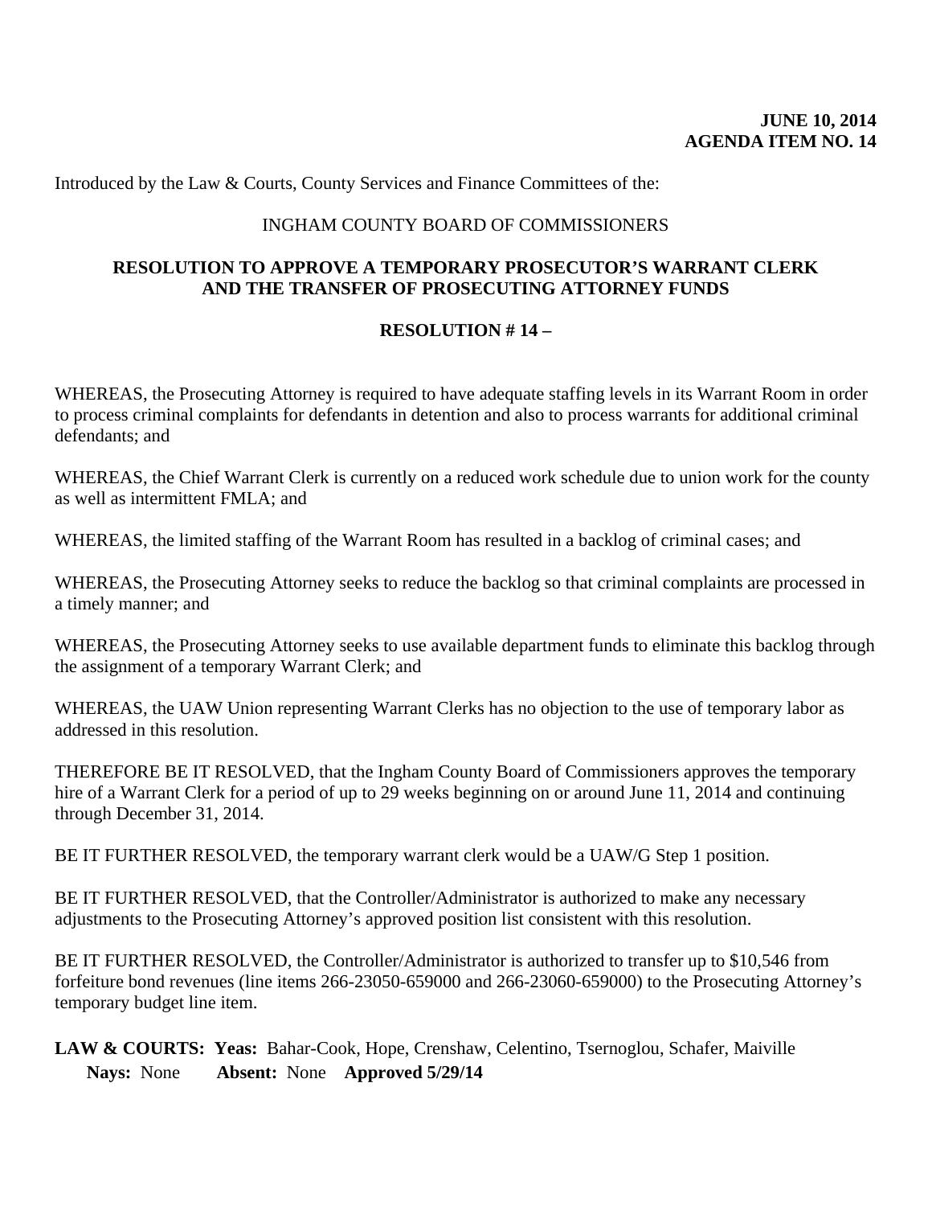**JUNE 10, 2014**
**AGENDA ITEM NO. 14**

Introduced by the Law & Courts, County Services and Finance Committees of the:

INGHAM COUNTY BOARD OF COMMISSIONERS

**RESOLUTION TO APPROVE A TEMPORARY PROSECUTOR'S WARRANT CLERK AND THE TRANSFER OF PROSECUTING ATTORNEY FUNDS**

**RESOLUTION # 14 –**

WHEREAS, the Prosecuting Attorney is required to have adequate staffing levels in its Warrant Room in order to process criminal complaints for defendants in detention and also to process warrants for additional criminal defendants; and

WHEREAS, the Chief Warrant Clerk is currently on a reduced work schedule due to union work for the county as well as intermittent FMLA; and

WHEREAS, the limited staffing of the Warrant Room has resulted in a backlog of criminal cases; and

WHEREAS, the Prosecuting Attorney seeks to reduce the backlog so that criminal complaints are processed in a timely manner; and

WHEREAS, the Prosecuting Attorney seeks to use available department funds to eliminate this backlog through the assignment of a temporary Warrant Clerk; and

WHEREAS, the UAW Union representing Warrant Clerks has no objection to the use of temporary labor as addressed in this resolution.

THEREFORE BE IT RESOLVED, that the Ingham County Board of Commissioners approves the temporary hire of a Warrant Clerk for a period of up to 29 weeks beginning on or around June 11, 2014 and continuing through December 31, 2014.

BE IT FURTHER RESOLVED, the temporary warrant clerk would be a UAW/G Step 1 position.

BE IT FURTHER RESOLVED, that the Controller/Administrator is authorized to make any necessary adjustments to the Prosecuting Attorney's approved position list consistent with this resolution.

BE IT FURTHER RESOLVED, the Controller/Administrator is authorized to transfer up to $10,546 from forfeiture bond revenues (line items 266-23050-659000 and 266-23060-659000) to the Prosecuting Attorney's temporary budget line item.

**LAW & COURTS: Yeas:** Bahar-Cook, Hope, Crenshaw, Celentino, Tsernoglou, Schafer, Maiville
**Nays:** None **Absent:** None **Approved 5/29/14**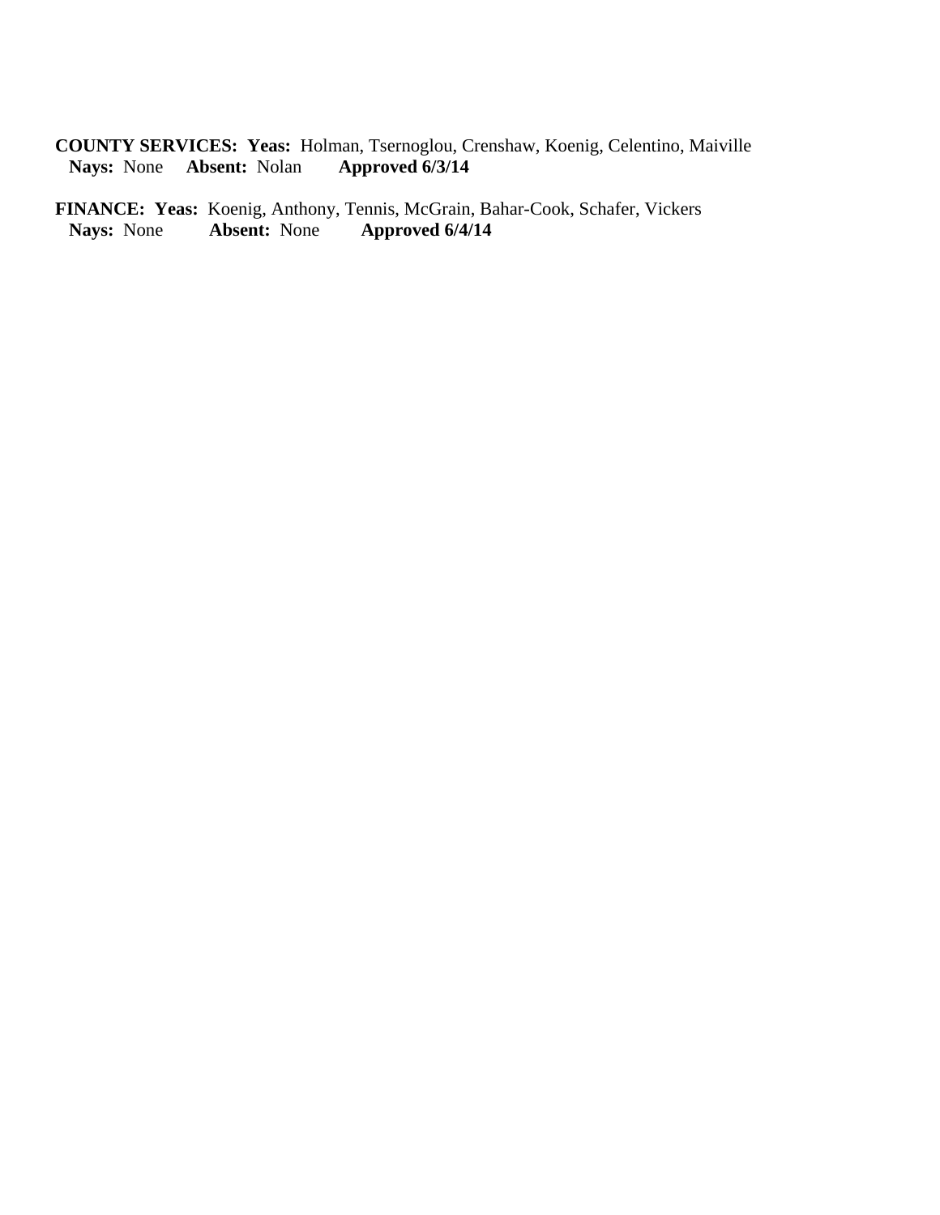**COUNTY SERVICES: Yeas:** Holman, Tsernoglou, Crenshaw, Koenig, Celentino, Maiville
**Nays:** None **Absent:** Nolan **Approved 6/3/14**

**FINANCE: Yeas:** Koenig, Anthony, Tennis, McGrain, Bahar-Cook, Schafer, Vickers
**Nays:** None **Absent:** None **Approved 6/4/14**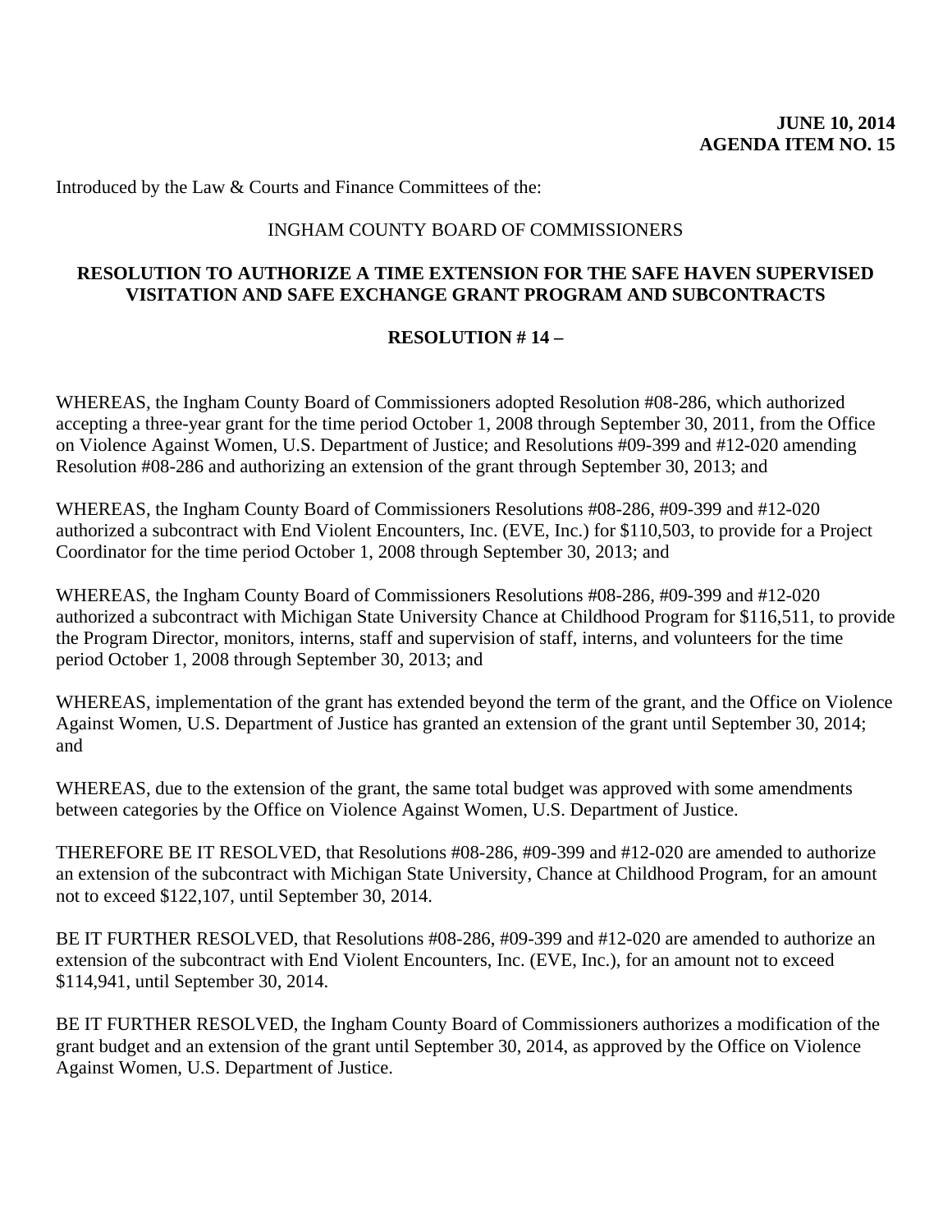**JUNE 10, 2014**
**AGENDA ITEM NO. 15**

Introduced by the Law & Courts and Finance Committees of the:

INGHAM COUNTY BOARD OF COMMISSIONERS

**RESOLUTION TO AUTHORIZE A TIME EXTENSION FOR THE SAFE HAVEN SUPERVISED VISITATION AND SAFE EXCHANGE GRANT PROGRAM AND SUBCONTRACTS**

**RESOLUTION # 14 –**

WHEREAS, the Ingham County Board of Commissioners adopted Resolution #08-286, which authorized accepting a three-year grant for the time period October 1, 2008 through September 30, 2011, from the Office on Violence Against Women, U.S. Department of Justice; and Resolutions #09-399 and #12-020 amending Resolution #08-286 and authorizing an extension of the grant through September 30, 2013; and

WHEREAS, the Ingham County Board of Commissioners Resolutions #08-286, #09-399 and #12-020 authorized a subcontract with End Violent Encounters, Inc. (EVE, Inc.) for $110,503, to provide for a Project Coordinator for the time period October 1, 2008 through September 30, 2013; and

WHEREAS, the Ingham County Board of Commissioners Resolutions #08-286, #09-399 and #12-020 authorized a subcontract with Michigan State University Chance at Childhood Program for $116,511, to provide the Program Director, monitors, interns, staff and supervision of staff, interns, and volunteers for the time period October 1, 2008 through September 30, 2013; and

WHEREAS, implementation of the grant has extended beyond the term of the grant, and the Office on Violence Against Women, U.S. Department of Justice has granted an extension of the grant until September 30, 2014; and

WHEREAS, due to the extension of the grant, the same total budget was approved with some amendments between categories by the Office on Violence Against Women, U.S. Department of Justice.

THEREFORE BE IT RESOLVED, that Resolutions #08-286, #09-399 and #12-020 are amended to authorize an extension of the subcontract with Michigan State University, Chance at Childhood Program, for an amount not to exceed $122,107, until September 30, 2014.

BE IT FURTHER RESOLVED, that Resolutions #08-286, #09-399 and #12-020 are amended to authorize an extension of the subcontract with End Violent Encounters, Inc. (EVE, Inc.), for an amount not to exceed $114,941, until September 30, 2014.

BE IT FURTHER RESOLVED, the Ingham County Board of Commissioners authorizes a modification of the grant budget and an extension of the grant until September 30, 2014, as approved by the Office on Violence Against Women, U.S. Department of Justice.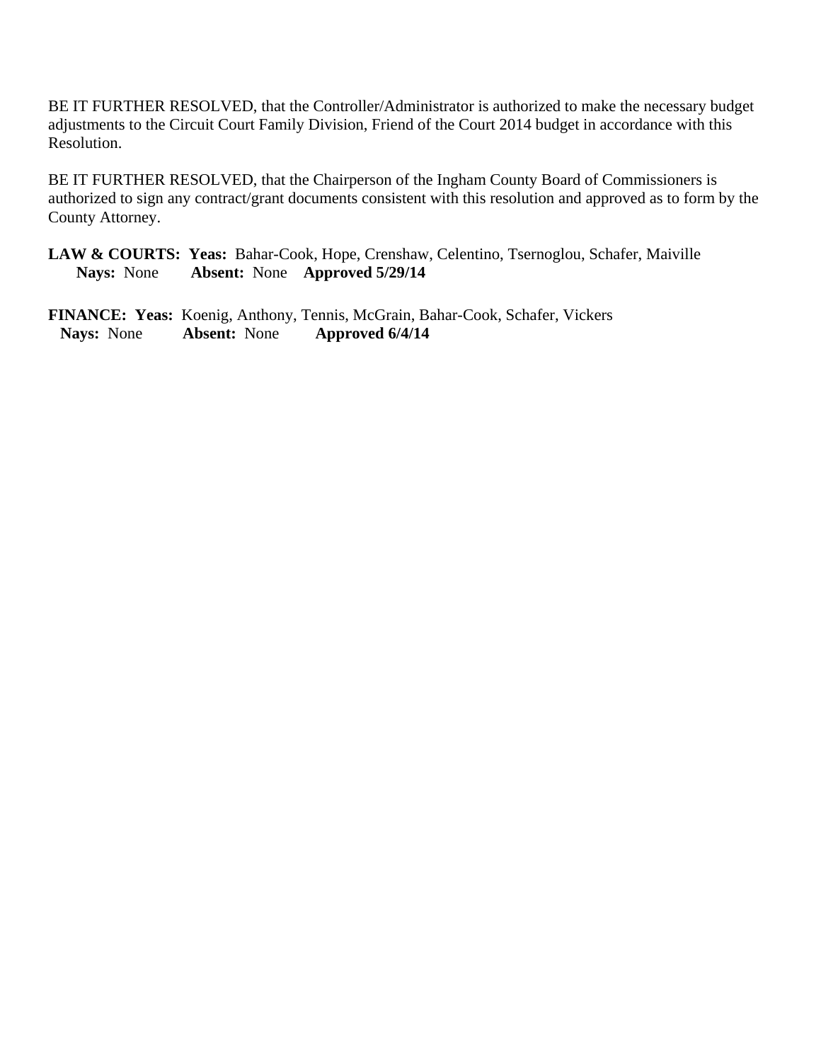BE IT FURTHER RESOLVED, that the Controller/Administrator is authorized to make the necessary budget adjustments to the Circuit Court Family Division, Friend of the Court 2014 budget in accordance with this Resolution.

BE IT FURTHER RESOLVED, that the Chairperson of the Ingham County Board of Commissioners is authorized to sign any contract/grant documents consistent with this resolution and approved as to form by the County Attorney.

**LAW & COURTS: Yeas:** Bahar-Cook, Hope, Crenshaw, Celentino, Tsernoglou, Schafer, Maiville
**Nays:** None **Absent:** None **Approved 5/29/14**

**FINANCE: Yeas:** Koenig, Anthony, Tennis, McGrain, Bahar-Cook, Schafer, Vickers
**Nays:** None **Absent:** None **Approved 6/4/14**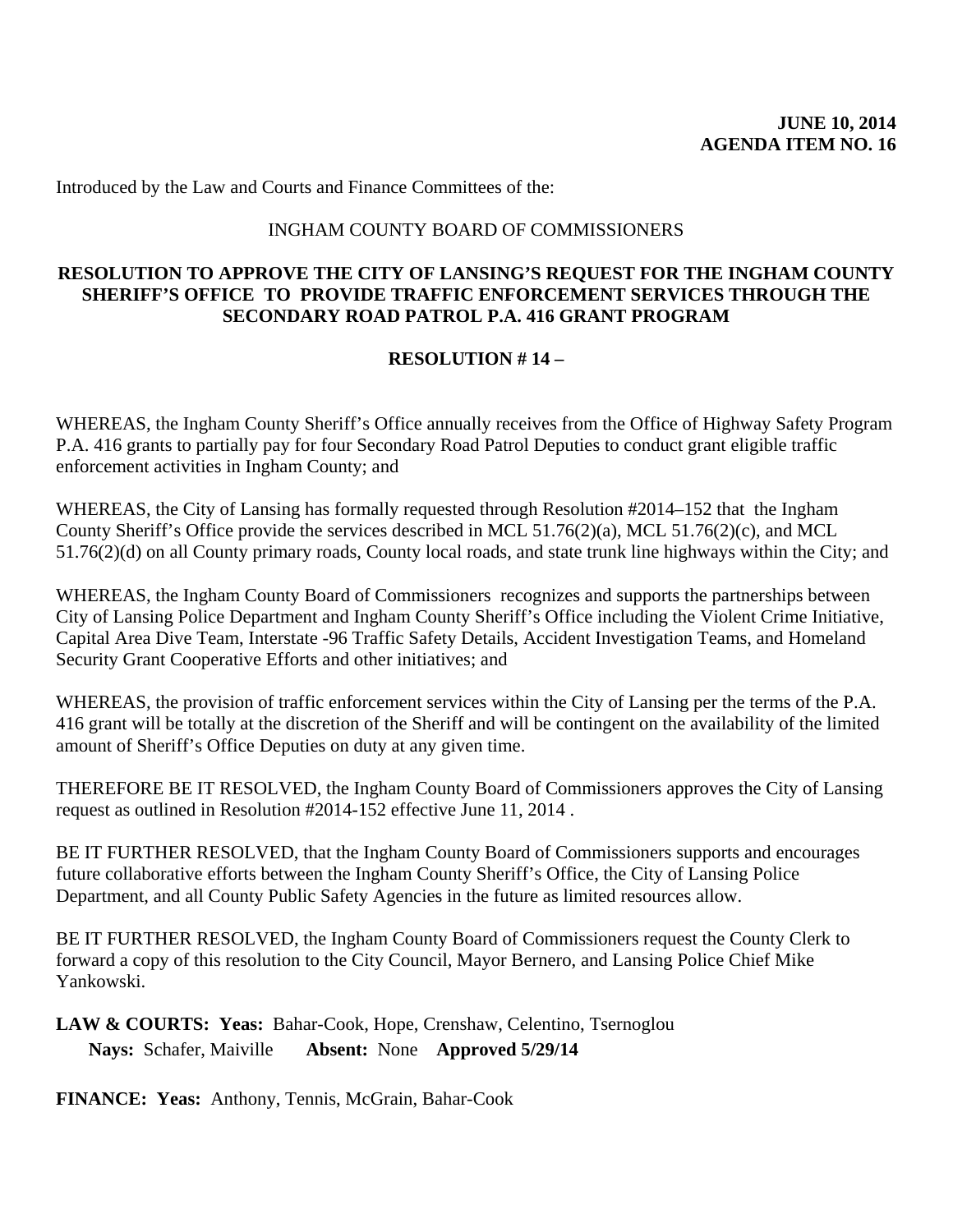**JUNE 10, 2014**
**AGENDA ITEM NO. 16**

Introduced by the Law and Courts and Finance Committees of the:

INGHAM COUNTY BOARD OF COMMISSIONERS

**RESOLUTION TO APPROVE THE CITY OF LANSING'S REQUEST FOR THE INGHAM COUNTY SHERIFF'S OFFICE TO PROVIDE TRAFFIC ENFORCEMENT SERVICES THROUGH THE SECONDARY ROAD PATROL P.A. 416 GRANT PROGRAM**

**RESOLUTION # 14 –**

WHEREAS, the Ingham County Sheriff's Office annually receives from the Office of Highway Safety Program P.A. 416 grants to partially pay for four Secondary Road Patrol Deputies to conduct grant eligible traffic enforcement activities in Ingham County; and

WHEREAS, the City of Lansing has formally requested through Resolution #2014–152 that the Ingham County Sheriff's Office provide the services described in MCL 51.76(2)(a), MCL 51.76(2)(c), and MCL 51.76(2)(d) on all County primary roads, County local roads, and state trunk line highways within the City; and

WHEREAS, the Ingham County Board of Commissioners recognizes and supports the partnerships between City of Lansing Police Department and Ingham County Sheriff's Office including the Violent Crime Initiative, Capital Area Dive Team, Interstate -96 Traffic Safety Details, Accident Investigation Teams, and Homeland Security Grant Cooperative Efforts and other initiatives; and

WHEREAS, the provision of traffic enforcement services within the City of Lansing per the terms of the P.A. 416 grant will be totally at the discretion of the Sheriff and will be contingent on the availability of the limited amount of Sheriff's Office Deputies on duty at any given time.

THEREFORE BE IT RESOLVED, the Ingham County Board of Commissioners approves the City of Lansing request as outlined in Resolution #2014-152 effective June 11, 2014 .

BE IT FURTHER RESOLVED, that the Ingham County Board of Commissioners supports and encourages future collaborative efforts between the Ingham County Sheriff's Office, the City of Lansing Police Department, and all County Public Safety Agencies in the future as limited resources allow.

BE IT FURTHER RESOLVED, the Ingham County Board of Commissioners request the County Clerk to forward a copy of this resolution to the City Council, Mayor Bernero, and Lansing Police Chief Mike Yankowski.

**LAW & COURTS: Yeas:** Bahar-Cook, Hope, Crenshaw, Celentino, Tsernoglou
**Nays:** Schafer, Maiville **Absent:** None **Approved 5/29/14**

**FINANCE: Yeas:** Anthony, Tennis, McGrain, Bahar-Cook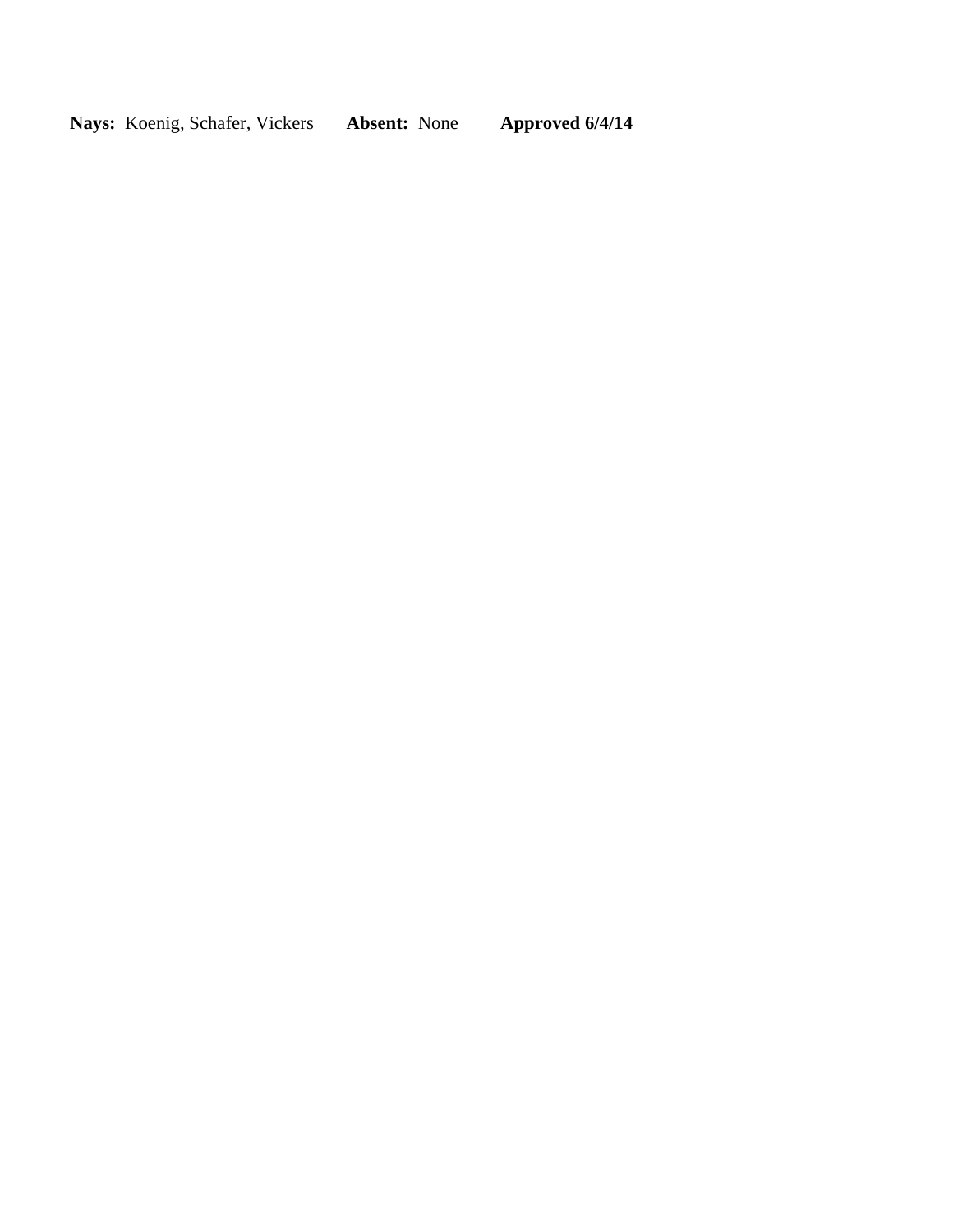**Nays:** Koenig, Schafer, Vickers **Absent:** None **Approved 6/4/14**